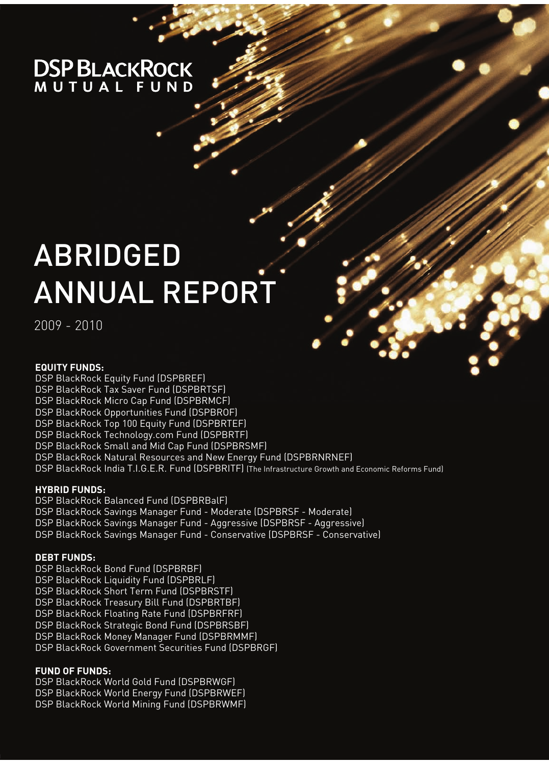# DSP BLACKROCK
## MUTUAL FUND

# ABRIDGED ANNUAL REPORT

2009 - 2010

**EQUITY FUNDS:**

DSP BlackRock Equity Fund (DSPBREF)
DSP BlackRock Tax Saver Fund (DSPBRTSF)
DSP BlackRock Micro Cap Fund (DSPBRMCF)
DSP BlackRock Opportunities Fund (DSPBROF)
DSP BlackRock Top 100 Equity Fund (DSPBRTEF)
DSP BlackRock Technology.com Fund (DSPBRTF)
DSP BlackRock Small and Mid Cap Fund (DSPBRSMF)
DSP BlackRock Natural Resources and New Energy Fund (DSPBRNRNEF)
DSP BlackRock India T.I.G.E.R. Fund (DSPBRITF) (The Infrastructure Growth and Economic Reforms Fund)

**HYBRID FUNDS:**

DSP BlackRock Balanced Fund (DSPBRBalF)
DSP BlackRock Savings Manager Fund - Moderate (DSPBRSF - Moderate)
DSP BlackRock Savings Manager Fund - Aggressive (DSPBRSF - Aggressive)
DSP BlackRock Savings Manager Fund - Conservative (DSPBRSF - Conservative)

**DEBT FUNDS:**

DSP BlackRock Bond Fund (DSPBRBF)
DSP BlackRock Liquidity Fund (DSPBRLF)
DSP BlackRock Short Term Fund (DSPBRSTF)
DSP BlackRock Treasury Bill Fund (DSPBRTBF)
DSP BlackRock Floating Rate Fund (DSPBRFRF)
DSP BlackRock Strategic Bond Fund (DSPBRSBF)
DSP BlackRock Money Manager Fund (DSPBRMMF)
DSP BlackRock Government Securities Fund (DSPBRGF)

**FUND OF FUNDS:**

DSP BlackRock World Gold Fund (DSPBRWGF)
DSP BlackRock World Energy Fund (DSPBRWEF)
DSP BlackRock World Mining Fund (DSPBRWMF)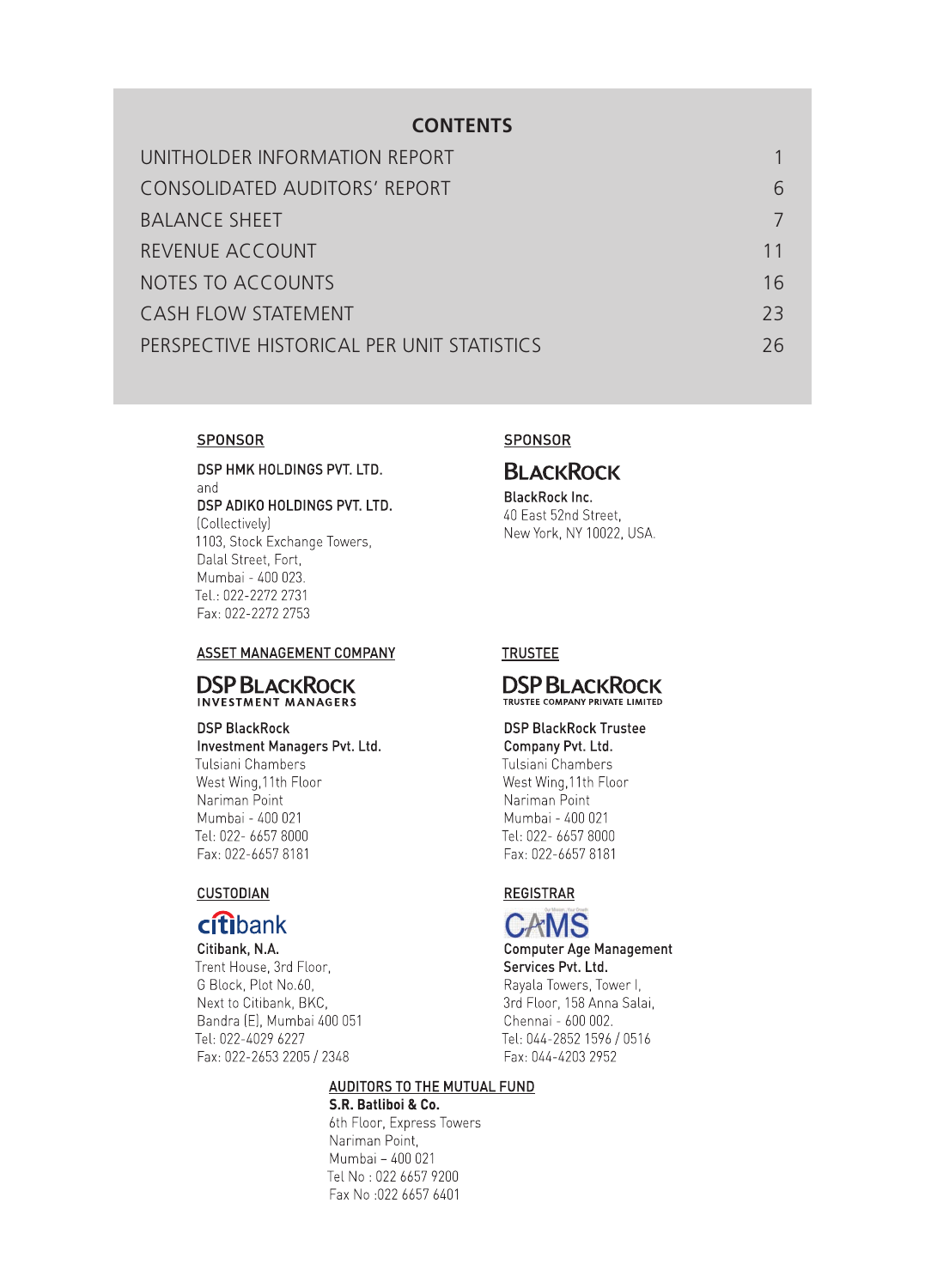## CONTENTS

| | |
|---|---|
| UNITHOLDER INFORMATION REPORT | 1 |
| CONSOLIDATED AUDITORS' REPORT | 6 |
| BALANCE SHEET | 7 |
| REVENUE ACCOUNT | 11 |
| NOTES TO ACCOUNTS | 16 |
| CASH FLOW STATEMENT | 23 |
| PERSPECTIVE HISTORICAL PER UNIT STATISTICS | 26 |

**SPONSOR**

**DSP HMK HOLDINGS PVT. LTD.**
and
**DSP ADIKO HOLDINGS PVT. LTD.**
(Collectively)
1103, Stock Exchange Towers,
Dalal Street, Fort,
Mumbai - 400 023.
Tel.: 022-2272 2731
Fax: 022-2272 2753

**SPONSOR**

BLACKROCK

**BlackRock Inc.**
40 East 52nd Street,
New York, NY 10022, USA.

**ASSET MANAGEMENT COMPANY**

DSP BLACKROCK INVESTMENT MANAGERS

**DSP BlackRock Investment Managers Pvt. Ltd.**
Tulsiani Chambers
West Wing,11th Floor
Nariman Point
Mumbai - 400 021
Tel: 022- 6657 8000
Fax: 022-6657 8181

**TRUSTEE**

DSP BLACKROCK TRUSTEE COMPANY PRIVATE LIMITED

**DSP BlackRock Trustee Company Pvt. Ltd.**
Tulsiani Chambers
West Wing,11th Floor
Nariman Point
Mumbai - 400 021
Tel: 022- 6657 8000
Fax: 022-6657 8181

**CUSTODIAN**

citibank

**Citibank, N.A.**
Trent House, 3rd Floor,
G Block, Plot No.60,
Next to Citibank, BKC,
Bandra (E), Mumbai 400 051
Tel: 022-4029 6227
Fax: 022-2653 2205 / 2348

**REGISTRAR**

CAMS

**Computer Age Management Services Pvt. Ltd.**
Rayala Towers, Tower I,
3rd Floor, 158 Anna Salai,
Chennai - 600 002.
Tel: 044-2852 1596 / 0516
Fax: 044-4203 2952

**AUDITORS TO THE MUTUAL FUND**

**S.R. Batliboi & Co.**
6th Floor, Express Towers
Nariman Point,
Mumbai – 400 021
Tel No : 022 6657 9200
Fax No :022 6657 6401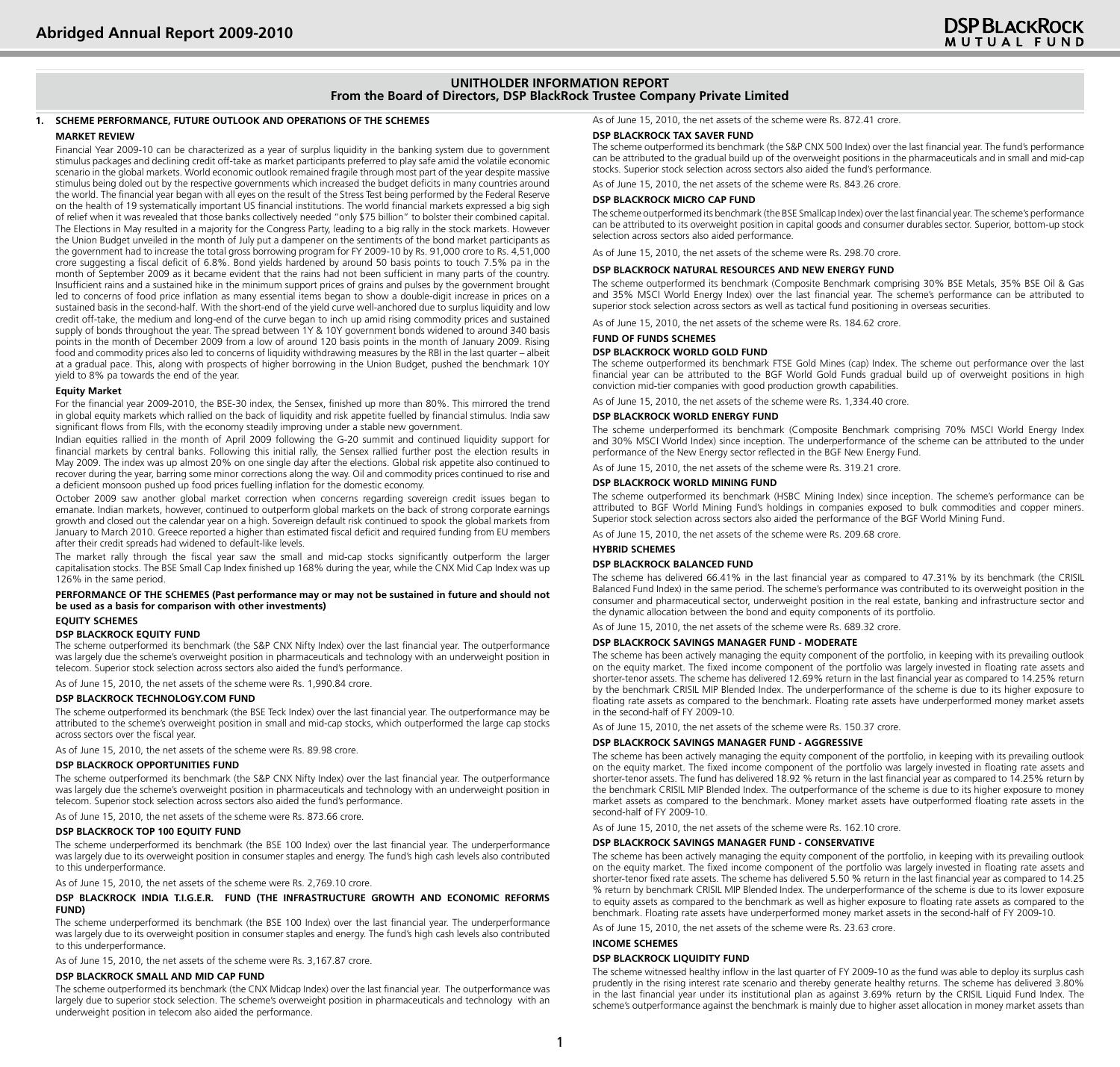## UNITHOLDER INFORMATION REPORT
### From the Board of Directors, DSP BlackRock Trustee Company Private Limited

### 1. SCHEME PERFORMANCE, FUTURE OUTLOOK AND OPERATIONS OF THE SCHEMES

#### MARKET REVIEW

Financial Year 2009-10 can be characterized as a year of surplus liquidity in the banking system due to government stimulus packages and declining credit off-take as market participants preferred to play safe amid the volatile economic scenario in the global markets. World economic outlook remained fragile through most part of the year despite massive stimulus being doled out by the respective governments which increased the budget deficits in many countries around the world. The financial year began with all eyes on the result of the Stress Test being performed by the Federal Reserve on the health of 19 systematically important US financial institutions. The world financial markets expressed a big sigh of relief when it was revealed that those banks collectively needed "only $75 billion" to bolster their combined capital. The Elections in May resulted in a majority for the Congress Party, leading to a big rally in the stock markets. However the Union Budget unveiled in the month of July put a dampener on the sentiments of the bond market participants as the government had to increase the total gross borrowing program for FY 2009-10 by Rs. 91,000 crore to Rs. 4,51,000 crore suggesting a fiscal deficit of 6.8%. Bond yields hardened by around 50 basis points to touch 7.5% pa in the month of September 2009 as it became evident that the rains had not been sufficient in many parts of the country. Insufficient rains and a sustained hike in the minimum support prices of grains and pulses by the government brought led to concerns of food price inflation as many essential items began to show a double-digit increase in prices on a sustained basis in the second-half. With the short-end of the yield curve well-anchored due to surplus liquidity and low credit off-take, the medium and long-end of the curve began to inch up amid rising commodity prices and sustained supply of bonds throughout the year. The spread between 1Y & 10Y government bonds widened to around 340 basis points in the month of December 2009 from a low of around 120 basis points in the month of January 2009. Rising food and commodity prices also led to concerns of liquidity withdrawing measures by the RBI in the last quarter – albeit at a gradual pace. This, along with prospects of higher borrowing in the Union Budget, pushed the benchmark 10Y yield to 8% pa towards the end of the year.

#### Equity Market

For the financial year 2009-2010, the BSE-30 index, the Sensex, finished up more than 80%. This mirrored the trend in global equity markets which rallied on the back of liquidity and risk appetite fuelled by financial stimulus. India saw significant flows from FIIs, with the economy steadily improving under a stable new government.

Indian equities rallied in the month of April 2009 following the G-20 summit and continued liquidity support for financial markets by central banks. Following this initial rally, the Sensex rallied further post the election results in May 2009. The index was up almost 20% on one single day after the elections. Global risk appetite also continued to recover during the year, barring some minor corrections along the way. Oil and commodity prices continued to rise and a deficient monsoon pushed up food prices fuelling inflation for the domestic economy.

October 2009 saw another global market correction when concerns regarding sovereign credit issues began to emanate. Indian markets, however, continued to outperform global markets on the back of strong corporate earnings growth and closed out the calendar year on a high. Sovereign default risk continued to spook the global markets from January to March 2010. Greece reported a higher than estimated fiscal deficit and required funding from EU members after their credit spreads had widened to default-like levels.

The market rally through the fiscal year saw the small and mid-cap stocks significantly outperform the larger capitalisation stocks. The BSE Small Cap Index finished up 168% during the year, while the CNX Mid Cap Index was up 126% in the same period.

#### PERFORMANCE OF THE SCHEMES (Past performance may or may not be sustained in future and should not be used as a basis for comparison with other investments)

#### EQUITY SCHEMES

**DSP BLACKROCK EQUITY FUND**

The scheme outperformed its benchmark (the S&P CNX Nifty Index) over the last financial year. The outperformance was largely due the scheme's overweight position in pharmaceuticals and technology with an underweight position in telecom. Superior stock selection across sectors also aided the fund's performance.

As of June 15, 2010, the net assets of the scheme were Rs. 1,990.84 crore.

**DSP BLACKROCK TECHNOLOGY.COM FUND**

The scheme outperformed its benchmark (the BSE Teck Index) over the last financial year. The outperformance may be attributed to the scheme's overweight position in small and mid-cap stocks, which outperformed the large cap stocks across sectors over the fiscal year.

As of June 15, 2010, the net assets of the scheme were Rs. 89.98 crore.

**DSP BLACKROCK OPPORTUNITIES FUND**

The scheme outperformed its benchmark (the S&P CNX Nifty Index) over the last financial year. The outperformance was largely due the scheme's overweight position in pharmaceuticals and technology with an underweight position in telecom. Superior stock selection across sectors also aided the fund's performance.

As of June 15, 2010, the net assets of the scheme were Rs. 873.66 crore.

**DSP BLACKROCK TOP 100 EQUITY FUND**

The scheme underperformed its benchmark (the BSE 100 Index) over the last financial year. The underperformance was largely due to its overweight position in consumer staples and energy. The fund's high cash levels also contributed to this underperformance.

As of June 15, 2010, the net assets of the scheme were Rs. 2,769.10 crore.

**DSP BLACKROCK INDIA T.I.G.E.R. FUND (THE INFRASTRUCTURE GROWTH AND ECONOMIC REFORMS FUND)**

The scheme underperformed its benchmark (the BSE 100 Index) over the last financial year. The underperformance was largely due to its overweight position in consumer staples and energy. The fund's high cash levels also contributed to this underperformance.

As of June 15, 2010, the net assets of the scheme were Rs. 3,167.87 crore.

**DSP BLACKROCK SMALL AND MID CAP FUND**

The scheme outperformed its benchmark (the CNX Midcap Index) over the last financial year. The outperformance was largely due to superior stock selection. The scheme's overweight position in pharmaceuticals and technology with an underweight position in telecom also aided the performance.

As of June 15, 2010, the net assets of the scheme were Rs. 872.41 crore.

**DSP BLACKROCK TAX SAVER FUND**

The scheme outperformed its benchmark (the S&P CNX 500 Index) over the last financial year. The fund's performance can be attributed to the gradual build up of the overweight positions in the pharmaceuticals and in small and mid-cap stocks. Superior stock selection across sectors also aided the fund's performance.

As of June 15, 2010, the net assets of the scheme were Rs. 843.26 crore.

**DSP BLACKROCK MICRO CAP FUND**

The scheme outperformed its benchmark (the BSE Smallcap Index) over the last financial year. The scheme's performance can be attributed to its overweight position in capital goods and consumer durables sector. Superior, bottom-up stock selection across sectors also aided performance.

As of June 15, 2010, the net assets of the scheme were Rs. 298.70 crore.

**DSP BLACKROCK NATURAL RESOURCES AND NEW ENERGY FUND**

The scheme outperformed its benchmark (Composite Benchmark comprising 30% BSE Metals, 35% BSE Oil & Gas and 35% MSCI World Energy Index) over the last financial year. The scheme's performance can be attributed to superior stock selection across sectors as well as tactical fund positioning in overseas securities.

As of June 15, 2010, the net assets of the scheme were Rs. 184.62 crore.

#### FUND OF FUNDS SCHEMES

**DSP BLACKROCK WORLD GOLD FUND**

The scheme outperformed its benchmark FTSE Gold Mines (cap) Index. The scheme out performance over the last financial year can be attributed to the BGF World Gold Funds gradual build up of overweight positions in high conviction mid-tier companies with good production growth capabilities.

As of June 15, 2010, the net assets of the scheme were Rs. 1,334.40 crore.

**DSP BLACKROCK WORLD ENERGY FUND**

The scheme underperformed its benchmark (Composite Benchmark comprising 70% MSCI World Energy Index and 30% MSCI World Index) since inception. The underperformance of the scheme can be attributed to the under performance of the New Energy sector reflected in the BGF New Energy Fund.

As of June 15, 2010, the net assets of the scheme were Rs. 319.21 crore.

**DSP BLACKROCK WORLD MINING FUND**

The scheme outperformed its benchmark (HSBC Mining Index) since inception. The scheme's performance can be attributed to BGF World Mining Fund's holdings in companies exposed to bulk commodities and copper miners. Superior stock selection across sectors also aided the performance of the BGF World Mining Fund.

As of June 15, 2010, the net assets of the scheme were Rs. 209.68 crore.

#### HYBRID SCHEMES

**DSP BLACKROCK BALANCED FUND**

The scheme has delivered 66.41% in the last financial year as compared to 47.31% by its benchmark (the CRISIL Balanced Fund Index) in the same period. The scheme's performance was contributed to its overweight position in the consumer and pharmaceutical sector, underweight position in the real estate, banking and infrastructure sector and the dynamic allocation between the bond and equity components of its portfolio.

As of June 15, 2010, the net assets of the scheme were Rs. 689.32 crore.

**DSP BLACKROCK SAVINGS MANAGER FUND - MODERATE**

The scheme has been actively managing the equity component of the portfolio, in keeping with its prevailing outlook on the equity market. The fixed income component of the portfolio was largely invested in floating rate assets and shorter-tenor assets. The scheme has delivered 12.69% return in the last financial year as compared to 14.25% return by the benchmark CRISIL MIP Blended Index. The underperformance of the scheme is due to its higher exposure to floating rate assets as compared to the benchmark. Floating rate assets have underperformed money market assets in the second-half of FY 2009-10.

As of June 15, 2010, the net assets of the scheme were Rs. 150.37 crore.

**DSP BLACKROCK SAVINGS MANAGER FUND - AGGRESSIVE**

The scheme has been actively managing the equity component of the portfolio, in keeping with its prevailing outlook on the equity market. The fixed income component of the portfolio was largely invested in floating rate assets and shorter-tenor assets. The fund has delivered 18.92 % return in the last financial year as compared to 14.25% return by the benchmark CRISIL MIP Blended Index. The outperformance of the scheme is due to its higher exposure to money market assets as compared to the benchmark. Money market assets have outperformed floating rate assets in the second-half of FY 2009-10.

As of June 15, 2010, the net assets of the scheme were Rs. 162.10 crore.

**DSP BLACKROCK SAVINGS MANAGER FUND - CONSERVATIVE**

The scheme has been actively managing the equity component of the portfolio, in keeping with its prevailing outlook on the equity market. The fixed income component of the portfolio was largely invested in floating rate assets and shorter-tenor fixed rate assets. The scheme has delivered 5.50 % return in the last financial year as compared to 14.25 % return by benchmark CRISIL MIP Blended Index. The underperformance of the scheme is due to its lower exposure to equity assets as compared to the benchmark as well as higher exposure to floating rate assets as compared to the benchmark. Floating rate assets have underperformed money market assets in the second-half of FY 2009-10.

As of June 15, 2010, the net assets of the scheme were Rs. 23.63 crore.

#### INCOME SCHEMES

**DSP BLACKROCK LIQUIDITY FUND**

The scheme witnessed healthy inflow in the last quarter of FY 2009-10 as the fund was able to deploy its surplus cash prudently in the rising interest rate scenario and thereby generate healthy returns. The scheme has delivered 3.80% in the last financial year under its institutional plan as against 3.69% return by the CRISIL Liquid Fund Index. The scheme's outperformance against the benchmark is mainly due to higher asset allocation in money market assets than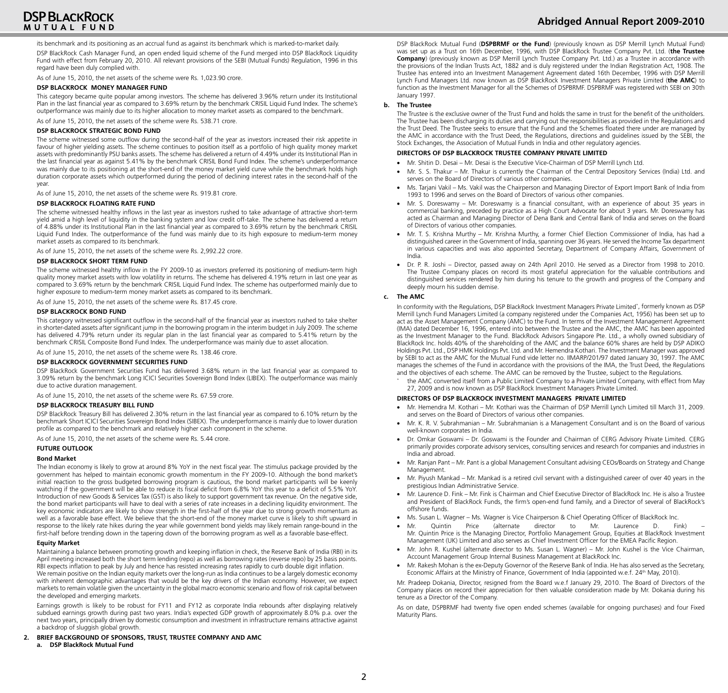its benchmark and its positioning as an accrual fund as against its benchmark which is marked-to-market daily.

DSP BlackRock Cash Manager Fund, an open ended liquid scheme of the Fund merged into DSP BlackRock Liquidity Fund with effect from February 20, 2010. All relevant provisions of the SEBI (Mutual Funds) Regulation, 1996 in this regard have been duly complied with.

As of June 15, 2010, the net assets of the scheme were Rs. 1,023.90 crore.

**DSP BLACKROCK MONEY MANAGER FUND**

This category became quite popular among investors. The scheme has delivered 3.96% return under its Institutional Plan in the last financial year as compared to 3.69% return by the benchmark CRISIL Liquid Fund Index. The scheme's outperformance was mainly due to its higher allocation to money market assets as compared to the benchmark.

As of June 15, 2010, the net assets of the scheme were Rs. 538.71 crore.

**DSP BLACKROCK STRATEGIC BOND FUND**

The scheme witnessed some outflow during the second-half of the year as investors increased their risk appetite in favour of higher yielding assets. The scheme continues to position itself as a portfolio of high quality money market assets with predominantly PSU banks assets. The scheme has delivered a return of 4.49% under its Institutional Plan in the last financial year as against 5.41% by the benchmark CRISIL Bond Fund Index. The scheme's underperformance was mainly due to its positioning at the short-end of the money market yield curve while the benchmark holds high duration corporate assets which outperformed during the period of declining interest rates in the second-half of the year.

As of June 15, 2010, the net assets of the scheme were Rs. 919.81 crore.

**DSP BLACKROCK FLOATING RATE FUND**

The scheme witnessed healthy inflows in the last year as investors rushed to take advantage of attractive short-term yield amid a high level of liquidity in the banking system and low credit off-take. The scheme has delivered a return of 4.88% under its Institutional Plan in the last financial year as compared to 3.69% return by the benchmark CRISIL Liquid Fund Index. The outperformance of the fund was mainly due to its high exposure to medium-term money market assets as compared to its benchmark.

As of June 15, 2010, the net assets of the scheme were Rs. 2,992.22 crore.

**DSP BLACKROCK SHORT TERM FUND**

The scheme witnessed healthy inflow in the FY 2009-10 as investors preferred its positioning of medium-term high quality money market assets with low volatility in returns. The scheme has delivered 4.19% return in last one year as compared to 3.69% return by the benchmark CRISIL Liquid Fund Index. The scheme has outperformed mainly due to higher exposure to medium-term money market assets as compared to its benchmark.

As of June 15, 2010, the net assets of the scheme were Rs. 817.45 crore.

**DSP BLACKROCK BOND FUND**

This category witnessed significant outflow in the second-half of the financial year as investors rushed to take shelter in shorter-dated assets after significant jump in the borrowing program in the interim budget in July 2009. The scheme has delivered 4.79% return under its regular plan in the last financial year as compared to 5.41% return by the benchmark CRISIL Composite Bond Fund Index. The underperformance was mainly due to asset allocation.

As of June 15, 2010, the net assets of the scheme were Rs. 138.46 crore.

**DSP BLACKROCK GOVERNMENT SECURITIES FUND**

DSP BlackRock Government Securities Fund has delivered 3.68% return in the last financial year as compared to 3.09% return by the benchmark Long ICICI Securities Sovereign Bond Index (LIBEX). The outperformance was mainly due to active duration management.

As of June 15, 2010, the net assets of the scheme were Rs. 67.59 crore.

**DSP BLACKROCK TREASURY BILL FUND**

DSP BlackRock Treasury Bill has delivered 2.30% return in the last financial year as compared to 6.10% return by the benchmark Short ICICI Securities Sovereign Bond Index (SIBEX). The underperformance is mainly due to lower duration profile as compared to the benchmark and relatively higher cash component in the scheme.

As of June 15, 2010, the net assets of the scheme were Rs. 5.44 crore.

**FUTURE OUTLOOK**

**Bond Market**

The Indian economy is likely to grow at around 8% YoY in the next fiscal year. The stimulus package provided by the government has helped to maintain economic growth momentum in the FY 2009-10. Although the bond market's initial reaction to the gross budgeted borrowing program is cautious, the bond market participants will be keenly watching if the government will be able to reduce its fiscal deficit from 6.8% YoY this year to a deficit of 5.5% YoY. Introduction of new Goods & Services Tax (GST) is also likely to support government tax revenue. On the negative side, the bond market participants will have to deal with a series of rate increases in a declining liquidity environment. The key economic indicators are likely to show strength in the first-half of the year due to strong growth momentum as well as a favorable base effect. We believe that the short-end of the money market curve is likely to shift upward in response to the likely rate hikes during the year while government bond yields may likely remain range-bound in the first-half before trending down in the tapering down of the borrowing program as well as a favorable base-effect.

**Equity Market**

Maintaining a balance between promoting growth and keeping inflation in check, the Reserve Bank of India (RBI) in its April meeting increased both the short term lending (repo) as well as borrowing rates (reverse repo) by 25 basis points. RBI expects inflation to peak by July and hence has resisted increasing rates rapidly to curb double digit inflation.

We remain positive on the Indian equity markets over the long-run as India continues to be a largely domestic economy with inherent demographic advantages that would be the key drivers of the Indian economy. However, we expect markets to remain volatile given the uncertainty in the global macro economic scenario and flow of risk capital between the developed and emerging markets.

Earnings growth is likely to be robust for FY11 and FY12 as corporate India rebounds after displaying relatively subdued earnings growth during past two years. India's expected GDP growth of approximately 8.0% p.a. over the next two years, principally driven by domestic consumption and investment in infrastructure remains attractive against a backdrop of sluggish global growth.

**2. BRIEF BACKGROUND OF SPONSORS, TRUST, TRUSTEE COMPANY AND AMC**

**a. DSP BlackRock Mutual Fund**

DSP BlackRock Mutual Fund (**DSPBRMF or the Fund**) (previously known as DSP Merrill Lynch Mutual Fund) was set up as a Trust on 16th December, 1996, with DSP BlackRock Trustee Company Pvt. Ltd. (**the Trustee Company**) (previously known as DSP Merrill Lynch Trustee Company Pvt. Ltd.) as a Trustee in accordance with the provisions of the Indian Trusts Act, 1882 and is duly registered under the Indian Registration Act, 1908. The Trustee has entered into an Investment Management Agreement dated 16th December, 1996 with DSP Merrill Lynch Fund Managers Ltd. now known as DSP BlackRock Investment Managers Private Limited (**the AMC**) to function as the Investment Manager for all the Schemes of DSPBRMF. DSPBRMF was registered with SEBI on 30th January 1997.

**b. The Trustee**

The Trustee is the exclusive owner of the Trust Fund and holds the same in trust for the benefit of the unitholders. The Trustee has been discharging its duties and carrying out the responsibilities as provided in the Regulations and the Trust Deed. The Trustee seeks to ensure that the Fund and the Schemes floated there under are managed by the AMC in accordance with the Trust Deed, the Regulations, directions and guidelines issued by the SEBI, the Stock Exchanges, the Association of Mutual Funds in India and other regulatory agencies.

**DIRECTORS OF DSP BLACKROCK TRUSTEE COMPANY PRIVATE LIMITED**

- Mr. Shitin D. Desai – Mr. Desai is the Executive Vice-Chairman of DSP Merrill Lynch Ltd.
- Mr. S. S. Thakur – Mr. Thakur is currently the Chairman of the Central Depository Services (India) Ltd. and serves on the Board of Directors of various other companies.
- Ms. Tarjani Vakil – Ms. Vakil was the Chairperson and Managing Director of Export Import Bank of India from 1993 to 1996 and serves on the Board of Directors of various other companies.
- Mr. S. Doreswamy – Mr. Doreswamy is a financial consultant, with an experience of about 35 years in commercial banking, preceded by practice as a High Court Advocate for about 3 years. Mr. Doreswamy has acted as Chairman and Managing Director of Dena Bank and Central Bank of India and serves on the Board of Directors of various other companies.
- Mr. T. S. Krishna Murthy – Mr. Krishna Murthy, a former Chief Election Commissioner of India, has had a distinguished career in the Government of India, spanning over 36 years. He served the Income Tax department in various capacities and was also appointed Secretary, Department of Company Affairs, Government of India.
- Dr. P. R. Joshi – Director, passed away on 24th April 2010. He served as a Director from 1998 to 2010. The Trustee Company places on record its most grateful appreciation for the valuable contributions and distinguished services rendered by him during his tenure to the growth and progress of the Company and deeply mourn his sudden demise.

**c. The AMC**

In conformity with the Regulations, DSP BlackRock Investment Managers Private Limited*, formerly known as DSP Merrill Lynch Fund Managers Limited (a company registered under the Companies Act, 1956) has been set up to act as the Asset Management Company (AMC) to the Fund. In terms of the Investment Management Agreement (IMA) dated December 16, 1996, entered into between the Trustee and the AMC, the AMC has been appointed as the Investment Manager to the Fund. BlackRock Advisors Singapore Pte. Ltd., a wholly owned subsidiary of BlackRock Inc. holds 40% of the shareholding of the AMC and the balance 60% shares are held by DSP ADIKO Holdings Pvt. Ltd., DSP HMK Holdings Pvt. Ltd. and Mr. Hemendra Kothari. The Investment Manager was approved by SEBI to act as the AMC for the Mutual Fund vide letter no. IIMARP/201/97 dated January 30, 1997. The AMC manages the schemes of the Fund in accordance with the provisions of the IMA, the Trust Deed, the Regulations and the objectives of each scheme. The AMC can be removed by the Trustee, subject to the Regulations.

\* the AMC converted itself from a Public Limited Company to a Private Limited Company, with effect from May 27, 2009 and is now known as DSP BlackRock Investment Managers Private Limited.

**DIRECTORS OF DSP BLACKROCK INVESTMENT MANAGERS PRIVATE LIMITED**

- Mr. Hemendra M. Kothari – Mr. Kothari was the Chairman of DSP Merrill Lynch Limited till March 31, 2009. and serves on the Board of Directors of various other companies.
- Mr. K. R. V. Subrahmanian – Mr. Subrahmanian is a Management Consultant and is on the Board of various well-known corporates in India.
- Dr. Omkar Goswami – Dr. Goswami is the Founder and Chairman of CERG Advisory Private Limited. CERG primarily provides corporate advisory services, consulting services and research for companies and industries in India and abroad.
- Mr. Ranjan Pant – Mr. Pant is a global Management Consultant advising CEOs/Boards on Strategy and Change Management.
- Mr. Piyush Mankad – Mr. Mankad is a retired civil servant with a distinguished career of over 40 years in the prestigious Indian Administrative Service.
- Mr. Laurence D. Fink – Mr. Fink is Chairman and Chief Executive Director of BlackRock Inc. He is also a Trustee and President of BlackRock Funds, the firm's open-end fund family, and a Director of several of BlackRock's offshore funds.
- Ms. Susan L. Wagner – Ms. Wagner is Vice Chairperson & Chief Operating Officer of BlackRock Inc.
- Mr. Quintin Price (alternate director to Mr. Laurence D. Fink) – Mr. Quintin Price is the Managing Director, Portfolio Management Group, Equities at BlackRock Investment Management (UK) Limited and also serves as Chief Investment Officer for the EMEA Pacific Region.
- Mr. John R. Kushel (alternate director to Ms. Susan L. Wagner) – Mr. John Kushel is the Vice Chairman, Account Management Group Internal Business Management at BlackRock Inc.
- Mr. Rakesh Mohan is the ex-Deputy Governor of the Reserve Bank of India. He has also served as the Secretary, Economic Affairs at the Ministry of Finance, Government of India (appointed w.e.f. 24th May, 2010).

Mr. Pradeep Dokania, Director, resigned from the Board w.e.f January 29, 2010. The Board of Directors of the Company places on record their appreciation for then valuable consideration made by Mr. Dokania during his tenure as a Director of the Company.

As on date, DSPBRMF had twenty five open ended schemes (available for ongoing purchases) and four Fixed Maturity Plans.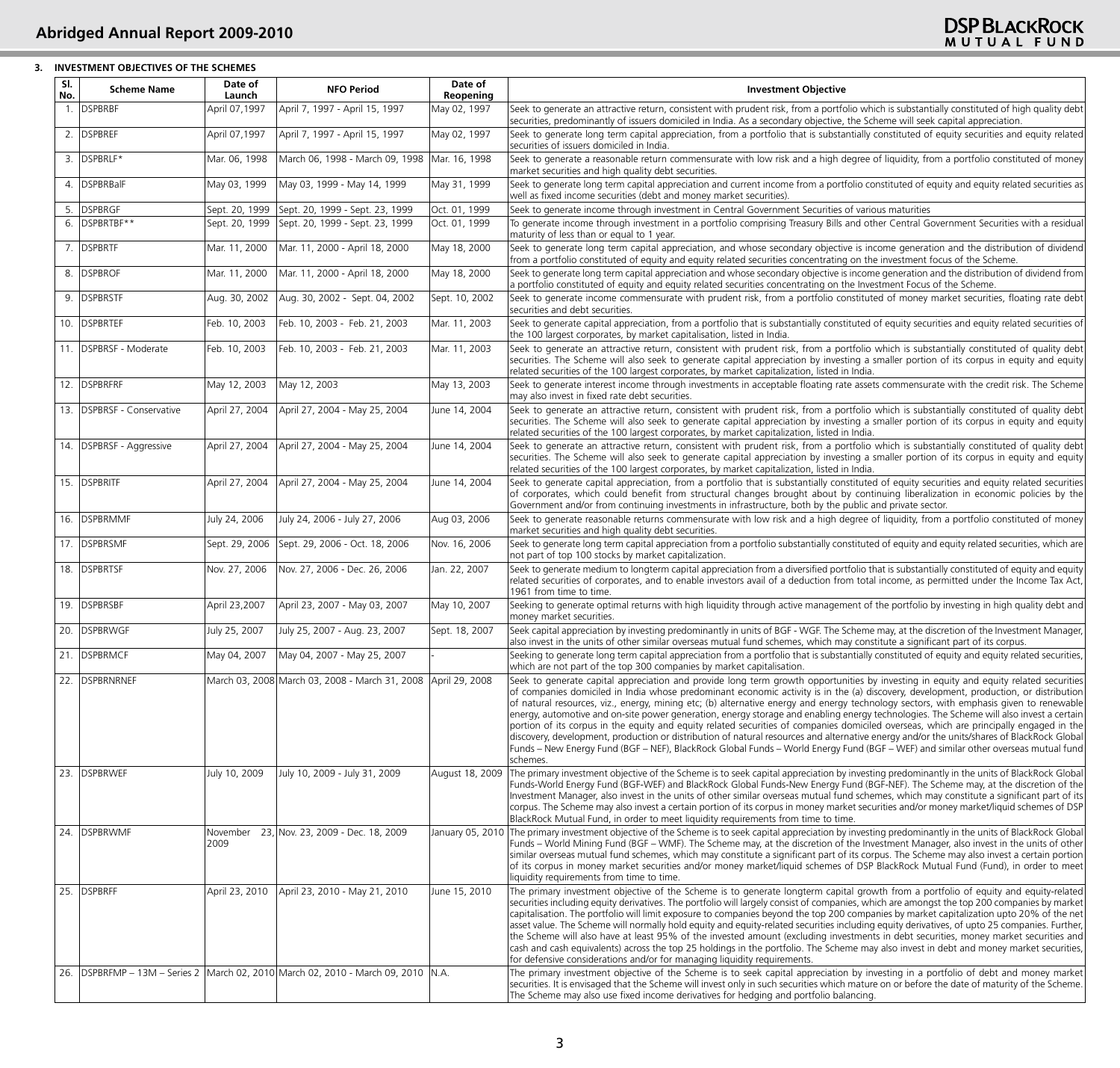### 3. INVESTMENT OBJECTIVES OF THE SCHEMES

| Sl. No. | Scheme Name | Date of Launch | NFO Period | Date of Reopening | Investment Objective |
|---|---|---|---|---|---|
| 1. | DSPBRBF | April 07,1997 | April 7, 1997 - April 15, 1997 | May 02, 1997 | Seek to generate an attractive return, consistent with prudent risk, from a portfolio which is substantially constituted of high quality debt securities, predominantly of issuers domiciled in India. As a secondary objective, the Scheme will seek capital appreciation. |
| 2. | DSPBREF | April 07,1997 | April 7, 1997 - April 15, 1997 | May 02, 1997 | Seek to generate long term capital appreciation, from a portfolio that is substantially constituted of equity securities and equity related securities of issuers domiciled in India. |
| 3. | DSPBRLF* | Mar. 06, 1998 | March 06, 1998 - March 09, 1998 | Mar. 16, 1998 | Seek to generate a reasonable return commensurate with low risk and a high degree of liquidity, from a portfolio constituted of money market securities and high quality debt securities. |
| 4. | DSPBRBalF | May 03, 1999 | May 03, 1999 - May 14, 1999 | May 31, 1999 | Seek to generate long term capital appreciation and current income from a portfolio constituted of equity and equity related securities as well as fixed income securities (debt and money market securities). |
| 5. | DSPBRGF | Sept. 20, 1999 | Sept. 20, 1999 - Sept. 23, 1999 | Oct. 01, 1999 | Seek to generate income through investment in Central Government Securities of various maturities |
| 6. | DSPBRTBF** | Sept. 20, 1999 | Sept. 20, 1999 - Sept. 23, 1999 | Oct. 01, 1999 | To generate income through investment in a portfolio comprising Treasury Bills and other Central Government Securities with a residual maturity of less than or equal to 1 year. |
| 7. | DSPBRTF | Mar. 11, 2000 | Mar. 11, 2000 - April 18, 2000 | May 18, 2000 | Seek to generate long term capital appreciation, and whose secondary objective is income generation and the distribution of dividend from a portfolio constituted of equity and equity related securities concentrating on the investment focus of the Scheme. |
| 8. | DSPBROF | Mar. 11, 2000 | Mar. 11, 2000 - April 18, 2000 | May 18, 2000 | Seek to generate long term capital appreciation and whose secondary objective is income generation and the distribution of dividend from a portfolio constituted of equity and equity related securities concentrating on the Investment Focus of the Scheme. |
| 9. | DSPBRSTF | Aug. 30, 2002 | Aug. 30, 2002 - Sept. 04, 2002 | Sept. 10, 2002 | Seek to generate income commensurate with prudent risk, from a portfolio constituted of money market securities, floating rate debt securities and debt securities. |
| 10. | DSPBRTEF | Feb. 10, 2003 | Feb. 10, 2003 - Feb. 21, 2003 | Mar. 11, 2003 | Seek to generate capital appreciation, from a portfolio that is substantially constituted of equity securities and equity related securities of the 100 largest corporates, by market capitalisation, listed in India. |
| 11. | DSPBRSF - Moderate | Feb. 10, 2003 | Feb. 10, 2003 - Feb. 21, 2003 | Mar. 11, 2003 | Seek to generate an attractive return, consistent with prudent risk, from a portfolio which is substantially constituted of quality debt securities. The Scheme will also seek to generate capital appreciation by investing a smaller portion of its corpus in equity and equity related securities of the 100 largest corporates, by market capitalization, listed in India. |
| 12. | DSPBRFRF | May 12, 2003 | May 12, 2003 | May 13, 2003 | Seek to generate interest income through investments in acceptable floating rate assets commensurate with the credit risk. The Scheme may also invest in fixed rate debt securities. |
| 13. | DSPBRSF - Conservative | April 27, 2004 | April 27, 2004 - May 25, 2004 | June 14, 2004 | Seek to generate an attractive return, consistent with prudent risk, from a portfolio which is substantially constituted of quality debt securities. The Scheme will also seek to generate capital appreciation by investing a smaller portion of its corpus in equity and equity related securities of the 100 largest corporates, by market capitalization, listed in India. |
| 14. | DSPBRSF - Aggressive | April 27, 2004 | April 27, 2004 - May 25, 2004 | June 14, 2004 | Seek to generate an attractive return, consistent with prudent risk, from a portfolio which is substantially constituted of quality debt securities. The Scheme will also seek to generate capital appreciation by investing a smaller portion of its corpus in equity and equity related securities of the 100 largest corporates, by market capitalization, listed in India. |
| 15. | DSPBRITF | April 27, 2004 | April 27, 2004 - May 25, 2004 | June 14, 2004 | Seek to generate capital appreciation, from a portfolio that is substantially constituted of equity securities and equity related securities of corporates, which could benefit from structural changes brought about by continuing liberalization in economic policies by the Government and/or from continuing investments in infrastructure, both by the public and private sector. |
| 16. | DSPBRMMF | July 24, 2006 | July 24, 2006 - July 27, 2006 | Aug 03, 2006 | Seek to generate reasonable returns commensurate with low risk and a high degree of liquidity, from a portfolio constituted of money market securities and high quality debt securities. |
| 17. | DSPBRSMF | Sept. 29, 2006 | Sept. 29, 2006 - Oct. 18, 2006 | Nov. 16, 2006 | Seek to generate long term capital appreciation from a portfolio substantially constituted of equity and equity related securities, which are not part of top 100 stocks by market capitalization. |
| 18. | DSPBRTSF | Nov. 27, 2006 | Nov. 27, 2006 - Dec. 26, 2006 | Jan. 22, 2007 | Seek to generate medium to longterm capital appreciation from a diversified portfolio that is substantially constituted of equity and equity related securities of corporates, and to enable investors avail of a deduction from total income, as permitted under the Income Tax Act, 1961 from time to time. |
| 19. | DSPBRSBF | April 23,2007 | April 23, 2007 - May 03, 2007 | May 10, 2007 | Seeking to generate optimal returns with high liquidity through active management of the portfolio by investing in high quality debt and money market securities. |
| 20. | DSPBRWGF | July 25, 2007 | July 25, 2007 - Aug. 23, 2007 | Sept. 18, 2007 | Seek capital appreciation by investing predominantly in units of BGF - WGF. The Scheme may, at the discretion of the Investment Manager, also invest in the units of other similar overseas mutual fund schemes, which may constitute a significant part of its corpus. |
| 21. | DSPBRMCF | May 04, 2007 | May 04, 2007 - May 25, 2007 | - | Seeking to generate long term capital appreciation from a portfolio that is substantially constituted of equity and equity related securities, which are not part of the top 300 companies by market capitalisation. |
| 22. | DSPBRNRNEF | March 03, 2008 | March 03, 2008 - March 31, 2008 | April 29, 2008 | Seek to generate capital appreciation and provide long term growth opportunities by investing in equity and equity related securities of companies domiciled in India whose predominant economic activity is in the (a) discovery, development, production, or distribution of natural resources, viz., energy, mining etc; (b) alternative energy and energy technology sectors, with emphasis given to renewable energy, automotive and on-site power generation, energy storage and enabling energy technologies. The Scheme will also invest a certain portion of its corpus in the equity and equity related securities of companies domiciled overseas, which are principally engaged in the discovery, development, production or distribution of natural resources and alternative energy and/or the units/shares of BlackRock Global Funds – New Energy Fund (BGF – NEF), BlackRock Global Funds – World Energy Fund (BGF – WEF) and similar other overseas mutual fund schemes. |
| 23. | DSPBRWEF | July 10, 2009 | July 10, 2009 - July 31, 2009 | August 18, 2009 | The primary investment objective of the Scheme is to seek capital appreciation by investing predominantly in the units of BlackRock Global Funds-World Energy Fund (BGF-WEF) and BlackRock Global Funds-New Energy Fund (BGF-NEF). The Scheme may, at the discretion of the Investment Manager, also invest in the units of other similar overseas mutual fund schemes, which may constitute a significant part of its corpus. The Scheme may also invest a certain portion of its corpus in money market securities and/or money market/liquid schemes of DSP BlackRock Mutual Fund, in order to meet liquidity requirements from time to time. |
| 24. | DSPBRWMF | November 23, 2009 | Nov. 23, 2009 - Dec. 18, 2009 | January 05, 2010 | The primary investment objective of the Scheme is to seek capital appreciation by investing predominantly in the units of BlackRock Global Funds – World Mining Fund (BGF – WMF). The Scheme may, at the discretion of the Investment Manager, also invest in the units of other similar overseas mutual fund schemes, which may constitute a significant part of its corpus. The Scheme may also invest a certain portion of its corpus in money market securities and/or money market/liquid schemes of DSP BlackRock Mutual Fund (Fund), in order to meet liquidity requirements from time to time. |
| 25. | DSPBRFF | April 23, 2010 | April 23, 2010 - May 21, 2010 | June 15, 2010 | The primary investment objective of the Scheme is to generate longterm capital growth from a portfolio of equity and equity-related securities including equity derivatives. The portfolio will largely consist of companies, which are amongst the top 200 companies by market capitalisation. The portfolio will limit exposure to companies beyond the top 200 companies by market capitalization upto 20% of the net asset value. The Scheme will normally hold equity and equity-related securities including equity derivatives, of upto 25 companies. Further, the Scheme will also have at least 95% of the invested amount (excluding investments in debt securities, money market securities and cash and cash equivalents) across the top 25 holdings in the portfolio. The Scheme may also invest in debt and money market securities, for defensive considerations and/or for managing liquidity requirements. |
| 26. | DSPBRFMP – 13M – Series 2 | March 02, 2010 | March 02, 2010 - March 09, 2010 | N.A. | The primary investment objective of the Scheme is to seek capital appreciation by investing in a portfolio of debt and money market securities. It is envisaged that the Scheme will invest only in such securities which mature on or before the date of maturity of the Scheme. The Scheme may also use fixed income derivatives for hedging and portfolio balancing. |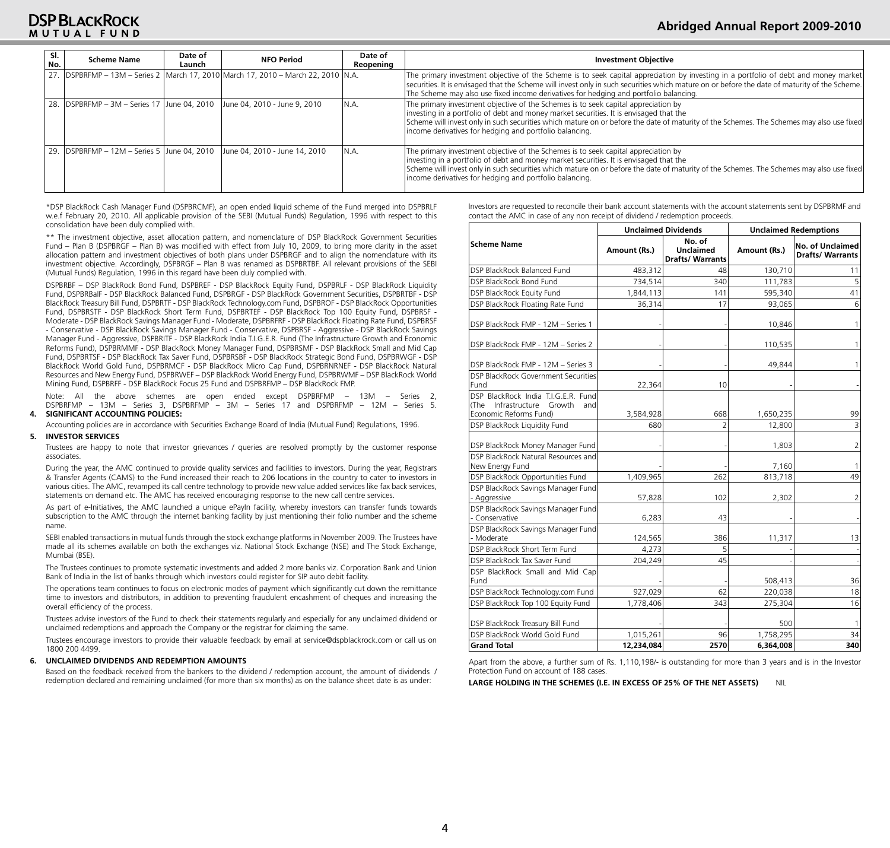| Sl. No. | Scheme Name | Date of Launch | NFO Period | Date of Reopening | Investment Objective |
|---|---|---|---|---|---|
| 27. | DSPBRFMP – 13M – Series 2 | March 17, 2010 | March 17, 2010 – March 22, 2010 | N.A. | The primary investment objective of the Scheme is to seek capital appreciation by investing in a portfolio of debt and money market securities. It is envisaged that the Scheme will invest only in such securities which mature on or before the date of maturity of the Scheme. The Scheme may also use fixed income derivatives for hedging and portfolio balancing. |
| 28. | DSPBRFMP – 3M – Series 17 | June 04, 2010 | June 04, 2010 - June 9, 2010 | N.A. | The primary investment objective of the Schemes is to seek capital appreciation by investing in a portfolio of debt and money market securities. It is envisaged that the Scheme will invest only in such securities which mature on or before the date of maturity of the Schemes. The Schemes may also use fixed income derivatives for hedging and portfolio balancing. |
| 29. | DSPBRFMP – 12M – Series 5 | June 04, 2010 | June 04, 2010 - June 14, 2010 | N.A. | The primary investment objective of the Schemes is to seek capital appreciation by investing in a portfolio of debt and money market securities. It is envisaged that the Scheme will invest only in such securities which mature on or before the date of maturity of the Schemes. The Schemes may also use fixed income derivatives for hedging and portfolio balancing. |

*DSP BlackRock Cash Manager Fund (DSPBRCMF), an open ended liquid scheme of the Fund merged into DSPBRLF w.e.f February 20, 2010. All applicable provision of the SEBI (Mutual Funds) Regulation, 1996 with respect to this consolidation have been duly complied with.

** The investment objective, asset allocation pattern, and nomenclature of DSP BlackRock Government Securities Fund – Plan B (DSPBRGF – Plan B) was modified with effect from July 10, 2009, to bring more clarity in the asset allocation pattern and investment objectives of both plans under DSPBRGF and to align the nomenclature with its investment objective. Accordingly, DSPBRGF – Plan B was renamed as DSPBRTBF. All relevant provisions of the SEBI (Mutual Funds) Regulation, 1996 in this regard have been duly complied with.

DSPBRBF – DSP BlackRock Bond Fund, DSPBREF - DSP BlackRock Equity Fund, DSPBRLF - DSP BlackRock Liquidity Fund, DSPBRBalF - DSP BlackRock Balanced Fund, DSPBRGF - DSP BlackRock Government Securities, DSPBRTBF - DSP BlackRock Treasury Bill Fund, DSPBRTF - DSP BlackRock Technology.com Fund, DSPBROF - DSP BlackRock Opportunities Fund, DSPBRSTF - DSP BlackRock Short Term Fund, DSPBRTEF - DSP BlackRock Top 100 Equity Fund, DSPBRSF - Moderate - DSP BlackRock Savings Manager Fund - Moderate, DSPBRFRF - DSP BlackRock Floating Rate Fund, DSPBRSF - Conservative - DSP BlackRock Savings Manager Fund - Conservative, DSPBRSF - Aggressive - DSP BlackRock Savings Manager Fund - Aggressive, DSPBRITF - DSP BlackRock India T.I.G.E.R. Fund (The Infrastructure Growth and Economic Reforms Fund), DSPBRMMF - DSP BlackRock Money Manager Fund, DSPBRSMF - DSP BlackRock Small and Mid Cap Fund, DSPBRTSF - DSP BlackRock Tax Saver Fund, DSPBRSBF - DSP BlackRock Strategic Bond Fund, DSPBRWGF - DSP BlackRock World Gold Fund, DSPBRMCF - DSP BlackRock Micro Cap Fund, DSPBRNRNEF - DSP BlackRock Natural Resources and New Energy Fund, DSPBRWEF – DSP BlackRock World Energy Fund, DSPBRWMF – DSP BlackRock World Mining Fund, DSPBRFF - DSP BlackRock Focus 25 Fund and DSPBRFMP – DSP BlackRock FMP.

Note: All the above schemes are open ended except DSPBRFMP – 13M – Series 2, DSPBRFMP – 13M – Series 3, DSPBRFMP – 3M – Series 17 and DSPBRFMP – 12M – Series 5.

## 4. SIGNIFICANT ACCOUNTING POLICIES:

Accounting policies are in accordance with Securities Exchange Board of India (Mutual Fund) Regulations, 1996.

## 5. INVESTOR SERVICES

Trustees are happy to note that investor grievances / queries are resolved promptly by the customer response associates.

During the year, the AMC continued to provide quality services and facilities to investors. During the year, Registrars & Transfer Agents (CAMS) to the Fund increased their reach to 206 locations in the country to cater to investors in various cities. The AMC, revamped its call centre technology to provide new value added services like fax back services, statements on demand etc. The AMC has received encouraging response to the new call centre services.

As part of e-Initiatives, the AMC launched a unique ePayIn facility, whereby investors can transfer funds towards subscription to the AMC through the internet banking facility by just mentioning their folio number and the scheme name.

SEBI enabled transactions in mutual funds through the stock exchange platforms in November 2009. The Trustees have made all its schemes available on both the exchanges viz. National Stock Exchange (NSE) and The Stock Exchange, Mumbai (BSE).

The Trustees continues to promote systematic investments and added 2 more banks viz. Corporation Bank and Union Bank of India in the list of banks through which investors could register for SIP auto debit facility.

The operations team continues to focus on electronic modes of payment which significantly cut down the remittance time to investors and distributors, in addition to preventing fraudulent encashment of cheques and increasing the overall efficiency of the process.

Trustees advise investors of the Fund to check their statements regularly and especially for any unclaimed dividend or unclaimed redemptions and approach the Company or the registrar for claiming the same.

Trustees encourage investors to provide their valuable feedback by email at service@dspblackrock.com or call us on 1800 200 4499.

## 6. UNCLAIMED DIVIDENDS AND REDEMPTION AMOUNTS

Based on the feedback received from the bankers to the dividend / redemption account, the amount of dividends / redemption declared and remaining unclaimed (for more than six months) as on the balance sheet date is as under:

Investors are requested to reconcile their bank account statements with the account statements sent by DSPBRMF and contact the AMC in case of any non receipt of dividend / redemption proceeds.

| Scheme Name | Unclaimed Dividends | | Unclaimed Redemptions | |
|---|---|---|---|---|
| | Amount (Rs.) | No. of Unclaimed Drafts/ Warrants | Amount (Rs.) | No. of Unclaimed Drafts/ Warrants |
| DSP BlackRock Balanced Fund | 483,312 | 48 | 130,710 | 11 |
| DSP BlackRock Bond Fund | 734,514 | 340 | 111,783 | 5 |
| DSP BlackRock Equity Fund | 1,844,113 | 141 | 595,340 | 41 |
| DSP BlackRock Floating Rate Fund | 36,314 | 17 | 93,065 | 6 |
| DSP BlackRock FMP - 12M – Series 1 | - | - | 10,846 | 1 |
| DSP BlackRock FMP - 12M – Series 2 | - | - | 110,535 | 1 |
| DSP BlackRock FMP - 12M – Series 3 | - | - | 49,844 | 1 |
| DSP BlackRock Government Securities Fund | 22,364 | 10 | - | - |
| DSP BlackRock India T.I.G.E.R. Fund (The Infrastructure Growth and Economic Reforms Fund) | 3,584,928 | 668 | 1,650,235 | 99 |
| DSP BlackRock Liquidity Fund | 680 | 2 | 12,800 | 3 |
| DSP BlackRock Money Manager Fund | - | - | 1,803 | 2 |
| DSP BlackRock Natural Resources and New Energy Fund | - | - | 7,160 | 1 |
| DSP BlackRock Opportunities Fund | 1,409,965 | 262 | 813,718 | 49 |
| DSP BlackRock Savings Manager Fund - Aggressive | 57,828 | 102 | 2,302 | 2 |
| DSP BlackRock Savings Manager Fund - Conservative | 6,283 | 43 | - | - |
| DSP BlackRock Savings Manager Fund - Moderate | 124,565 | 386 | 11,317 | 13 |
| DSP BlackRock Short Term Fund | 4,273 | 5 | - | - |
| DSP BlackRock Tax Saver Fund | 204,249 | 45 | - | - |
| DSP BlackRock Small and Mid Cap Fund | - | - | 508,413 | 36 |
| DSP BlackRock Technology.com Fund | 927,029 | 62 | 220,038 | 18 |
| DSP BlackRock Top 100 Equity Fund | 1,778,406 | 343 | 275,304 | 16 |
| DSP BlackRock Treasury Bill Fund | - | - | 500 | 1 |
| DSP BlackRock World Gold Fund | 1,015,261 | 96 | 1,758,295 | 34 |
| **Grand Total** | **12,234,084** | **2570** | **6,364,008** | **340** |

Apart from the above, a further sum of Rs. 1,110,198/- is outstanding for more than 3 years and is in the Investor Protection Fund on account of 188 cases.

**LARGE HOLDING IN THE SCHEMES (I.E. IN EXCESS OF 25% OF THE NET ASSETS)** NIL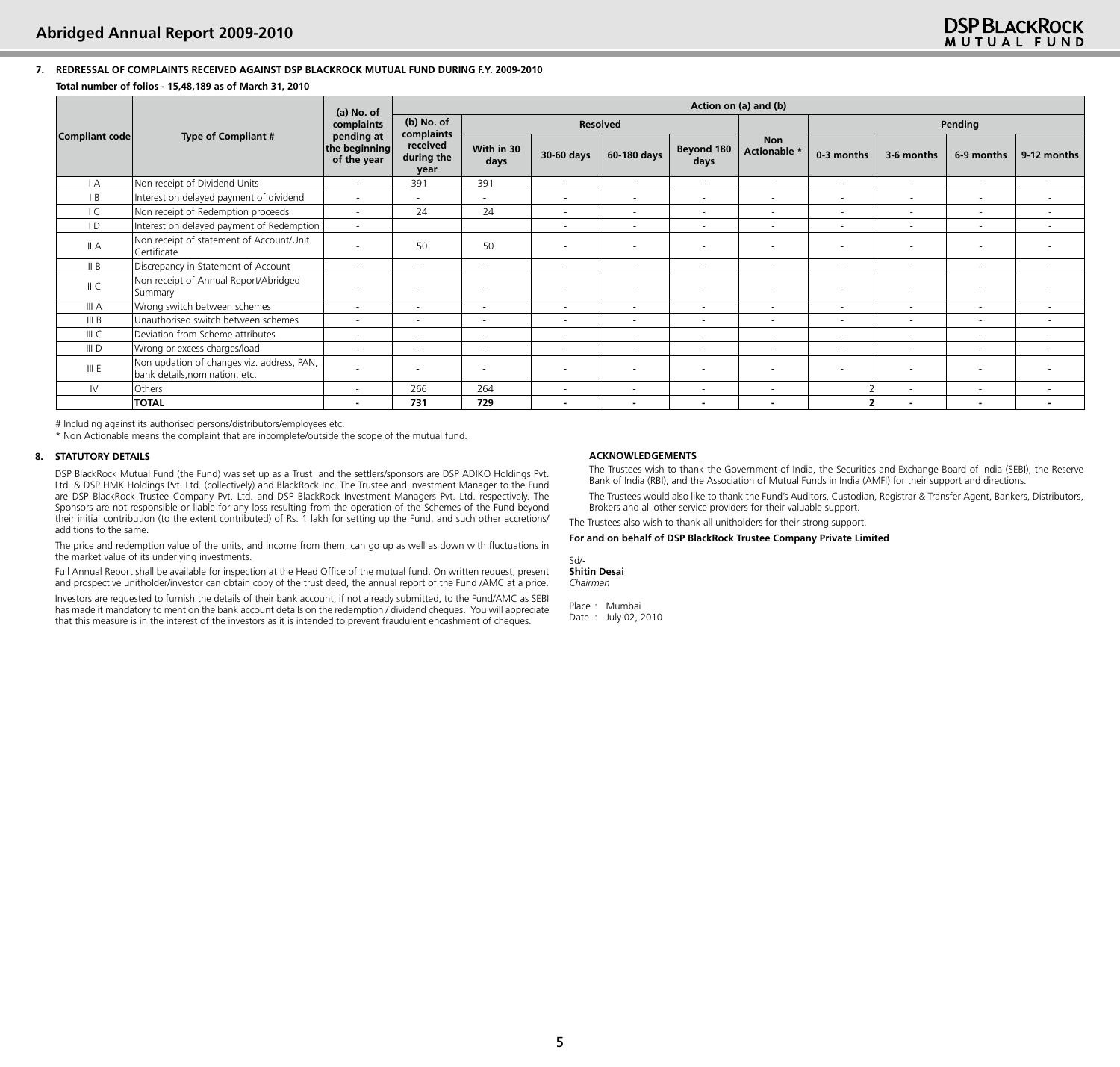## 7. REDRESSAL OF COMPLAINTS RECEIVED AGAINST DSP BLACKROCK MUTUAL FUND DURING F.Y. 2009-2010

**Total number of folios - 15,48,189 as of March 31, 2010**

| Compliant code | Type of Compliant # | (a) No. of complaints pending at the beginning of the year | Action on (a) and (b) | | | | | | | | | |
|---|---|---|---|---|---|---|---|---|---|---|---|---|
| | | | (b) No. of complaints received during the year | Resolved | | | | Non Actionable * | Pending | | | |
| | | | | With in 30 days | 30-60 days | 60-180 days | Beyond 180 days | | 0-3 months | 3-6 months | 6-9 months | 9-12 months |
| I A | Non receipt of Dividend Units | - | 391 | 391 | - | - | - | - | - | - | - | - |
| I B | Interest on delayed payment of dividend | - | - | - | - | - | - | - | - | - | - | - |
| I C | Non receipt of Redemption proceeds | - | 24 | 24 | - | - | - | - | - | - | - | - |
| I D | Interest on delayed payment of Redemption | - | | | - | - | - | - | - | - | - | - |
| II A | Non receipt of statement of Account/Unit Certificate | - | 50 | 50 | - | - | - | - | - | - | - | - |
| II B | Discrepancy in Statement of Account | - | - | - | - | - | - | - | - | - | - | - |
| II C | Non receipt of Annual Report/Abridged Summary | - | - | - | - | - | - | - | - | - | - | - |
| III A | Wrong switch between schemes | - | - | - | - | - | - | - | - | - | - | - |
| III B | Unauthorised switch between schemes | - | - | - | - | - | - | - | - | - | - | - |
| III C | Deviation from Scheme attributes | - | - | - | - | - | - | - | - | - | - | - |
| III D | Wrong or excess charges/load | - | - | - | - | - | - | - | - | - | - | - |
| III E | Non updation of changes viz. address, PAN, bank details,nomination, etc. | - | - | - | - | - | - | - | - | - | - | - |
| IV | Others | - | 266 | 264 | - | - | - | - | 2 | - | - | - |
| | **TOTAL** | **-** | **731** | **729** | **-** | **-** | **-** | **-** | **2** | **-** | **-** | **-** |

# Including against its authorised persons/distributors/employees etc.

\* Non Actionable means the complaint that are incomplete/outside the scope of the mutual fund.

## 8. STATUTORY DETAILS

DSP BlackRock Mutual Fund (the Fund) was set up as a Trust and the settlers/sponsors are DSP ADIKO Holdings Pvt. Ltd. & DSP HMK Holdings Pvt. Ltd. (collectively) and BlackRock Inc. The Trustee and Investment Manager to the Fund are DSP BlackRock Trustee Company Pvt. Ltd. and DSP BlackRock Investment Managers Pvt. Ltd. respectively. The Sponsors are not responsible or liable for any loss resulting from the operation of the Schemes of the Fund beyond their initial contribution (to the extent contributed) of Rs. 1 lakh for setting up the Fund, and such other accretions/additions to the same.

The price and redemption value of the units, and income from them, can go up as well as down with fluctuations in the market value of its underlying investments.

Full Annual Report shall be available for inspection at the Head Office of the mutual fund. On written request, present and prospective unitholder/investor can obtain copy of the trust deed, the annual report of the Fund /AMC at a price.

Investors are requested to furnish the details of their bank account, if not already submitted, to the Fund/AMC as SEBI has made it mandatory to mention the bank account details on the redemption / dividend cheques. You will appreciate that this measure is in the interest of the investors as it is intended to prevent fraudulent encashment of cheques.

### ACKNOWLEDGEMENTS

The Trustees wish to thank the Government of India, the Securities and Exchange Board of India (SEBI), the Reserve Bank of India (RBI), and the Association of Mutual Funds in India (AMFI) for their support and directions.

The Trustees would also like to thank the Fund's Auditors, Custodian, Registrar & Transfer Agent, Bankers, Distributors, Brokers and all other service providers for their valuable support.

The Trustees also wish to thank all unitholders for their strong support.

**For and on behalf of DSP BlackRock Trustee Company Private Limited**

Sd/-
**Shitin Desai**
*Chairman*

Place : Mumbai
Date : July 02, 2010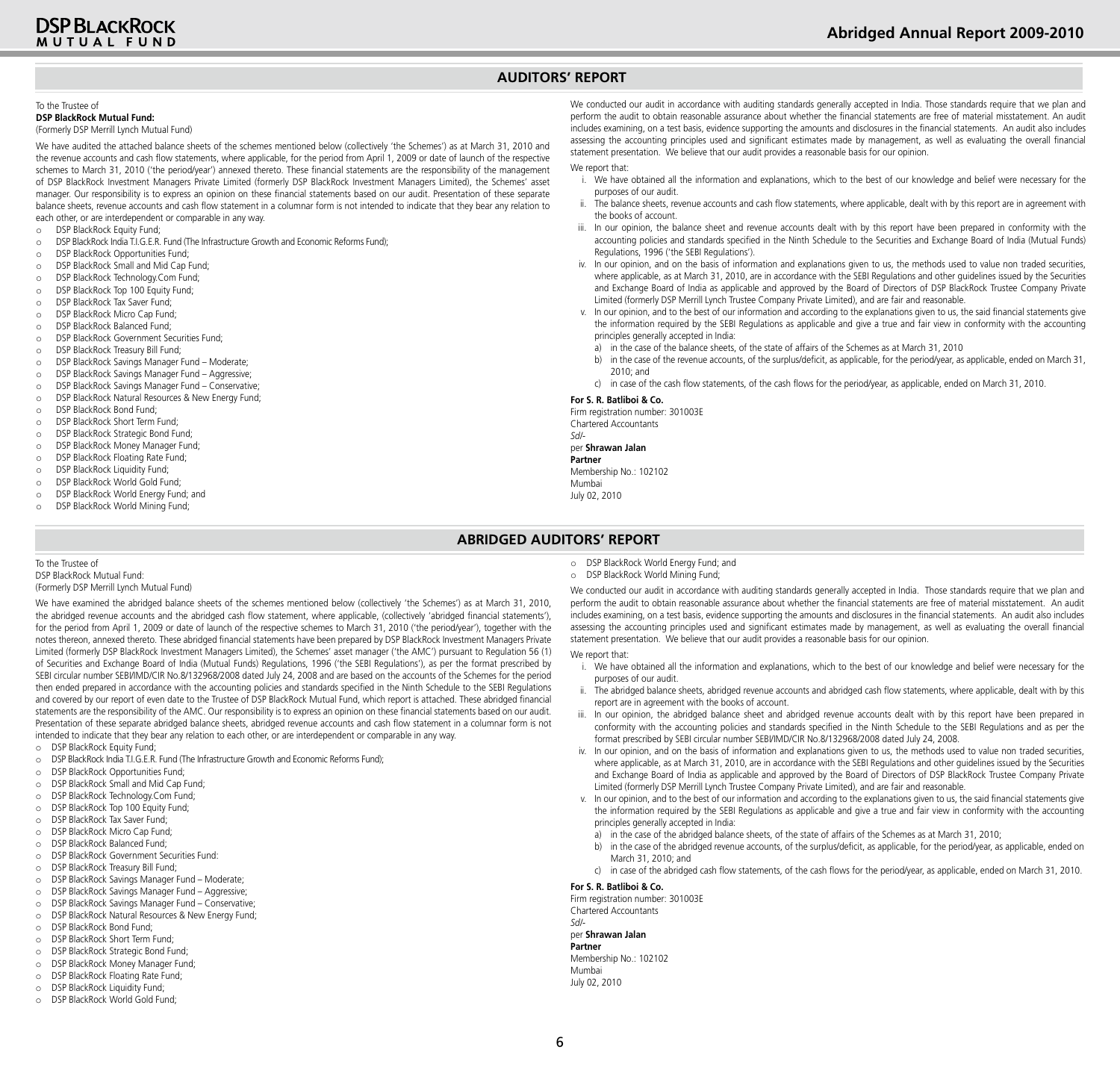## AUDITORS' REPORT

To the Trustee of
**DSP BlackRock Mutual Fund:**
(Formerly DSP Merrill Lynch Mutual Fund)

We have audited the attached balance sheets of the schemes mentioned below (collectively 'the Schemes') as at March 31, 2010 and the revenue accounts and cash flow statements, where applicable, for the period from April 1, 2009 or date of launch of the respective schemes to March 31, 2010 ('the period/year') annexed thereto. These financial statements are the responsibility of the management of DSP BlackRock Investment Managers Private Limited (formerly DSP BlackRock Investment Managers Limited), the Schemes' asset manager. Our responsibility is to express an opinion on these financial statements based on our audit. Presentation of these separate balance sheets, revenue accounts and cash flow statement in a columnar form is not intended to indicate that they bear any relation to each other, or are interdependent or comparable in any way.

- DSP BlackRock Equity Fund;
- DSP BlackRock India T.I.G.E.R. Fund (The Infrastructure Growth and Economic Reforms Fund);
- DSP BlackRock Opportunities Fund;
- DSP BlackRock Small and Mid Cap Fund;
- DSP BlackRock Technology.Com Fund;
- DSP BlackRock Top 100 Equity Fund;
- DSP BlackRock Tax Saver Fund;
- DSP BlackRock Micro Cap Fund;
- DSP BlackRock Balanced Fund;
- DSP BlackRock Government Securities Fund;
- DSP BlackRock Treasury Bill Fund;
- DSP BlackRock Savings Manager Fund – Moderate;
- DSP BlackRock Savings Manager Fund – Aggressive;
- DSP BlackRock Savings Manager Fund – Conservative;
- DSP BlackRock Natural Resources & New Energy Fund;
- DSP BlackRock Bond Fund;
- DSP BlackRock Short Term Fund;
- DSP BlackRock Strategic Bond Fund;
- DSP BlackRock Money Manager Fund;
- DSP BlackRock Floating Rate Fund;
- DSP BlackRock Liquidity Fund;
- DSP BlackRock World Gold Fund;
- DSP BlackRock World Energy Fund; and
- DSP BlackRock World Mining Fund;

We conducted our audit in accordance with auditing standards generally accepted in India. Those standards require that we plan and perform the audit to obtain reasonable assurance about whether the financial statements are free of material misstatement. An audit includes examining, on a test basis, evidence supporting the amounts and disclosures in the financial statements. An audit also includes assessing the accounting principles used and significant estimates made by management, as well as evaluating the overall financial statement presentation. We believe that our audit provides a reasonable basis for our opinion.

We report that:

i. We have obtained all the information and explanations, which to the best of our knowledge and belief were necessary for the purposes of our audit.

ii. The balance sheets, revenue accounts and cash flow statements, where applicable, dealt with by this report are in agreement with the books of account.

iii. In our opinion, the balance sheet and revenue accounts dealt with by this report have been prepared in conformity with the accounting policies and standards specified in the Ninth Schedule to the Securities and Exchange Board of India (Mutual Funds) Regulations, 1996 ('the SEBI Regulations').

iv. In our opinion, and on the basis of information and explanations given to us, the methods used to value non traded securities, where applicable, as at March 31, 2010, are in accordance with the SEBI Regulations and other guidelines issued by the Securities and Exchange Board of India as applicable and approved by the Board of Directors of DSP BlackRock Trustee Company Private Limited (formerly DSP Merrill Lynch Trustee Company Private Limited), and are fair and reasonable.

v. In our opinion, and to the best of our information and according to the explanations given to us, the said financial statements give the information required by the SEBI Regulations as applicable and give a true and fair view in conformity with the accounting principles generally accepted in India:
   a) in the case of the balance sheets, of the state of affairs of the Schemes as at March 31, 2010
   b) in the case of the revenue accounts, of the surplus/deficit, as applicable, for the period/year, as applicable, ended on March 31, 2010; and
   c) in case of the cash flow statements, of the cash flows for the period/year, as applicable, ended on March 31, 2010.

**For S. R. Batliboi & Co.**
Firm registration number: 301003E
Chartered Accountants
*Sd/-*
per **Shrawan Jalan**
**Partner**
Membership No.: 102102
Mumbai
July 02, 2010

## ABRIDGED AUDITORS' REPORT

To the Trustee of
DSP BlackRock Mutual Fund:
(Formerly DSP Merrill Lynch Mutual Fund)

We have examined the abridged balance sheets of the schemes mentioned below (collectively 'the Schemes') as at March 31, 2010, the abridged revenue accounts and the abridged cash flow statement, where applicable, (collectively 'abridged financial statements'), for the period from April 1, 2009 or date of launch of the respective schemes to March 31, 2010 ('the period/year'), together with the notes thereon, annexed thereto. These abridged financial statements have been prepared by DSP BlackRock Investment Managers Private Limited (formerly DSP BlackRock Investment Managers Limited), the Schemes' asset manager ('the AMC') pursuant to Regulation 56 (1) of Securities and Exchange Board of India (Mutual Funds) Regulations, 1996 ('the SEBI Regulations'), as per the format prescribed by SEBI circular number SEBI/IMD/CIR No.8/132968/2008 dated July 24, 2008 and are based on the accounts of the Schemes for the period then ended prepared in accordance with the accounting policies and standards specified in the Ninth Schedule to the SEBI Regulations and covered by our report of even date to the Trustee of DSP BlackRock Mutual Fund, which report is attached. These abridged financial statements are the responsibility of the AMC. Our responsibility is to express an opinion on these financial statements based on our audit. Presentation of these separate abridged balance sheets, abridged revenue accounts and cash flow statement in a columnar form is not intended to indicate that they bear any relation to each other, or are interdependent or comparable in any way.

- DSP BlackRock Equity Fund;
- DSP BlackRock India T.I.G.E.R. Fund (The Infrastructure Growth and Economic Reforms Fund);
- DSP BlackRock Opportunities Fund;
- DSP BlackRock Small and Mid Cap Fund;
- DSP BlackRock Technology.Com Fund;
- DSP BlackRock Top 100 Equity Fund;
- DSP BlackRock Tax Saver Fund;
- DSP BlackRock Micro Cap Fund;
- DSP BlackRock Balanced Fund;
- DSP BlackRock Government Securities Fund:
- DSP BlackRock Treasury Bill Fund;
- DSP BlackRock Savings Manager Fund – Moderate;
- DSP BlackRock Savings Manager Fund – Aggressive;
- DSP BlackRock Savings Manager Fund – Conservative;
- DSP BlackRock Natural Resources & New Energy Fund;
- DSP BlackRock Bond Fund;
- DSP BlackRock Short Term Fund;
- DSP BlackRock Strategic Bond Fund;
- DSP BlackRock Money Manager Fund;
- DSP BlackRock Floating Rate Fund;
- DSP BlackRock Liquidity Fund;
- DSP BlackRock World Gold Fund;
- DSP BlackRock World Energy Fund; and
- DSP BlackRock World Mining Fund;

We conducted our audit in accordance with auditing standards generally accepted in India. Those standards require that we plan and perform the audit to obtain reasonable assurance about whether the financial statements are free of material misstatement. An audit includes examining, on a test basis, evidence supporting the amounts and disclosures in the financial statements. An audit also includes assessing the accounting principles used and significant estimates made by management, as well as evaluating the overall financial statement presentation. We believe that our audit provides a reasonable basis for our opinion.

We report that:

i. We have obtained all the information and explanations, which to the best of our knowledge and belief were necessary for the purposes of our audit.

ii. The abridged balance sheets, abridged revenue accounts and abridged cash flow statements, where applicable, dealt with by this report are in agreement with the books of account.

iii. In our opinion, the abridged balance sheet and abridged revenue accounts dealt with by this report have been prepared in conformity with the accounting policies and standards specified in the Ninth Schedule to the SEBI Regulations and as per the format prescribed by SEBI circular number SEBI/IMD/CIR No.8/132968/2008 dated July 24, 2008.

iv. In our opinion, and on the basis of information and explanations given to us, the methods used to value non traded securities, where applicable, as at March 31, 2010, are in accordance with the SEBI Regulations and other guidelines issued by the Securities and Exchange Board of India as applicable and approved by the Board of Directors of DSP BlackRock Trustee Company Private Limited (formerly DSP Merrill Lynch Trustee Company Private Limited), and are fair and reasonable.

v. In our opinion, and to the best of our information and according to the explanations given to us, the said financial statements give the information required by the SEBI Regulations as applicable and give a true and fair view in conformity with the accounting principles generally accepted in India:
   a) in the case of the abridged balance sheets, of the state of affairs of the Schemes as at March 31, 2010;
   b) in the case of the abridged revenue accounts, of the surplus/deficit, as applicable, for the period/year, as applicable, ended on March 31, 2010; and
   c) in case of the abridged cash flow statements, of the cash flows for the period/year, as applicable, ended on March 31, 2010.

**For S. R. Batliboi & Co.**
Firm registration number: 301003E
Chartered Accountants
*Sd/-*
per **Shrawan Jalan**
**Partner**
Membership No.: 102102
Mumbai
July 02, 2010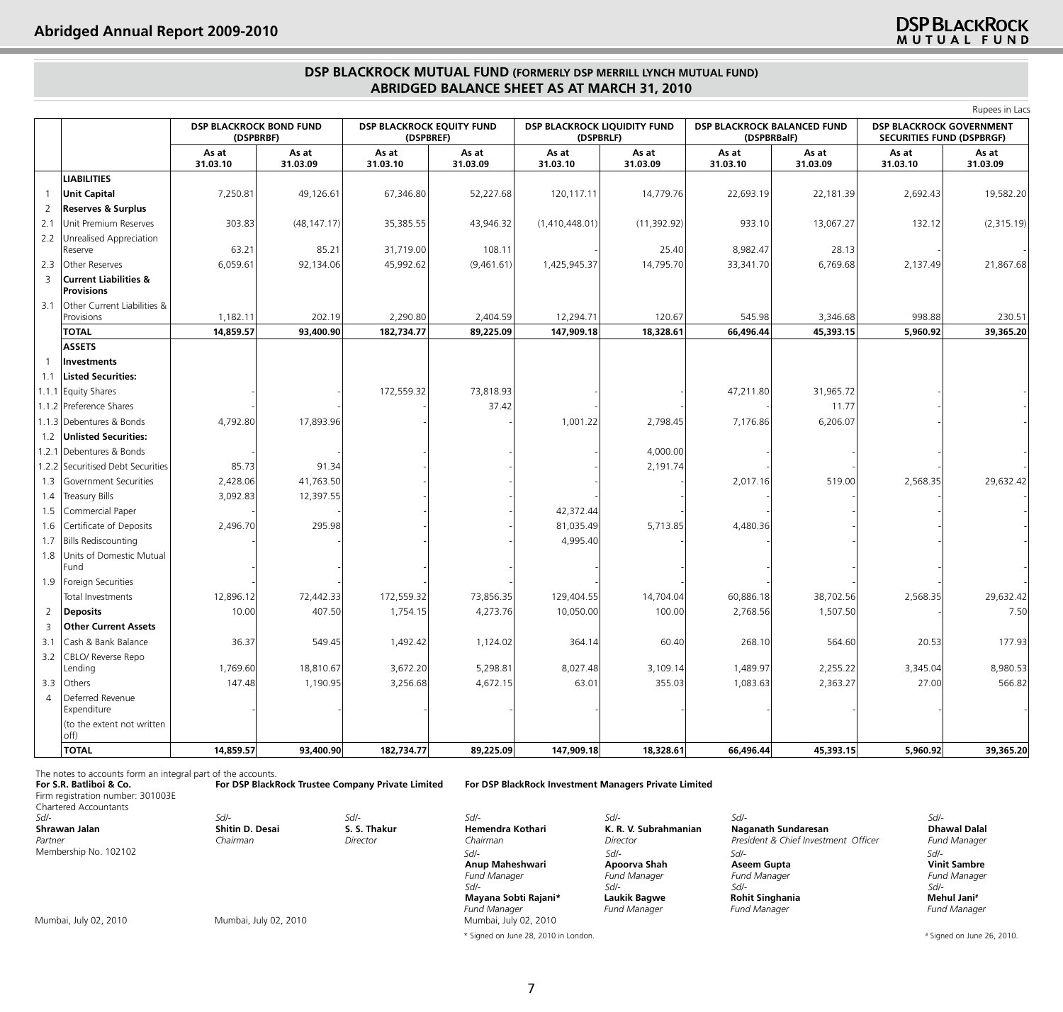## DSP BLACKROCK MUTUAL FUND (FORMERLY DSP MERRILL LYNCH MUTUAL FUND)
## ABRIDGED BALANCE SHEET AS AT MARCH 31, 2010

Rupees in Lacs

| | | DSP BLACKROCK BOND FUND (DSPBRBF) | | DSP BLACKROCK EQUITY FUND (DSPBREF) | | DSP BLACKROCK LIQUIDITY FUND (DSPBRLF) | | DSP BLACKROCK BALANCED FUND (DSPBRBalF) | | DSP BLACKROCK GOVERNMENT SECURITIES FUND (DSPBRGF) | |
|---|---|---|---|---|---|---|---|---|---|---|---|
| | | As at 31.03.10 | As at 31.03.09 | As at 31.03.10 | As at 31.03.09 | As at 31.03.10 | As at 31.03.09 | As at 31.03.10 | As at 31.03.09 | As at 31.03.10 | As at 31.03.09 |
| | **LIABILITIES** | | | | | | | | | | |
| 1 | **Unit Capital** | 7,250.81 | 49,126.61 | 67,346.80 | 52,227.68 | 120,117.11 | 14,779.76 | 22,693.19 | 22,181.39 | 2,692.43 | 19,582.20 |
| 2 | **Reserves & Surplus** | | | | | | | | | | |
| 2.1 | Unit Premium Reserves | 303.83 | (48,147.17) | 35,385.55 | 43,946.32 | (1,410,448.01) | (11,392.92) | 933.10 | 13,067.27 | 132.12 | (2,315.19) |
| 2.2 | Unrealised Appreciation Reserve | 63.21 | 85.21 | 31,719.00 | 108.11 | - | 25.40 | 8,982.47 | 28.13 | - | - |
| 2.3 | Other Reserves | 6,059.61 | 92,134.06 | 45,992.62 | (9,461.61) | 1,425,945.37 | 14,795.70 | 33,341.70 | 6,769.68 | 2,137.49 | 21,867.68 |
| 3 | **Current Liabilities & Provisions** | | | | | | | | | | |
| 3.1 | Other Current Liabilities & Provisions | 1,182.11 | 202.19 | 2,290.80 | 2,404.59 | 12,294.71 | 120.67 | 545.98 | 3,346.68 | 998.88 | 230.51 |
| | **TOTAL** | **14,859.57** | **93,400.90** | **182,734.77** | **89,225.09** | **147,909.18** | **18,328.61** | **66,496.44** | **45,393.15** | **5,960.92** | **39,365.20** |
| | **ASSETS** | | | | | | | | | | |
| 1 | **Investments** | | | | | | | | | | |
| 1.1 | **Listed Securities:** | | | | | | | | | | |
| 1.1.1 | Equity Shares | - | - | 172,559.32 | 73,818.93 | - | - | 47,211.80 | 31,965.72 | - | - |
| 1.1.2 | Preference Shares | - | - | - | 37.42 | - | - | - | 11.77 | - | - |
| 1.1.3 | Debentures & Bonds | 4,792.80 | 17,893.96 | - | - | 1,001.22 | 2,798.45 | 7,176.86 | 6,206.07 | - | - |
| 1.2 | **Unlisted Securities:** | | | | | | | | | | |
| 1.2.1 | Debentures & Bonds | - | - | - | - | - | 4,000.00 | - | - | - | - |
| 1.2.2 | Securitised Debt Securities | 85.73 | 91.34 | - | - | - | 2,191.74 | - | - | - | - |
| 1.3 | Government Securities | 2,428.06 | 41,763.50 | - | - | - | - | 2,017.16 | 519.00 | 2,568.35 | 29,632.42 |
| 1.4 | Treasury Bills | 3,092.83 | 12,397.55 | - | - | - | - | - | - | - | - |
| 1.5 | Commercial Paper | - | - | - | - | 42,372.44 | - | - | - | - | - |
| 1.6 | Certificate of Deposits | 2,496.70 | 295.98 | - | - | 81,035.49 | 5,713.85 | 4,480.36 | - | - | - |
| 1.7 | Bills Rediscounting | - | - | - | - | 4,995.40 | - | - | - | - | - |
| 1.8 | Units of Domestic Mutual Fund | - | - | - | - | - | - | - | - | - | - |
| 1.9 | Foreign Securities | - | - | - | - | - | - | - | - | - | - |
| | Total Investments | 12,896.12 | 72,442.33 | 172,559.32 | 73,856.35 | 129,404.55 | 14,704.04 | 60,886.18 | 38,702.56 | 2,568.35 | 29,632.42 |
| 2 | **Deposits** | 10.00 | 407.50 | 1,754.15 | 4,273.76 | 10,050.00 | 100.00 | 2,768.56 | 1,507.50 | - | 7.50 |
| 3 | **Other Current Assets** | | | | | | | | | | |
| 3.1 | Cash & Bank Balance | 36.37 | 549.45 | 1,492.42 | 1,124.02 | 364.14 | 60.40 | 268.10 | 564.60 | 20.53 | 177.93 |
| 3.2 | CBLO/ Reverse Repo Lending | 1,769.60 | 18,810.67 | 3,672.20 | 5,298.81 | 8,027.48 | 3,109.14 | 1,489.97 | 2,255.22 | 3,345.04 | 8,980.53 |
| 3.3 | Others | 147.48 | 1,190.95 | 3,256.68 | 4,672.15 | 63.01 | 355.03 | 1,083.63 | 2,363.27 | 27.00 | 566.82 |
| 4 | Deferred Revenue Expenditure (to the extent not written off) | - | - | - | - | - | - | - | - | - | - |
| | **TOTAL** | **14,859.57** | **93,400.90** | **182,734.77** | **89,225.09** | **147,909.18** | **18,328.61** | **66,496.44** | **45,393.15** | **5,960.92** | **39,365.20** |

The notes to accounts form an integral part of the accounts.

**For S.R. Batliboi & Co.**
Firm registration number: 301003E
Chartered Accountants
*Sd/-*
**Shrawan Jalan**
*Partner*
Membership No. 102102

Mumbai, July 02, 2010

**For DSP BlackRock Trustee Company Private Limited**

*Sd/-*
**Shitin D. Desai**
*Chairman*

*Sd/-*
**S. S. Thakur**
*Director*

Mumbai, July 02, 2010

**For DSP BlackRock Investment Managers Private Limited**

*Sd/-*
**Hemendra Kothari**
*Chairman*

*Sd/-*
**K. R. V. Subrahmanian**
*Director*

*Sd/-*
**Naganath Sundaresan**
*President & Chief Investment Officer*

*Sd/-*
**Dhawal Dalal**
*Fund Manager*

*Sd/-*
**Anup Maheshwari**
*Fund Manager*

*Sd/-*
**Apoorva Shah**
*Fund Manager*

*Sd/-*
**Aseem Gupta**
*Fund Manager*

*Sd/-*
**Vinit Sambre**
*Fund Manager*

*Sd/-*
**Mayana Sobti Rajani***
*Fund Manager*

*Sd/-*
**Laukik Bagwe**
*Fund Manager*

*Sd/-*
**Rohit Singhania**
*Fund Manager*

*Sd/-*
**Mehul Jani#**
*Fund Manager*

Mumbai, July 02, 2010

* Signed on June 28, 2010 in London.

# Signed on June 26, 2010.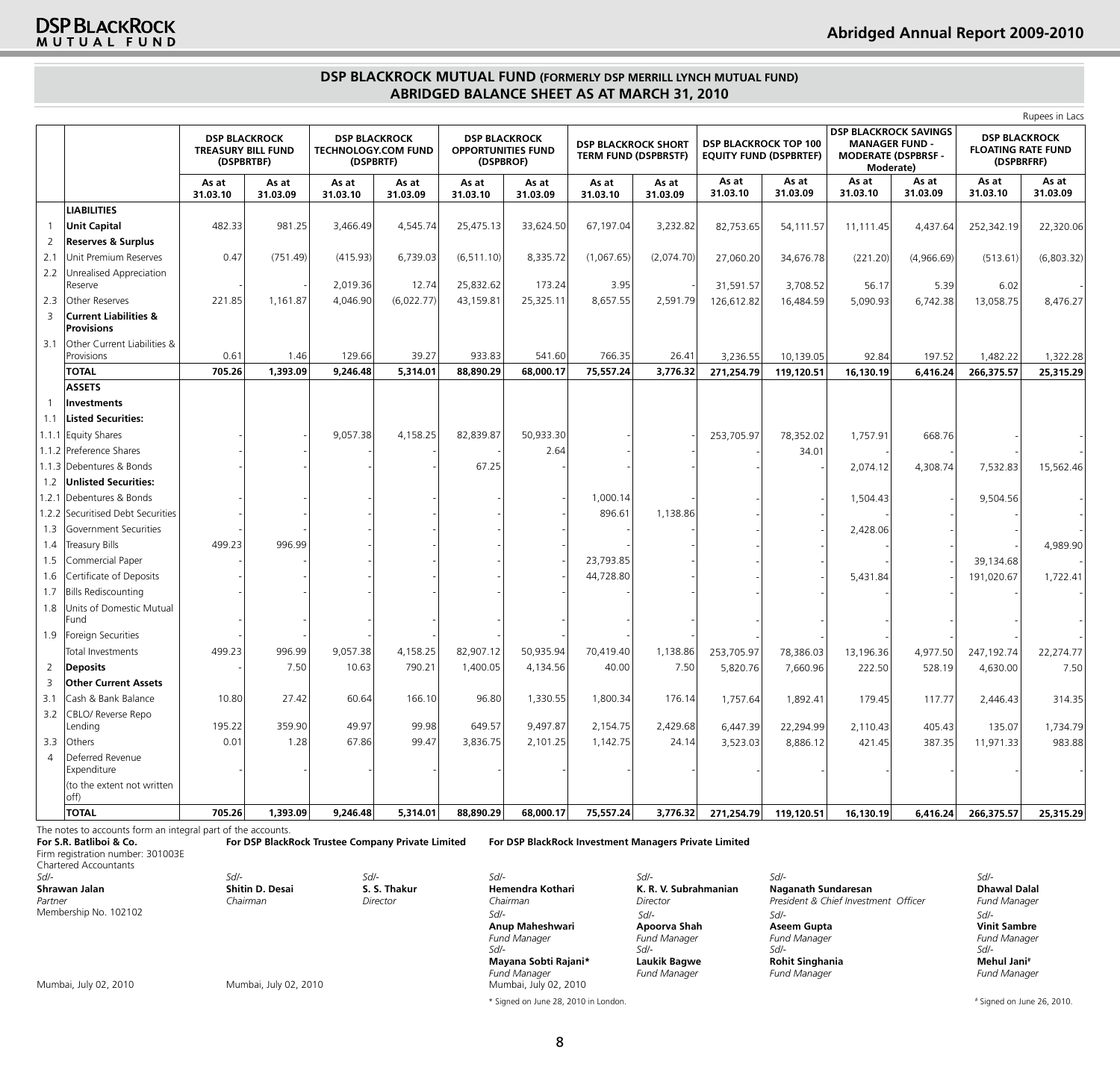## DSP BLACKROCK MUTUAL FUND (FORMERLY DSP MERRILL LYNCH MUTUAL FUND)
## ABRIDGED BALANCE SHEET AS AT MARCH 31, 2010

Rupees in Lacs

| | | DSP BLACKROCK TREASURY BILL FUND (DSPBRTBF) | | DSP BLACKROCK TECHNOLOGY.COM FUND (DSPBRTF) | | DSP BLACKROCK OPPORTUNITIES FUND (DSPBROF) | | DSP BLACKROCK SHORT TERM FUND (DSPBRSTF) | | DSP BLACKROCK TOP 100 EQUITY FUND (DSPBRTEF) | | DSP BLACKROCK SAVINGS MANAGER FUND - MODERATE (DSPBRSF - Moderate) | | DSP BLACKROCK FLOATING RATE FUND (DSPBRFRF) | |
|---|---|---|---|---|---|---|---|---|---|---|---|---|---|---|---|
| | | As at 31.03.10 | As at 31.03.09 | As at 31.03.10 | As at 31.03.09 | As at 31.03.10 | As at 31.03.09 | As at 31.03.10 | As at 31.03.09 | As at 31.03.10 | As at 31.03.09 | As at 31.03.10 | As at 31.03.09 | As at 31.03.10 | As at 31.03.09 |
| | **LIABILITIES** | | | | | | | | | | | | | | |
| 1 | **Unit Capital** | 482.33 | 981.25 | 3,466.49 | 4,545.74 | 25,475.13 | 33,624.50 | 67,197.04 | 3,232.82 | 82,753.65 | 54,111.57 | 11,111.45 | 4,437.64 | 252,342.19 | 22,320.06 |
| 2 | **Reserves & Surplus** | | | | | | | | | | | | | | |
| 2.1 | Unit Premium Reserves | 0.47 | (751.49) | (415.93) | 6,739.03 | (6,511.10) | 8,335.72 | (1,067.65) | (2,074.70) | 27,060.20 | 34,676.78 | (221.20) | (4,966.69) | (513.61) | (6,803.32) |
| 2.2 | Unrealised Appreciation Reserve | - | - | 2,019.36 | 12.74 | 25,832.62 | 173.24 | 3.95 | - | 31,591.57 | 3,708.52 | 56.17 | 5.39 | 6.02 | - |
| 2.3 | Other Reserves | 221.85 | 1,161.87 | 4,046.90 | (6,022.77) | 43,159.81 | 25,325.11 | 8,657.55 | 2,591.79 | 126,612.82 | 16,484.59 | 5,090.93 | 6,742.38 | 13,058.75 | 8,476.27 |
| 3 | **Current Liabilities & Provisions** | | | | | | | | | | | | | | |
| 3.1 | Other Current Liabilities & Provisions | 0.61 | 1.46 | 129.66 | 39.27 | 933.83 | 541.60 | 766.35 | 26.41 | 3,236.55 | 10,139.05 | 92.84 | 197.52 | 1,482.22 | 1,322.28 |
| | **TOTAL** | **705.26** | **1,393.09** | **9,246.48** | **5,314.01** | **88,890.29** | **68,000.17** | **75,557.24** | **3,776.32** | **271,254.79** | **119,120.51** | **16,130.19** | **6,416.24** | **266,375.57** | **25,315.29** |
| | **ASSETS** | | | | | | | | | | | | | | |
| 1 | **Investments** | | | | | | | | | | | | | | |
| 1.1 | **Listed Securities:** | | | | | | | | | | | | | | |
| 1.1.1 | Equity Shares | - | - | 9,057.38 | 4,158.25 | 82,839.87 | 50,933.30 | - | - | 253,705.97 | 78,352.02 | 1,757.91 | 668.76 | - | - |
| 1.1.2 | Preference Shares | - | - | - | - | - | 2.64 | - | - | - | 34.01 | - | - | - | - |
| 1.1.3 | Debentures & Bonds | - | - | - | - | 67.25 | - | - | - | - | - | 2,074.12 | 4,308.74 | 7,532.83 | 15,562.46 |
| 1.2 | **Unlisted Securities:** | | | | | | | | | | | | | | |
| 1.2.1 | Debentures & Bonds | - | - | - | - | - | - | 1,000.14 | - | - | - | 1,504.43 | - | 9,504.56 | - |
| 1.2.2 | Securitised Debt Securities | - | - | - | - | - | - | 896.61 | 1,138.86 | - | - | - | - | - | - |
| 1.3 | Government Securities | - | - | - | - | - | - | - | - | - | - | 2,428.06 | - | - | - |
| 1.4 | Treasury Bills | 499.23 | 996.99 | - | - | - | - | - | - | - | - | - | - | - | 4,989.90 |
| 1.5 | Commercial Paper | - | - | - | - | - | - | 23,793.85 | - | - | - | - | - | 39,134.68 | - |
| 1.6 | Certificate of Deposits | - | - | - | - | - | - | 44,728.80 | - | - | - | 5,431.84 | - | 191,020.67 | 1,722.41 |
| 1.7 | Bills Rediscounting | - | - | - | - | - | - | - | - | - | - | - | - | - | - |
| 1.8 | Units of Domestic Mutual Fund | - | - | - | - | - | - | - | - | - | - | - | - | - | - |
| 1.9 | Foreign Securities | - | - | - | - | - | - | - | - | - | - | - | - | - | - |
| | Total Investments | 499.23 | 996.99 | 9,057.38 | 4,158.25 | 82,907.12 | 50,935.94 | 70,419.40 | 1,138.86 | 253,705.97 | 78,386.03 | 13,196.36 | 4,977.50 | 247,192.74 | 22,274.77 |
| 2 | **Deposits** | - | 7.50 | 10.63 | 790.21 | 1,400.05 | 4,134.56 | 40.00 | 7.50 | 5,820.76 | 7,660.96 | 222.50 | 528.19 | 4,630.00 | 7.50 |
| 3 | **Other Current Assets** | | | | | | | | | | | | | | |
| 3.1 | Cash & Bank Balance | 10.80 | 27.42 | 60.64 | 166.10 | 96.80 | 1,330.55 | 1,800.34 | 176.14 | 1,757.64 | 1,892.41 | 179.45 | 117.77 | 2,446.43 | 314.35 |
| 3.2 | CBLO/ Reverse Repo Lending | 195.22 | 359.90 | 49.97 | 99.98 | 649.57 | 9,497.87 | 2,154.75 | 2,429.68 | 6,447.39 | 22,294.99 | 2,110.43 | 405.43 | 135.07 | 1,734.79 |
| 3.3 | Others | 0.01 | 1.28 | 67.86 | 99.47 | 3,836.75 | 2,101.25 | 1,142.75 | 24.14 | 3,523.03 | 8,886.12 | 421.45 | 387.35 | 11,971.33 | 983.88 |
| 4 | Deferred Revenue Expenditure (to the extent not written off) | - | - | - | - | - | - | - | - | - | - | - | - | - | - |
| | **TOTAL** | **705.26** | **1,393.09** | **9,246.48** | **5,314.01** | **88,890.29** | **68,000.17** | **75,557.24** | **3,776.32** | **271,254.79** | **119,120.51** | **16,130.19** | **6,416.24** | **266,375.57** | **25,315.29** |

The notes to accounts form an integral part of the accounts.

**For S.R. Batliboi & Co.**
Firm registration number: 301003E
Chartered Accountants

*Sd/-*
**Shrawan Jalan**
*Partner*
Membership No. 102102

Mumbai, July 02, 2010

**For DSP BlackRock Trustee Company Private Limited**

*Sd/-*
**Shitin D. Desai**
*Chairman*

*Sd/-*
**S. S. Thakur**
*Director*

Mumbai, July 02, 2010

**For DSP BlackRock Investment Managers Private Limited**

*Sd/-*
**Hemendra Kothari**
*Chairman*

*Sd/-*
**K. R. V. Subrahmanian**
*Director*

*Sd/-*
**Naganath Sundaresan**
*President & Chief Investment Officer*

*Sd/-*
**Dhawal Dalal**
*Fund Manager*

*Sd/-*
**Anup Maheshwari**
*Fund Manager*

*Sd/-*
**Apoorva Shah**
*Fund Manager*

*Sd/-*
**Aseem Gupta**
*Fund Manager*

*Sd/-*
**Vinit Sambre**
*Fund Manager*

*Sd/-*
**Mayana Sobti Rajani***
*Fund Manager*

*Sd/-*
**Laukik Bagwe**
*Fund Manager*

*Sd/-*
**Rohit Singhania**
*Fund Manager*

*Sd/-*
**Mehul Jani#**
*Fund Manager*

Mumbai, July 02, 2010

\* Signed on June 28, 2010 in London.

\# Signed on June 26, 2010.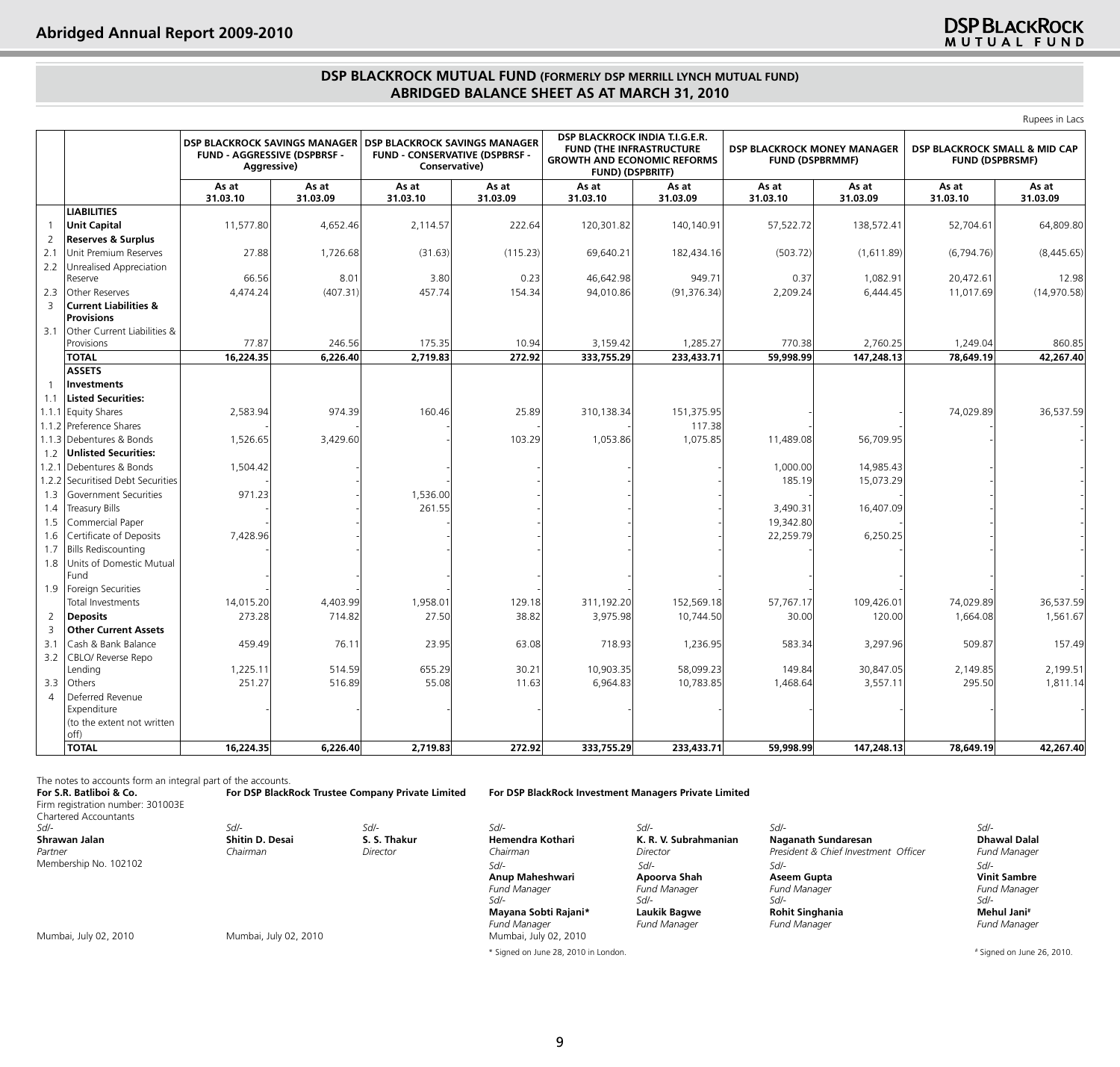## DSP BLACKROCK MUTUAL FUND (FORMERLY DSP MERRILL LYNCH MUTUAL FUND)
## ABRIDGED BALANCE SHEET AS AT MARCH 31, 2010

Rupees in Lacs

| | | DSP BLACKROCK SAVINGS MANAGER FUND - AGGRESSIVE (DSPBRSF - Aggressive) | | DSP BLACKROCK SAVINGS MANAGER FUND - CONSERVATIVE (DSPBRSF - Conservative) | | DSP BLACKROCK INDIA T.I.G.E.R. FUND (THE INFRASTRUCTURE GROWTH AND ECONOMIC REFORMS FUND) (DSPBRITF) | | DSP BLACKROCK MONEY MANAGER FUND (DSPBRMMF) | | DSP BLACKROCK SMALL & MID CAP FUND (DSPBRSMF) | |
|---|---|---|---|---|---|---|---|---|---|---|---|
| | | As at 31.03.10 | As at 31.03.09 | As at 31.03.10 | As at 31.03.09 | As at 31.03.10 | As at 31.03.09 | As at 31.03.10 | As at 31.03.09 | As at 31.03.10 | As at 31.03.09 |
| | **LIABILITIES** | | | | | | | | | | |
| 1 | **Unit Capital** | 11,577.80 | 4,652.46 | 2,114.57 | 222.64 | 120,301.82 | 140,140.91 | 57,522.72 | 138,572.41 | 52,704.61 | 64,809.80 |
| 2 | **Reserves & Surplus** | | | | | | | | | | |
| 2.1 | Unit Premium Reserves | 27.88 | 1,726.68 | (31.63) | (115.23) | 69,640.21 | 182,434.16 | (503.72) | (1,611.89) | (6,794.76) | (8,445.65) |
| 2.2 | Unrealised Appreciation Reserve | 66.56 | 8.01 | 3.80 | 0.23 | 46,642.98 | 949.71 | 0.37 | 1,082.91 | 20,472.61 | 12.98 |
| 2.3 | Other Reserves | 4,474.24 | (407.31) | 457.74 | 154.34 | 94,010.86 | (91,376.34) | 2,209.24 | 6,444.45 | 11,017.69 | (14,970.58) |
| 3 | **Current Liabilities & Provisions** | | | | | | | | | | |
| 3.1 | Other Current Liabilities & Provisions | 77.87 | 246.56 | 175.35 | 10.94 | 3,159.42 | 1,285.27 | 770.38 | 2,760.25 | 1,249.04 | 860.85 |
| | **TOTAL** | **16,224.35** | **6,226.40** | **2,719.83** | **272.92** | **333,755.29** | **233,433.71** | **59,998.99** | **147,248.13** | **78,649.19** | **42,267.40** |
| | **ASSETS** | | | | | | | | | | |
| 1 | **Investments** | | | | | | | | | | |
| 1.1 | **Listed Securities:** | | | | | | | | | | |
| 1.1.1 | Equity Shares | 2,583.94 | 974.39 | 160.46 | 25.89 | 310,138.34 | 151,375.95 | - | - | 74,029.89 | 36,537.59 |
| 1.1.2 | Preference Shares | - | - | - | - | - | 117.38 | - | - | - | - |
| 1.1.3 | Debentures & Bonds | 1,526.65 | 3,429.60 | - | 103.29 | 1,053.86 | 1,075.85 | 11,489.08 | 56,709.95 | - | - |
| 1.2 | **Unlisted Securities:** | | | | | | | | | | |
| 1.2.1 | Debentures & Bonds | 1,504.42 | - | - | - | - | - | 1,000.00 | 14,985.43 | - | - |
| 1.2.2 | Securitised Debt Securities | - | - | - | - | - | - | 185.19 | 15,073.29 | - | - |
| 1.3 | Government Securities | 971.23 | - | 1,536.00 | - | - | - | - | - | - | - |
| 1.4 | Treasury Bills | - | - | 261.55 | - | - | - | 3,490.31 | 16,407.09 | - | - |
| 1.5 | Commercial Paper | - | - | - | - | - | - | 19,342.80 | - | - | - |
| 1.6 | Certificate of Deposits | 7,428.96 | - | - | - | - | - | 22,259.79 | 6,250.25 | - | - |
| 1.7 | Bills Rediscounting | - | - | - | - | - | - | - | - | - | - |
| 1.8 | Units of Domestic Mutual Fund | - | - | - | - | - | - | - | - | - | - |
| 1.9 | Foreign Securities | - | - | - | - | - | - | - | - | - | - |
| | Total Investments | 14,015.20 | 4,403.99 | 1,958.01 | 129.18 | 311,192.20 | 152,569.18 | 57,767.17 | 109,426.01 | 74,029.89 | 36,537.59 |
| 2 | **Deposits** | 273.28 | 714.82 | 27.50 | 38.82 | 3,975.98 | 10,744.50 | 30.00 | 120.00 | 1,664.08 | 1,561.67 |
| 3 | **Other Current Assets** | | | | | | | | | | |
| 3.1 | Cash & Bank Balance | 459.49 | 76.11 | 23.95 | 63.08 | 718.93 | 1,236.95 | 583.34 | 3,297.96 | 509.87 | 157.49 |
| 3.2 | CBLO/ Reverse Repo Lending | 1,225.11 | 514.59 | 655.29 | 30.21 | 10,903.35 | 58,099.23 | 149.84 | 30,847.05 | 2,149.85 | 2,199.51 |
| 3.3 | Others | 251.27 | 516.89 | 55.08 | 11.63 | 6,964.83 | 10,783.85 | 1,468.64 | 3,557.11 | 295.50 | 1,811.14 |
| 4 | Deferred Revenue Expenditure (to the extent not written off) | - | - | - | - | - | - | - | - | - | - |
| | **TOTAL** | **16,224.35** | **6,226.40** | **2,719.83** | **272.92** | **333,755.29** | **233,433.71** | **59,998.99** | **147,248.13** | **78,649.19** | **42,267.40** |

The notes to accounts form an integral part of the accounts.

**For S.R. Batliboi & Co.**
Firm registration number: 301003E
Chartered Accountants
Sd/-
**Shrawan Jalan**
*Partner*
Membership No. 102102

Mumbai, July 02, 2010

**For DSP BlackRock Trustee Company Private Limited**

Sd/-
**Shitin D. Desai**
*Chairman*

Sd/-
**S. S. Thakur**
*Director*

Mumbai, July 02, 2010

**For DSP BlackRock Investment Managers Private Limited**

Sd/-
**Hemendra Kothari**
*Chairman*

Sd/-
**K. R. V. Subrahmanian**
*Director*

Sd/-
**Naganath Sundaresan**
*President & Chief Investment Officer*

Sd/-
**Dhawal Dalal**
*Fund Manager*

Sd/-
**Anup Maheshwari**
*Fund Manager*

Sd/-
**Apoorva Shah**
*Fund Manager*

Sd/-
**Aseem Gupta**
*Fund Manager*

Sd/-
**Vinit Sambre**
*Fund Manager*

Sd/-
**Mayana Sobti Rajani***
*Fund Manager*

Sd/-
**Laukik Bagwe**
*Fund Manager*

Sd/-
**Rohit Singhania**
*Fund Manager*

Sd/-
**Mehul Jani#**
*Fund Manager*

Mumbai, July 02, 2010

* Signed on June 28, 2010 in London.

# Signed on June 26, 2010.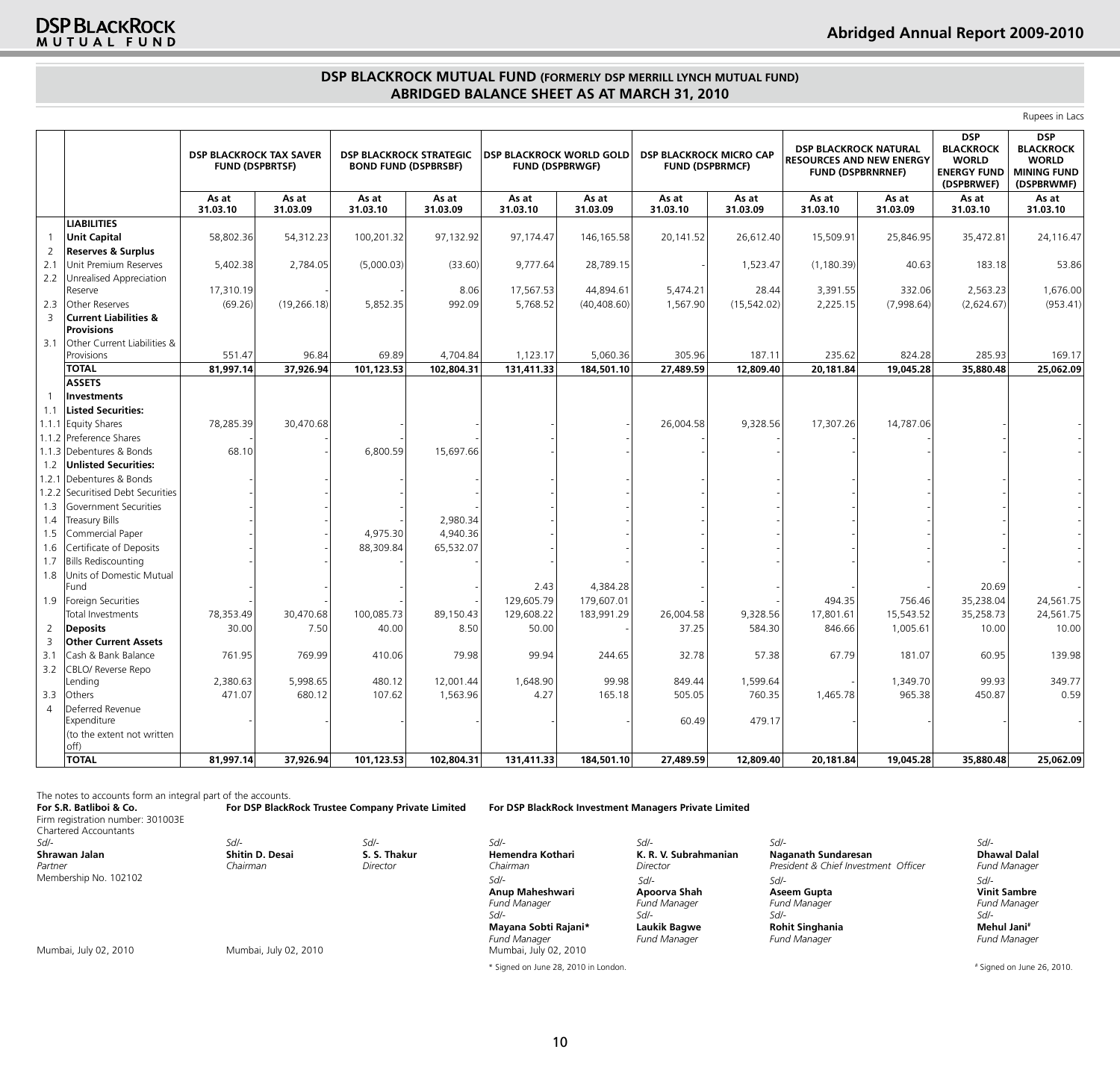## DSP BLACKROCK MUTUAL FUND (FORMERLY DSP MERRILL LYNCH MUTUAL FUND)
## ABRIDGED BALANCE SHEET AS AT MARCH 31, 2010

Rupees in Lacs

| | | DSP BLACKROCK TAX SAVER FUND (DSPBRTSF) | | DSP BLACKROCK STRATEGIC BOND FUND (DSPBRSBF) | | DSP BLACKROCK WORLD GOLD FUND (DSPBRWGF) | | DSP BLACKROCK MICRO CAP FUND (DSPBRMCF) | | DSP BLACKROCK NATURAL RESOURCES AND NEW ENERGY FUND (DSPBRNRNEF) | | DSP BLACKROCK WORLD ENERGY FUND (DSPBRWEF) | DSP BLACKROCK WORLD MINING FUND (DSPBRWMF) |
|---|---|---|---|---|---|---|---|---|---|---|---|---|---|
| | | As at 31.03.10 | As at 31.03.09 | As at 31.03.10 | As at 31.03.09 | As at 31.03.10 | As at 31.03.09 | As at 31.03.10 | As at 31.03.09 | As at 31.03.10 | As at 31.03.09 | As at 31.03.10 | As at 31.03.10 |
| | **LIABILITIES** | | | | | | | | | | | | |
| 1 | **Unit Capital** | 58,802.36 | 54,312.23 | 100,201.32 | 97,132.92 | 97,174.47 | 146,165.58 | 20,141.52 | 26,612.40 | 15,509.91 | 25,846.95 | 35,472.81 | 24,116.47 |
| 2 | **Reserves & Surplus** | | | | | | | | | | | | |
| 2.1 | Unit Premium Reserves | 5,402.38 | 2,784.05 | (5,000.03) | (33.60) | 9,777.64 | 28,789.15 | - | 1,523.47 | (1,180.39) | 40.63 | 183.18 | 53.86 |
| 2.2 | Unrealised Appreciation Reserve | 17,310.19 | - | - | 8.06 | 17,567.53 | 44,894.61 | 5,474.21 | 28.44 | 3,391.55 | 332.06 | 2,563.23 | 1,676.00 |
| 2.3 | Other Reserves | (69.26) | (19,266.18) | 5,852.35 | 992.09 | 5,768.52 | (40,408.60) | 1,567.90 | (15,542.02) | 2,225.15 | (7,998.64) | (2,624.67) | (953.41) |
| 3 | **Current Liabilities & Provisions** | | | | | | | | | | | | |
| 3.1 | Other Current Liabilities & Provisions | 551.47 | 96.84 | 69.89 | 4,704.84 | 1,123.17 | 5,060.36 | 305.96 | 187.11 | 235.62 | 824.28 | 285.93 | 169.17 |
| | **TOTAL** | **81,997.14** | **37,926.94** | **101,123.53** | **102,804.31** | **131,411.33** | **184,501.10** | **27,489.59** | **12,809.40** | **20,181.84** | **19,045.28** | **35,880.48** | **25,062.09** |
| | **ASSETS** | | | | | | | | | | | | |
| 1 | **Investments** | | | | | | | | | | | | |
| 1.1 | **Listed Securities:** | | | | | | | | | | | | |
| 1.1.1 | Equity Shares | 78,285.39 | 30,470.68 | - | - | - | - | 26,004.58 | 9,328.56 | 17,307.26 | 14,787.06 | - | - |
| 1.1.2 | Preference Shares | - | - | - | - | - | - | - | - | - | - | - | - |
| 1.1.3 | Debentures & Bonds | 68.10 | - | 6,800.59 | 15,697.66 | - | - | - | - | - | - | - | - |
| 1.2 | **Unlisted Securities:** | | | | | | | | | | | | |
| 1.2.1 | Debentures & Bonds | - | - | - | - | - | - | - | - | - | - | - | - |
| 1.2.2 | Securitised Debt Securities | - | - | - | - | - | - | - | - | - | - | - | - |
| 1.3 | Government Securities | - | - | - | - | - | - | - | - | - | - | - | - |
| 1.4 | Treasury Bills | - | - | - | 2,980.34 | - | - | - | - | - | - | - | - |
| 1.5 | Commercial Paper | - | - | 4,975.30 | 4,940.36 | - | - | - | - | - | - | - | - |
| 1.6 | Certificate of Deposits | - | - | 88,309.84 | 65,532.07 | - | - | - | - | - | - | - | - |
| 1.7 | Bills Rediscounting | - | - | - | - | - | - | - | - | - | - | - | - |
| 1.8 | Units of Domestic Mutual Fund | - | - | - | - | 2.43 | 4,384.28 | - | - | - | - | 20.69 | - |
| 1.9 | Foreign Securities | - | - | - | - | 129,605.79 | 179,607.01 | - | - | 494.35 | 756.46 | 35,238.04 | 24,561.75 |
| | Total Investments | 78,353.49 | 30,470.68 | 100,085.73 | 89,150.43 | 129,608.22 | 183,991.29 | 26,004.58 | 9,328.56 | 17,801.61 | 15,543.52 | 35,258.73 | 24,561.75 |
| 2 | **Deposits** | 30.00 | 7.50 | 40.00 | 8.50 | 50.00 | - | 37.25 | 584.30 | 846.66 | 1,005.61 | 10.00 | 10.00 |
| 3 | **Other Current Assets** | | | | | | | | | | | | |
| 3.1 | Cash & Bank Balance | 761.95 | 769.99 | 410.06 | 79.98 | 99.94 | 244.65 | 32.78 | 57.38 | 67.79 | 181.07 | 60.95 | 139.98 |
| 3.2 | CBLO/ Reverse Repo Lending | 2,380.63 | 5,998.65 | 480.12 | 12,001.44 | 1,648.90 | 99.98 | 849.44 | 1,599.64 | - | 1,349.70 | 99.93 | 349.77 |
| 3.3 | Others | 471.07 | 680.12 | 107.62 | 1,563.96 | 4.27 | 165.18 | 505.05 | 760.35 | 1,465.78 | 965.38 | 450.87 | 0.59 |
| 4 | Deferred Revenue Expenditure (to the extent not written off) | - | - | - | - | - | - | 60.49 | 479.17 | - | - | - | - |
| | **TOTAL** | **81,997.14** | **37,926.94** | **101,123.53** | **102,804.31** | **131,411.33** | **184,501.10** | **27,489.59** | **12,809.40** | **20,181.84** | **19,045.28** | **35,880.48** | **25,062.09** |

The notes to accounts form an integral part of the accounts.

**For S.R. Batliboi & Co.**
Firm registration number: 301003E
Chartered Accountants
*Sd/-*
**Shrawan Jalan**
*Partner*
Membership No. 102102

Mumbai, July 02, 2010

**For DSP BlackRock Trustee Company Private Limited**

*Sd/-*
**Shitin D. Desai**
*Chairman*

*Sd/-*
**S. S. Thakur**
*Director*

Mumbai, July 02, 2010

**For DSP BlackRock Investment Managers Private Limited**

*Sd/-*
**Hemendra Kothari**
*Chairman*

*Sd/-*
**K. R. V. Subrahmanian**
*Director*

*Sd/-*
**Naganath Sundaresan**
*President & Chief Investment Officer*

*Sd/-*
**Dhawal Dalal**
*Fund Manager*

*Sd/-*
**Anup Maheshwari**
*Fund Manager*

*Sd/-*
**Apoorva Shah**
*Fund Manager*

*Sd/-*
**Aseem Gupta**
*Fund Manager*

*Sd/-*
**Vinit Sambre**
*Fund Manager*

*Sd/-*
**Mayana Sobti Rajani***
*Fund Manager*

*Sd/-*
**Laukik Bagwe**
*Fund Manager*

*Sd/-*
**Rohit Singhania**
*Fund Manager*

*Sd/-*
**Mehul Jani#**
*Fund Manager*

Mumbai, July 02, 2010

\* Signed on June 28, 2010 in London.

\# Signed on June 26, 2010.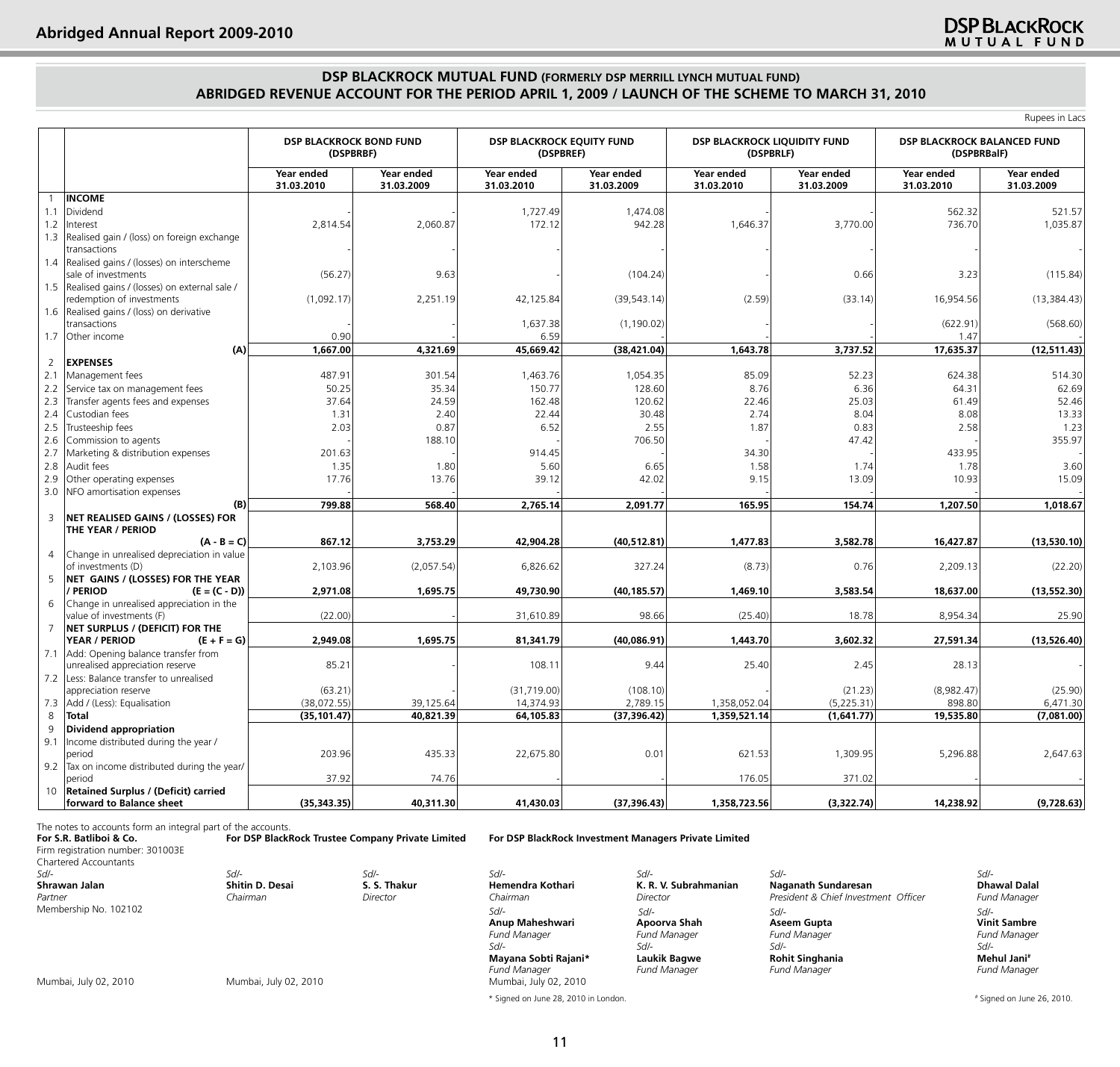## DSP BLACKROCK MUTUAL FUND (FORMERLY DSP MERRILL LYNCH MUTUAL FUND)
## ABRIDGED REVENUE ACCOUNT FOR THE PERIOD APRIL 1, 2009 / LAUNCH OF THE SCHEME TO MARCH 31, 2010

Rupees in Lacs

| | | DSP BLACKROCK BOND FUND (DSPBRBF) | | DSP BLACKROCK EQUITY FUND (DSPBREF) | | DSP BLACKROCK LIQUIDITY FUND (DSPBRLF) | | DSP BLACKROCK BALANCED FUND (DSPBRBalF) | |
|---|---|---|---|---|---|---|---|---|---|
| | | Year ended 31.03.2010 | Year ended 31.03.2009 | Year ended 31.03.2010 | Year ended 31.03.2009 | Year ended 31.03.2010 | Year ended 31.03.2009 | Year ended 31.03.2010 | Year ended 31.03.2009 |
| 1 | **INCOME** | | | | | | | | |
| 1.1 | Dividend | - | - | 1,727.49 | 1,474.08 | - | - | 562.32 | 521.57 |
| 1.2 | Interest | 2,814.54 | 2,060.87 | 172.12 | 942.28 | 1,646.37 | 3,770.00 | 736.70 | 1,035.87 |
| 1.3 | Realised gain / (loss) on foreign exchange transactions | - | - | - | - | - | - | - | - |
| 1.4 | Realised gains / (losses) on interscheme sale of investments | (56.27) | 9.63 | - | (104.24) | - | 0.66 | 3.23 | (115.84) |
| 1.5 | Realised gains / (losses) on external sale / redemption of investments | (1,092.17) | 2,251.19 | 42,125.84 | (39,543.14) | (2.59) | (33.14) | 16,954.56 | (13,384.43) |
| 1.6 | Realised gains / (loss) on derivative transactions | - | - | 1,637.38 | (1,190.02) | - | - | (622.91) | (568.60) |
| 1.7 | Other income | 0.90 | - | 6.59 | - | - | - | 1.47 | - |
| | **(A)** | **1,667.00** | **4,321.69** | **45,669.42** | **(38,421.04)** | **1,643.78** | **3,737.52** | **17,635.37** | **(12,511.43)** |
| 2 | **EXPENSES** | | | | | | | | |
| 2.1 | Management fees | 487.91 | 301.54 | 1,463.76 | 1,054.35 | 85.09 | 52.23 | 624.38 | 514.30 |
| 2.2 | Service tax on management fees | 50.25 | 35.34 | 150.77 | 128.60 | 8.76 | 6.36 | 64.31 | 62.69 |
| 2.3 | Transfer agents fees and expenses | 37.64 | 24.59 | 162.48 | 120.62 | 22.46 | 25.03 | 61.49 | 52.46 |
| 2.4 | Custodian fees | 1.31 | 2.40 | 22.44 | 30.48 | 2.74 | 8.04 | 8.08 | 13.33 |
| 2.5 | Trusteeship fees | 2.03 | 0.87 | 6.52 | 2.55 | 1.87 | 0.83 | 2.58 | 1.23 |
| 2.6 | Commission to agents | - | 188.10 | - | 706.50 | - | 47.42 | - | 355.97 |
| 2.7 | Marketing & distribution expenses | 201.63 | - | 914.45 | - | 34.30 | - | 433.95 | - |
| 2.8 | Audit fees | 1.35 | 1.80 | 5.60 | 6.65 | 1.58 | 1.74 | 1.78 | 3.60 |
| 2.9 | Other operating expenses | 17.76 | 13.76 | 39.12 | 42.02 | 9.15 | 13.09 | 10.93 | 15.09 |
| 3.0 | NFO amortisation expenses | - | - | - | - | - | - | - | - |
| | **(B)** | **799.88** | **568.40** | **2,765.14** | **2,091.77** | **165.95** | **154.74** | **1,207.50** | **1,018.67** |
| 3 | **NET REALISED GAINS / (LOSSES) FOR THE YEAR / PERIOD (A - B = C)** | **867.12** | **3,753.29** | **42,904.28** | **(40,512.81)** | **1,477.83** | **3,582.78** | **16,427.87** | **(13,530.10)** |
| 4 | Change in unrealised depreciation in value of investments (D) | 2,103.96 | (2,057.54) | 6,826.62 | 327.24 | (8.73) | 0.76 | 2,209.13 | (22.20) |
| 5 | **NET GAINS / (LOSSES) FOR THE YEAR / PERIOD (E = (C - D))** | **2,971.08** | **1,695.75** | **49,730.90** | **(40,185.57)** | **1,469.10** | **3,583.54** | **18,637.00** | **(13,552.30)** |
| 6 | Change in unrealised appreciation in the value of investments (F) | (22.00) | - | 31,610.89 | 98.66 | (25.40) | 18.78 | 8,954.34 | 25.90 |
| 7 | **NET SURPLUS / (DEFICIT) FOR THE YEAR / PERIOD (E + F = G)** | **2,949.08** | **1,695.75** | **81,341.79** | **(40,086.91)** | **1,443.70** | **3,602.32** | **27,591.34** | **(13,526.40)** |
| 7.1 | Add: Opening balance transfer from unrealised appreciation reserve | 85.21 | - | 108.11 | 9.44 | 25.40 | 2.45 | 28.13 | - |
| 7.2 | Less: Balance transfer to unrealised appreciation reserve | (63.21) | - | (31,719.00) | (108.10) | - | (21.23) | (8,982.47) | (25.90) |
| 7.3 | Add / (Less): Equalisation | (38,072.55) | 39,125.64 | 14,374.93 | 2,789.15 | 1,358,052.04 | (5,225.31) | 898.80 | 6,471.30 |
| 8 | **Total** | **(35,101.47)** | **40,821.39** | **64,105.83** | **(37,396.42)** | **1,359,521.14** | **(1,641.77)** | **19,535.80** | **(7,081.00)** |
| 9 | **Dividend appropriation** | | | | | | | | |
| 9.1 | Income distributed during the year / period | 203.96 | 435.33 | 22,675.80 | 0.01 | 621.53 | 1,309.95 | 5,296.88 | 2,647.63 |
| 9.2 | Tax on income distributed during the year/ period | 37.92 | 74.76 | - | - | 176.05 | 371.02 | - | - |
| 10 | **Retained Surplus / (Deficit) carried forward to Balance sheet** | **(35,343.35)** | **40,311.30** | **41,430.03** | **(37,396.43)** | **1,358,723.56** | **(3,322.74)** | **14,238.92** | **(9,728.63)** |

The notes to accounts form an integral part of the accounts.

**For S.R. Batliboi & Co.**
Firm registration number: 301003E
Chartered Accountants
*Sd/-*
**Shrawan Jalan**
*Partner*
Membership No. 102102

Mumbai, July 02, 2010

**For DSP BlackRock Trustee Company Private Limited**

*Sd/-*
**Shitin D. Desai**
*Chairman*

*Sd/-*
**S. S. Thakur**
*Director*

Mumbai, July 02, 2010

**For DSP BlackRock Investment Managers Private Limited**

*Sd/-*
**Hemendra Kothari**
*Chairman*

*Sd/-*
**K. R. V. Subrahmanian**
*Director*

*Sd/-*
**Naganath Sundaresan**
*President & Chief Investment Officer*

*Sd/-*
**Dhawal Dalal**
*Fund Manager*

*Sd/-*
**Anup Maheshwari**
*Fund Manager*

*Sd/-*
**Apoorva Shah**
*Fund Manager*

*Sd/-*
**Aseem Gupta**
*Fund Manager*

*Sd/-*
**Vinit Sambre**
*Fund Manager*

*Sd/-*
**Mayana Sobti Rajani***
*Fund Manager*

*Sd/-*
**Laukik Bagwe**
*Fund Manager*

*Sd/-*
**Rohit Singhania**
*Fund Manager*

*Sd/-*
**Mehul Jani#**
*Fund Manager*

Mumbai, July 02, 2010

* Signed on June 28, 2010 in London.

# Signed on June 26, 2010.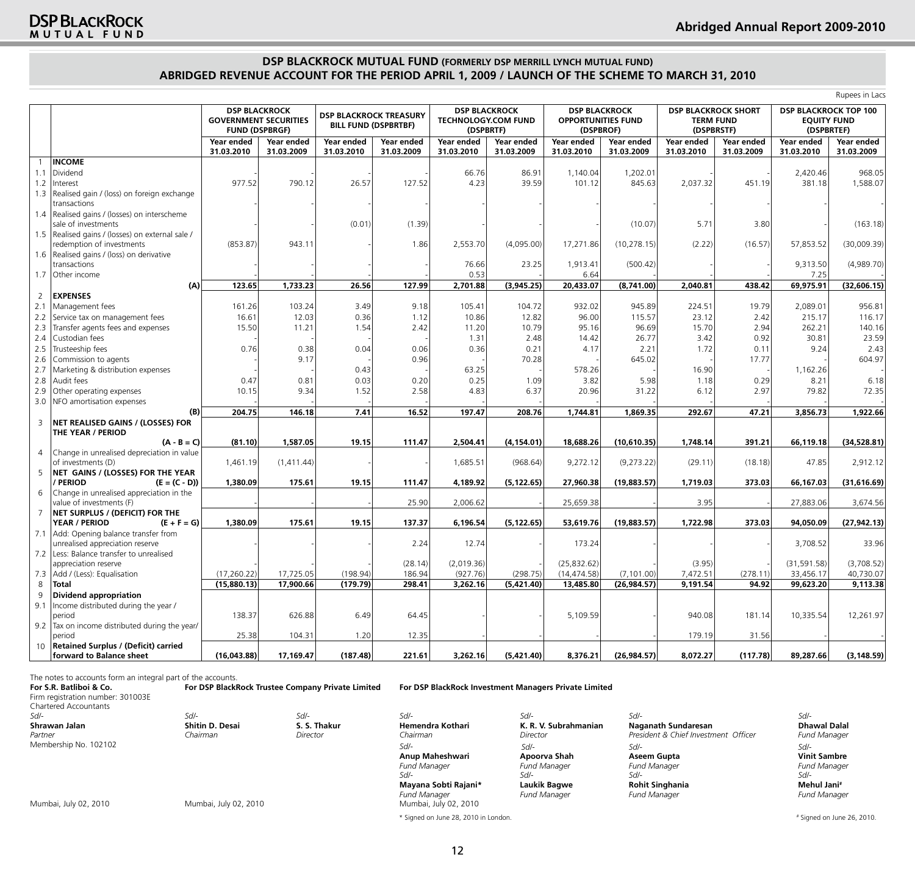## DSP BLACKROCK MUTUAL FUND (FORMERLY DSP MERRILL LYNCH MUTUAL FUND)
## ABRIDGED REVENUE ACCOUNT FOR THE PERIOD APRIL 1, 2009 / LAUNCH OF THE SCHEME TO MARCH 31, 2010

Rupees in Lacs

| | | DSP BLACKROCK GOVERNMENT SECURITIES FUND (DSPBRGF) | | DSP BLACKROCK TREASURY BILL FUND (DSPBRTBF) | | DSP BLACKROCK TECHNOLOGY.COM FUND (DSPBRTF) | | DSP BLACKROCK OPPORTUNITIES FUND (DSPBROF) | | DSP BLACKROCK SHORT TERM FUND (DSPBRSTF) | | DSP BLACKROCK TOP 100 EQUITY FUND (DSPBRTEF) | |
|---|---|---|---|---|---|---|---|---|---|---|---|---|---|
| | | Year ended 31.03.2010 | Year ended 31.03.2009 | Year ended 31.03.2010 | Year ended 31.03.2009 | Year ended 31.03.2010 | Year ended 31.03.2009 | Year ended 31.03.2010 | Year ended 31.03.2009 | Year ended 31.03.2010 | Year ended 31.03.2009 | Year ended 31.03.2010 | Year ended 31.03.2009 |
| 1 | **INCOME** | | | | | | | | | | | | |
| 1.1 | Dividend | - | - | - | - | 66.76 | 86.91 | 1,140.04 | 1,202.01 | - | - | 2,420.46 | 968.05 |
| 1.2 | Interest | 977.52 | 790.12 | 26.57 | 127.52 | 4.23 | 39.59 | 101.12 | 845.63 | 2,037.32 | 451.19 | 381.18 | 1,588.07 |
| 1.3 | Realised gain / (loss) on foreign exchange transactions | - | - | - | - | - | - | - | - | - | - | - | - |
| 1.4 | Realised gains / (losses) on interscheme sale of investments | - | - | (0.01) | (1.39) | - | - | - | (10.07) | 5.71 | 3.80 | - | (163.18) |
| 1.5 | Realised gains / (losses) on external sale / redemption of investments | (853.87) | 943.11 | - | 1.86 | 2,553.70 | (4,095.00) | 17,271.86 | (10,278.15) | (2.22) | (16.57) | 57,853.52 | (30,009.39) |
| 1.6 | Realised gains / (loss) on derivative transactions | - | - | - | - | 76.66 | 23.25 | 1,913.41 | (500.42) | - | - | 9,313.50 | (4,989.70) |
| 1.7 | Other income | - | - | - | - | 0.53 | - | 6.64 | - | - | - | 7.25 | - |
| | (A) | 123.65 | 1,733.23 | 26.56 | 127.99 | 2,701.88 | (3,945.25) | 20,433.07 | (8,741.00) | 2,040.81 | 438.42 | 69,975.91 | (32,606.15) |
| 2 | **EXPENSES** | | | | | | | | | | | | |
| 2.1 | Management fees | 161.26 | 103.24 | 3.49 | 9.18 | 105.41 | 104.72 | 932.02 | 945.89 | 224.51 | 19.79 | 2,089.01 | 956.81 |
| 2.2 | Service tax on management fees | 16.61 | 12.03 | 0.36 | 1.12 | 10.86 | 12.82 | 96.00 | 115.57 | 23.12 | 2.42 | 215.17 | 116.17 |
| 2.3 | Transfer agents fees and expenses | 15.50 | 11.21 | 1.54 | 2.42 | 11.20 | 10.79 | 95.16 | 96.69 | 15.70 | 2.94 | 262.21 | 140.16 |
| 2.4 | Custodian fees | - | - | - | - | 1.31 | 2.48 | 14.42 | 26.77 | 3.42 | 0.92 | 30.81 | 23.59 |
| 2.5 | Trusteeship fees | 0.76 | 0.38 | 0.04 | 0.06 | 0.36 | 0.21 | 4.17 | 2.21 | 1.72 | 0.11 | 9.24 | 2.43 |
| 2.6 | Commission to agents | - | 9.17 | - | 0.96 | - | 70.28 | - | 645.02 | - | 17.77 | - | 604.97 |
| 2.7 | Marketing & distribution expenses | - | - | 0.43 | - | 63.25 | - | 578.26 | - | 16.90 | - | 1,162.26 | - |
| 2.8 | Audit fees | 0.47 | 0.81 | 0.03 | 0.20 | 0.25 | 1.09 | 3.82 | 5.98 | 1.18 | 0.29 | 8.21 | 6.18 |
| 2.9 | Other operating expenses | 10.15 | 9.34 | 1.52 | 2.58 | 4.83 | 6.37 | 20.96 | 31.22 | 6.12 | 2.97 | 79.82 | 72.35 |
| 3.0 | NFO amortisation expenses | - | - | - | - | - | - | - | - | - | - | - | - |
| | (B) | 204.75 | 146.18 | 7.41 | 16.52 | 197.47 | 208.76 | 1,744.81 | 1,869.35 | 292.67 | 47.21 | 3,856.73 | 1,922.66 |
| 3 | **NET REALISED GAINS / (LOSSES) FOR THE YEAR / PERIOD (A - B = C)** | (81.10) | 1,587.05 | 19.15 | 111.47 | 2,504.41 | (4,154.01) | 18,688.26 | (10,610.35) | 1,748.14 | 391.21 | 66,119.18 | (34,528.81) |
| 4 | Change in unrealised depreciation in value of investments (D) | 1,461.19 | (1,411.44) | - | - | 1,685.51 | (968.64) | 9,272.12 | (9,273.22) | (29.11) | (18.18) | 47.85 | 2,912.12 |
| 5 | **NET GAINS / (LOSSES) FOR THE YEAR / PERIOD (E = (C - D))** | 1,380.09 | 175.61 | 19.15 | 111.47 | 4,189.92 | (5,122.65) | 27,960.38 | (19,883.57) | 1,719.03 | 373.03 | 66,167.03 | (31,616.69) |
| 6 | Change in unrealised appreciation in the value of investments (F) | - | - | - | 25.90 | 2,006.62 | - | 25,659.38 | - | 3.95 | - | 27,883.06 | 3,674.56 |
| 7 | **NET SURPLUS / (DEFICIT) FOR THE YEAR / PERIOD (E + F = G)** | 1,380.09 | 175.61 | 19.15 | 137.37 | 6,196.54 | (5,122.65) | 53,619.76 | (19,883.57) | 1,722.98 | 373.03 | 94,050.09 | (27,942.13) |
| 7.1 | Add: Opening balance transfer from unrealised appreciation reserve | - | - | - | 2.24 | 12.74 | - | 173.24 | - | - | - | 3,708.52 | 33.96 |
| 7.2 | Less: Balance transfer to unrealised appreciation reserve | - | - | - | (28.14) | (2,019.36) | - | (25,832.62) | - | (3.95) | - | (31,591.58) | (3,708.52) |
| 7.3 | Add / (Less): Equalisation | (17,260.22) | 17,725.05 | (198.94) | 186.94 | (927.76) | (298.75) | (14,474.58) | (7,101.00) | 7,472.51 | (278.11) | 33,456.17 | 40,730.07 |
| 8 | **Total** | (15,880.13) | 17,900.66 | (179.79) | 298.41 | 3,262.16 | (5,421.40) | 13,485.80 | (26,984.57) | 9,191.54 | 94.92 | 99,623.20 | 9,113.38 |
| 9 | **Dividend appropriation** | | | | | | | | | | | | |
| 9.1 | Income distributed during the year / period | 138.37 | 626.88 | 6.49 | 64.45 | - | - | 5,109.59 | - | 940.08 | 181.14 | 10,335.54 | 12,261.97 |
| 9.2 | Tax on income distributed during the year/ period | 25.38 | 104.31 | 1.20 | 12.35 | - | - | - | - | 179.19 | 31.56 | - | - |
| 10 | **Retained Surplus / (Deficit) carried forward to Balance sheet** | (16,043.88) | 17,169.47 | (187.48) | 221.61 | 3,262.16 | (5,421.40) | 8,376.21 | (26,984.57) | 8,072.27 | (117.78) | 89,287.66 | (3,148.59) |

The notes to accounts form an integral part of the accounts.

**For S.R. Batliboi & Co.**
Firm registration number: 301003E
Chartered Accountants
*Sd/-*
**Shrawan Jalan**
*Partner*
Membership No. 102102

Mumbai, July 02, 2010

**For DSP BlackRock Trustee Company Private Limited**

*Sd/-*
**Shitin D. Desai**
*Chairman*

*Sd/-*
**S. S. Thakur**
*Director*

Mumbai, July 02, 2010

**For DSP BlackRock Investment Managers Private Limited**

*Sd/-*
**Hemendra Kothari**
*Chairman*

*Sd/-*
**K. R. V. Subrahmanian**
*Director*

*Sd/-*
**Naganath Sundaresan**
*President & Chief Investment Officer*

*Sd/-*
**Dhawal Dalal**
*Fund Manager*

*Sd/-*
**Anup Maheshwari**
*Fund Manager*

*Sd/-*
**Apoorva Shah**
*Fund Manager*

*Sd/-*
**Aseem Gupta**
*Fund Manager*

*Sd/-*
**Vinit Sambre**
*Fund Manager*

*Sd/-*
**Mayana Sobti Rajani***
*Fund Manager*

*Sd/-*
**Laukik Bagwe**
*Fund Manager*

*Sd/-*
**Rohit Singhania**
*Fund Manager*

*Sd/-*
**Mehul Jani#**
*Fund Manager*

Mumbai, July 02, 2010

\* Signed on June 28, 2010 in London.

\# Signed on June 26, 2010.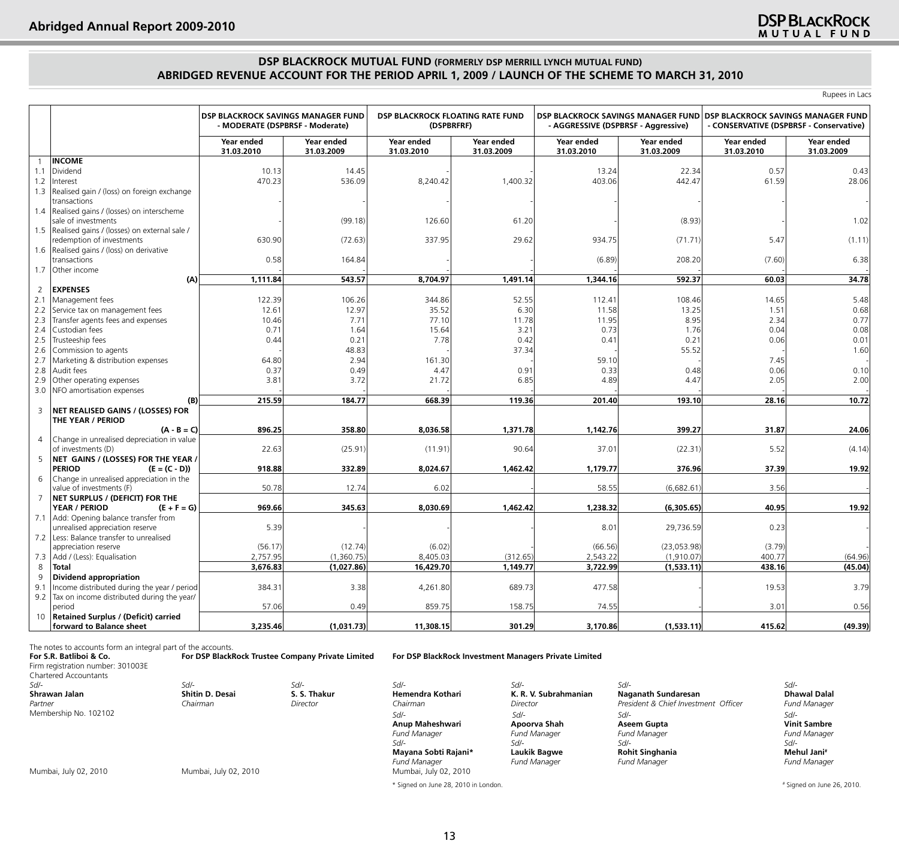## DSP BLACKROCK MUTUAL FUND (FORMERLY DSP MERRILL LYNCH MUTUAL FUND)
## ABRIDGED REVENUE ACCOUNT FOR THE PERIOD APRIL 1, 2009 / LAUNCH OF THE SCHEME TO MARCH 31, 2010

Rupees in Lacs

| | | DSP BLACKROCK SAVINGS MANAGER FUND - MODERATE (DSPBRSF - Moderate) | | DSP BLACKROCK FLOATING RATE FUND (DSPBRFRF) | | DSP BLACKROCK SAVINGS MANAGER FUND - AGGRESSIVE (DSPBRSF - Aggressive) | | DSP BLACKROCK SAVINGS MANAGER FUND - CONSERVATIVE (DSPBRSF - Conservative) | |
|---|---|---|---|---|---|---|---|---|---|
| | | Year ended 31.03.2010 | Year ended 31.03.2009 | Year ended 31.03.2010 | Year ended 31.03.2009 | Year ended 31.03.2010 | Year ended 31.03.2009 | Year ended 31.03.2010 | Year ended 31.03.2009 |
| 1 | **INCOME** | | | | | | | | |
| 1.1 | Dividend | 10.13 | 14.45 | - | - | 13.24 | 22.34 | 0.57 | 0.43 |
| 1.2 | Interest | 470.23 | 536.09 | 8,240.42 | 1,400.32 | 403.06 | 442.47 | 61.59 | 28.06 |
| 1.3 | Realised gain / (loss) on foreign exchange transactions | - | - | - | - | - | - | - | - |
| 1.4 | Realised gains / (losses) on interscheme sale of investments | - | (99.18) | 126.60 | 61.20 | - | (8.93) | - | 1.02 |
| 1.5 | Realised gains / (losses) on external sale / redemption of investments | 630.90 | (72.63) | 337.95 | 29.62 | 934.75 | (71.71) | 5.47 | (1.11) |
| 1.6 | Realised gains / (loss) on derivative transactions | 0.58 | 164.84 | - | - | (6.89) | 208.20 | (7.60) | 6.38 |
| 1.7 | Other income | - | - | - | - | - | - | - | - |
| | (A) | **1,111.84** | **543.57** | **8,704.97** | **1,491.14** | **1,344.16** | **592.37** | **60.03** | **34.78** |
| 2 | **EXPENSES** | | | | | | | | |
| 2.1 | Management fees | 122.39 | 106.26 | 344.86 | 52.55 | 112.41 | 108.46 | 14.65 | 5.48 |
| 2.2 | Service tax on management fees | 12.61 | 12.97 | 35.52 | 6.30 | 11.58 | 13.25 | 1.51 | 0.68 |
| 2.3 | Transfer agents fees and expenses | 10.46 | 7.71 | 77.10 | 11.78 | 11.95 | 8.95 | 2.34 | 0.77 |
| 2.4 | Custodian fees | 0.71 | 1.64 | 15.64 | 3.21 | 0.73 | 1.76 | 0.04 | 0.08 |
| 2.5 | Trusteeship fees | 0.44 | 0.21 | 7.78 | 0.42 | 0.41 | 0.21 | 0.06 | 0.01 |
| 2.6 | Commission to agents | - | 48.83 | - | 37.34 | - | 55.52 | - | 1.60 |
| 2.7 | Marketing & distribution expenses | 64.80 | 2.94 | 161.30 | - | 59.10 | - | 7.45 | - |
| 2.8 | Audit fees | 0.37 | 0.49 | 4.47 | 0.91 | 0.33 | 0.48 | 0.06 | 0.10 |
| 2.9 | Other operating expenses | 3.81 | 3.72 | 21.72 | 6.85 | 4.89 | 4.47 | 2.05 | 2.00 |
| 3.0 | NFO amortisation expenses | - | - | - | - | - | - | - | - |
| | (B) | **215.59** | **184.77** | **668.39** | **119.36** | **201.40** | **193.10** | **28.16** | **10.72** |
| 3 | **NET REALISED GAINS / (LOSSES) FOR THE YEAR / PERIOD (A - B = C)** | **896.25** | **358.80** | **8,036.58** | **1,371.78** | **1,142.76** | **399.27** | **31.87** | **24.06** |
| 4 | Change in unrealised depreciation in value of investments (D) | 22.63 | (25.91) | (11.91) | 90.64 | 37.01 | (22.31) | 5.52 | (4.14) |
| 5 | **NET GAINS / (LOSSES) FOR THE YEAR / PERIOD (E = (C - D))** | **918.88** | **332.89** | **8,024.67** | **1,462.42** | **1,179.77** | **376.96** | **37.39** | **19.92** |
| 6 | Change in unrealised appreciation in the value of investments (F) | 50.78 | 12.74 | 6.02 | - | 58.55 | (6,682.61) | 3.56 | - |
| 7 | **NET SURPLUS / (DEFICIT) FOR THE YEAR / PERIOD (E + F = G)** | **969.66** | **345.63** | **8,030.69** | **1,462.42** | **1,238.32** | **(6,305.65)** | **40.95** | **19.92** |
| 7.1 | Add: Opening balance transfer from unrealised appreciation reserve | 5.39 | - | - | - | 8.01 | 29,736.59 | 0.23 | - |
| 7.2 | Less: Balance transfer to unrealised appreciation reserve | (56.17) | (12.74) | (6.02) | - | (66.56) | (23,053.98) | (3.79) | - |
| 7.3 | Add / (Less): Equalisation | 2,757.95 | (1,360.75) | 8,405.03 | (312.65) | 2,543.22 | (1,910.07) | 400.77 | (64.96) |
| 8 | **Total** | **3,676.83** | **(1,027.86)** | **16,429.70** | **1,149.77** | **3,722.99** | **(1,533.11)** | **438.16** | **(45.04)** |
| 9 | **Dividend appropriation** | | | | | | | | |
| 9.1 | Income distributed during the year / period | 384.31 | 3.38 | 4,261.80 | 689.73 | 477.58 | - | 19.53 | 3.79 |
| 9.2 | Tax on income distributed during the year/ period | 57.06 | 0.49 | 859.75 | 158.75 | 74.55 | - | 3.01 | 0.56 |
| 10 | **Retained Surplus / (Deficit) carried forward to Balance sheet** | **3,235.46** | **(1,031.73)** | **11,308.15** | **301.29** | **3,170.86** | **(1,533.11)** | **415.62** | **(49.39)** |

The notes to accounts form an integral part of the accounts.

**For S.R. Batliboi & Co.**
Firm registration number: 301003E
Chartered Accountants
Sd/-
**Shrawan Jalan**
*Partner*
Membership No. 102102

Mumbai, July 02, 2010

**For DSP BlackRock Trustee Company Private Limited**

Sd/-
**Shitin D. Desai**
*Chairman*

Sd/-
**S. S. Thakur**
*Director*

Mumbai, July 02, 2010

**For DSP BlackRock Investment Managers Private Limited**

Sd/-
**Hemendra Kothari**
*Chairman*

Sd/-
**K. R. V. Subrahmanian**
*Director*

Sd/-
**Naganath Sundaresan**
*President & Chief Investment Officer*

Sd/-
**Dhawal Dalal**
*Fund Manager*

Sd/-
**Anup Maheshwari**
*Fund Manager*

Sd/-
**Apoorva Shah**
*Fund Manager*

Sd/-
**Aseem Gupta**
*Fund Manager*

Sd/-
**Vinit Sambre**
*Fund Manager*

Sd/-
**Mayana Sobti Rajani***
*Fund Manager*

Sd/-
**Laukik Bagwe**
*Fund Manager*

Sd/-
**Rohit Singhania**
*Fund Manager*

Sd/-
**Mehul Jani**[#]
*Fund Manager*

Mumbai, July 02, 2010

* Signed on June 28, 2010 in London.

[#] Signed on June 26, 2010.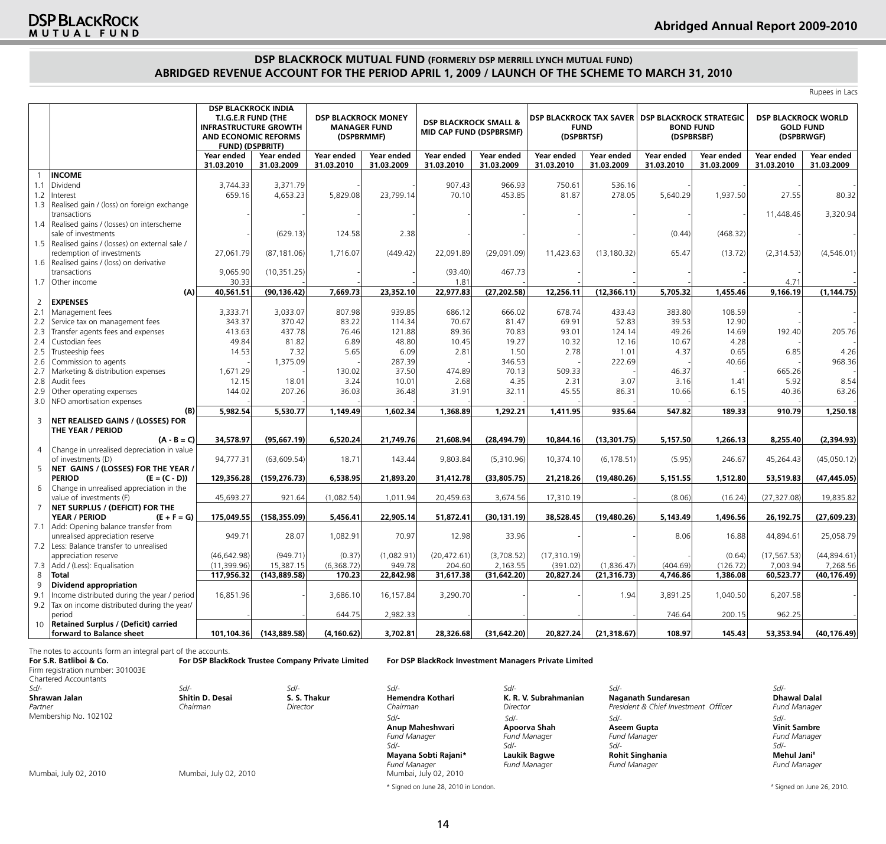## DSP BLACKROCK MUTUAL FUND (FORMERLY DSP MERRILL LYNCH MUTUAL FUND)
## ABRIDGED REVENUE ACCOUNT FOR THE PERIOD APRIL 1, 2009 / LAUNCH OF THE SCHEME TO MARCH 31, 2010

Rupees in Lacs

| | | DSP BLACKROCK INDIA T.I.G.E.R FUND (THE INFRASTRUCTURE GROWTH AND ECONOMIC REFORMS FUND) (DSPBRITF) | | DSP BLACKROCK MONEY MANAGER FUND (DSPBRMMF) | | DSP BLACKROCK SMALL & MID CAP FUND (DSPBRSMF) | | DSP BLACKROCK TAX SAVER FUND (DSPBRTSF) | | DSP BLACKROCK STRATEGIC BOND FUND (DSPBRSBF) | | DSP BLACKROCK WORLD GOLD FUND (DSPBRWGF) | |
|---|---|---|---|---|---|---|---|---|---|---|---|---|---|
| | | Year ended 31.03.2010 | Year ended 31.03.2009 | Year ended 31.03.2010 | Year ended 31.03.2009 | Year ended 31.03.2010 | Year ended 31.03.2009 | Year ended 31.03.2010 | Year ended 31.03.2009 | Year ended 31.03.2010 | Year ended 31.03.2009 | Year ended 31.03.2010 | Year ended 31.03.2009 |
| 1 | **INCOME** | | | | | | | | | | | | |
| 1.1 | Dividend | 3,744.33 | 3,371.79 | - | - | 907.43 | 966.93 | 750.61 | 536.16 | - | - | - | - |
| 1.2 | Interest | 659.16 | 4,653.23 | 5,829.08 | 23,799.14 | 70.10 | 453.85 | 81.87 | 278.05 | 5,640.29 | 1,937.50 | 27.55 | 80.32 |
| 1.3 | Realised gain / (loss) on foreign exchange transactions | - | - | - | - | - | - | - | - | - | - | 11,448.46 | 3,320.94 |
| 1.4 | Realised gains / (losses) on interscheme sale of investments | - | (629.13) | 124.58 | 2.38 | - | - | - | - | (0.44) | (468.32) | - | - |
| 1.5 | Realised gains / (losses) on external sale / redemption of investments | 27,061.79 | (87,181.06) | 1,716.07 | (449.42) | 22,091.89 | (29,091.09) | 11,423.63 | (13,180.32) | 65.47 | (13.72) | (2,314.53) | (4,546.01) |
| 1.6 | Realised gains / (loss) on derivative transactions | 9,065.90 | (10,351.25) | - | - | (93.40) | 467.73 | - | - | - | - | - | - |
| 1.7 | Other income | 30.33 | - | - | - | 1.81 | - | - | - | - | - | 4.71 | - |
| | **(A)** | **40,561.51** | **(90,136.42)** | **7,669.73** | **23,352.10** | **22,977.83** | **(27,202.58)** | **12,256.11** | **(12,366.11)** | **5,705.32** | **1,455.46** | **9,166.19** | **(1,144.75)** |
| 2 | **EXPENSES** | | | | | | | | | | | | |
| 2.1 | Management fees | 3,333.71 | 3,033.07 | 807.98 | 939.85 | 686.12 | 666.02 | 678.74 | 433.43 | 383.80 | 108.59 | - | - |
| 2.2 | Service tax on management fees | 343.37 | 370.42 | 83.22 | 114.34 | 70.67 | 81.47 | 69.91 | 52.83 | 39.53 | 12.90 | - | - |
| 2.3 | Transfer agents fees and expenses | 413.63 | 437.78 | 76.46 | 121.88 | 89.36 | 70.83 | 93.01 | 124.14 | 49.26 | 14.69 | 192.40 | 205.76 |
| 2.4 | Custodian fees | 49.84 | 81.82 | 6.89 | 48.80 | 10.45 | 19.27 | 10.32 | 12.16 | 10.67 | 4.28 | - | - |
| 2.5 | Trusteeship fees | 14.53 | 7.32 | 5.65 | 6.09 | 2.81 | 1.50 | 2.78 | 1.01 | 4.37 | 0.65 | 6.85 | 4.26 |
| 2.6 | Commission to agents | - | 1,375.09 | - | 287.39 | - | 346.53 | - | 222.69 | - | 40.66 | - | 968.36 |
| 2.7 | Marketing & distribution expenses | 1,671.29 | - | 130.02 | 37.50 | 474.89 | 70.13 | 509.33 | - | 46.37 | - | 665.26 | - |
| 2.8 | Audit fees | 12.15 | 18.01 | 3.24 | 10.01 | 2.68 | 4.35 | 2.31 | 3.07 | 3.16 | 1.41 | 5.92 | 8.54 |
| 2.9 | Other operating expenses | 144.02 | 207.26 | 36.03 | 36.48 | 31.91 | 32.11 | 45.55 | 86.31 | 10.66 | 6.15 | 40.36 | 63.26 |
| 3.0 | NFO amortisation expenses | - | - | - | - | - | - | - | - | - | - | - | - |
| | **(B)** | **5,982.54** | **5,530.77** | **1,149.49** | **1,602.34** | **1,368.89** | **1,292.21** | **1,411.95** | **935.64** | **547.82** | **189.33** | **910.79** | **1,250.18** |
| 3 | **NET REALISED GAINS / (LOSSES) FOR THE YEAR / PERIOD (A - B = C)** | **34,578.97** | **(95,667.19)** | **6,520.24** | **21,749.76** | **21,608.94** | **(28,494.79)** | **10,844.16** | **(13,301.75)** | **5,157.50** | **1,266.13** | **8,255.40** | **(2,394.93)** |
| 4 | Change in unrealised depreciation in value of investments (D) | 94,777.31 | (63,609.54) | 18.71 | 143.44 | 9,803.84 | (5,310.96) | 10,374.10 | (6,178.51) | (5.95) | 246.67 | 45,264.43 | (45,050.12) |
| 5 | **NET GAINS / (LOSSES) FOR THE YEAR / PERIOD (E = (C - D))** | **129,356.28** | **(159,276.73)** | **6,538.95** | **21,893.20** | **31,412.78** | **(33,805.75)** | **21,218.26** | **(19,480.26)** | **5,151.55** | **1,512.80** | **53,519.83** | **(47,445.05)** |
| 6 | Change in unrealised appreciation in the value of investments (F) | 45,693.27 | 921.64 | (1,082.54) | 1,011.94 | 20,459.63 | 3,674.56 | 17,310.19 | - | (8.06) | (16.24) | (27,327.08) | 19,835.82 |
| 7 | **NET SURPLUS / (DEFICIT) FOR THE YEAR / PERIOD (E + F = G)** | **175,049.55** | **(158,355.09)** | **5,456.41** | **22,905.14** | **51,872.41** | **(30,131.19)** | **38,528.45** | **(19,480.26)** | **5,143.49** | **1,496.56** | **26,192.75** | **(27,609.23)** |
| 7.1 | Add: Opening balance transfer from unrealised appreciation reserve | 949.71 | 28.07 | 1,082.91 | 70.97 | 12.98 | 33.96 | - | - | 8.06 | 16.88 | 44,894.61 | 25,058.79 |
| 7.2 | Less: Balance transfer to unrealised appreciation reserve | (46,642.98) | (949.71) | (0.37) | (1,082.91) | (20,472.61) | (3,708.52) | (17,310.19) | - | - | (0.64) | (17,567.53) | (44,894.61) |
| 7.3 | Add / (Less): Equalisation | (11,399.96) | 15,387.15 | (6,368.72) | 949.78 | 204.60 | 2,163.55 | (391.02) | (1,836.47) | (404.69) | (126.72) | 7,003.94 | 7,268.56 |
| 8 | **Total** | **117,956.32** | **(143,889.58)** | **170.23** | **22,842.98** | **31,617.38** | **(31,642.20)** | **20,827.24** | **(21,316.73)** | **4,746.86** | **1,386.08** | **60,523.77** | **(40,176.49)** |
| 9 | **Dividend appropriation** | | | | | | | | | | | | |
| 9.1 | Income distributed during the year / period | 16,851.96 | - | 3,686.10 | 16,157.84 | 3,290.70 | - | - | 1.94 | 3,891.25 | 1,040.50 | 6,207.58 | - |
| 9.2 | Tax on income distributed during the year/ period | - | - | 644.75 | 2,982.33 | - | - | - | - | 746.64 | 200.15 | 962.25 | - |
| 10 | **Retained Surplus / (Deficit) carried forward to Balance sheet** | **101,104.36** | **(143,889.58)** | **(4,160.62)** | **3,702.81** | **28,326.68** | **(31,642.20)** | **20,827.24** | **(21,318.67)** | **108.97** | **145.43** | **53,353.94** | **(40,176.49)** |

The notes to accounts form an integral part of the accounts.

**For S.R. Batliboi & Co.**
Firm registration number: 301003E
Chartered Accountants

Sd/-
**Shrawan Jalan**
*Partner*
Membership No. 102102

Mumbai, July 02, 2010

**For DSP BlackRock Trustee Company Private Limited**

Sd/-
**Shitin D. Desai**
*Chairman*

Sd/-
**S. S. Thakur**
*Director*

Mumbai, July 02, 2010

**For DSP BlackRock Investment Managers Private Limited**

Sd/-
**Hemendra Kothari**
*Chairman*

Sd/-
**K. R. V. Subrahmanian**
*Director*

Sd/-
**Naganath Sundaresan**
*President & Chief Investment Officer*

Sd/-
**Dhawal Dalal**
*Fund Manager*

Sd/-
**Anup Maheshwari**
*Fund Manager*

Sd/-
**Apoorva Shah**
*Fund Manager*

Sd/-
**Aseem Gupta**
*Fund Manager*

Sd/-
**Vinit Sambre**
*Fund Manager*

Sd/-
**Mayana Sobti Rajani***
*Fund Manager*

Sd/-
**Laukik Bagwe**
*Fund Manager*

Sd/-
**Rohit Singhania**
*Fund Manager*

Sd/-
**Mehul Jani#**
*Fund Manager*

Mumbai, July 02, 2010

\* Signed on June 28, 2010 in London.

\# Signed on June 26, 2010.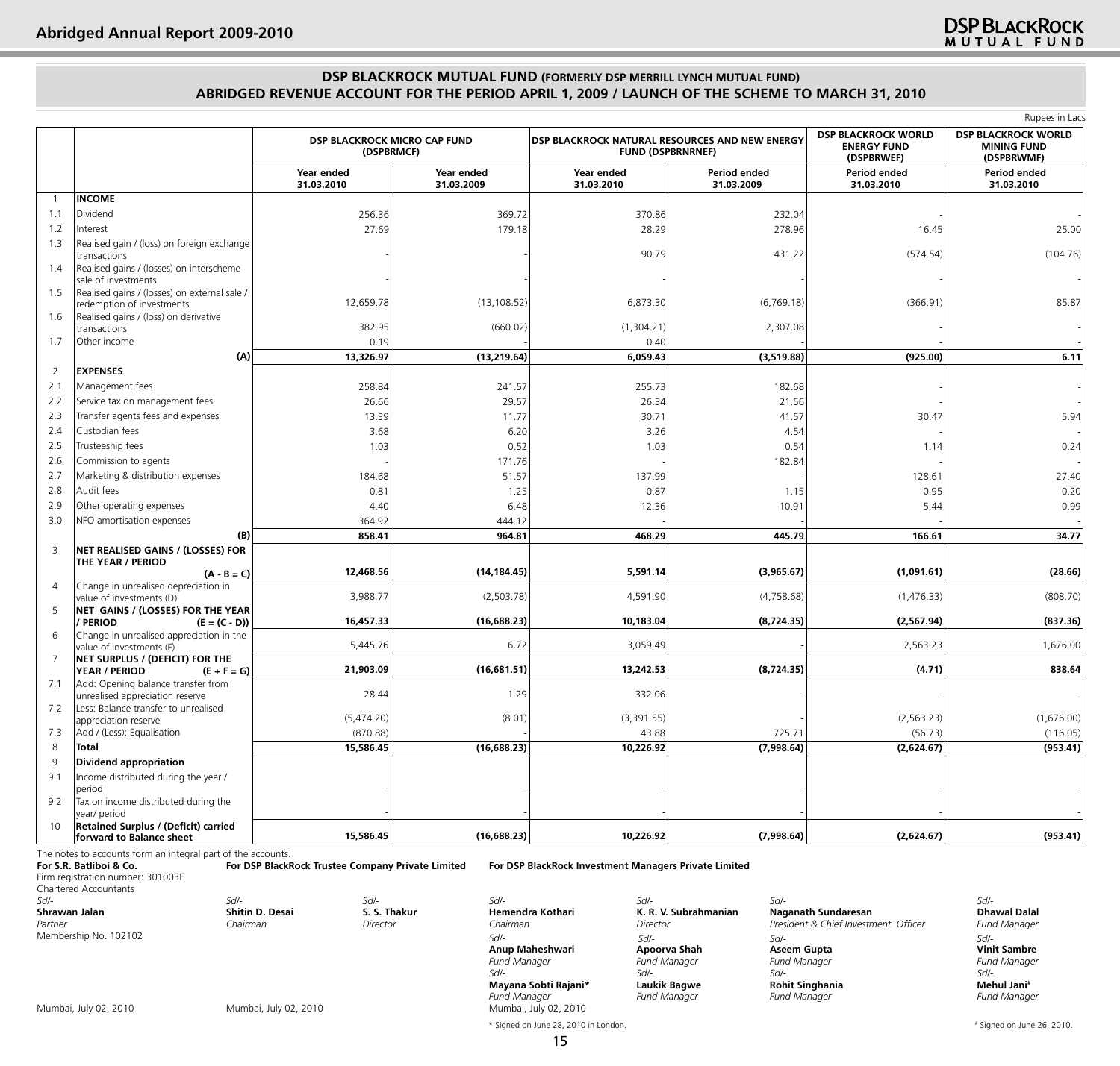## DSP BLACKROCK MUTUAL FUND (FORMERLY DSP MERRILL LYNCH MUTUAL FUND)
## ABRIDGED REVENUE ACCOUNT FOR THE PERIOD APRIL 1, 2009 / LAUNCH OF THE SCHEME TO MARCH 31, 2010

Rupees in Lacs

| | | DSP BLACKROCK MICRO CAP FUND (DSPBRMCF) | | DSP BLACKROCK NATURAL RESOURCES AND NEW ENERGY FUND (DSPBRNRNEF) | | DSP BLACKROCK WORLD ENERGY FUND (DSPBRWEF) | DSP BLACKROCK WORLD MINING FUND (DSPBRWMF) |
|---|---|---|---|---|---|---|---|
| | | Year ended 31.03.2010 | Year ended 31.03.2009 | Year ended 31.03.2010 | Period ended 31.03.2009 | Period ended 31.03.2010 | Period ended 31.03.2010 |
| 1 | **INCOME** | | | | | | |
| 1.1 | Dividend | 256.36 | 369.72 | 370.86 | 232.04 | - | - |
| 1.2 | Interest | 27.69 | 179.18 | 28.29 | 278.96 | 16.45 | 25.00 |
| 1.3 | Realised gain / (loss) on foreign exchange transactions | - | - | 90.79 | 431.22 | (574.54) | (104.76) |
| 1.4 | Realised gains / (losses) on interscheme sale of investments | - | - | - | - | - | - |
| 1.5 | Realised gains / (losses) on external sale / redemption of investments | 12,659.78 | (13,108.52) | 6,873.30 | (6,769.18) | (366.91) | 85.87 |
| 1.6 | Realised gains / (loss) on derivative transactions | 382.95 | (660.02) | (1,304.21) | 2,307.08 | - | - |
| 1.7 | Other income | 0.19 | - | 0.40 | - | - | - |
| | **(A)** | **13,326.97** | **(13,219.64)** | **6,059.43** | **(3,519.88)** | **(925.00)** | **6.11** |
| 2 | **EXPENSES** | | | | | | |
| 2.1 | Management fees | 258.84 | 241.57 | 255.73 | 182.68 | - | - |
| 2.2 | Service tax on management fees | 26.66 | 29.57 | 26.34 | 21.56 | - | - |
| 2.3 | Transfer agents fees and expenses | 13.39 | 11.77 | 30.71 | 41.57 | 30.47 | 5.94 |
| 2.4 | Custodian fees | 3.68 | 6.20 | 3.26 | 4.54 | - | - |
| 2.5 | Trusteeship fees | 1.03 | 0.52 | 1.03 | 0.54 | 1.14 | 0.24 |
| 2.6 | Commission to agents | - | 171.76 | - | 182.84 | - | - |
| 2.7 | Marketing & distribution expenses | 184.68 | 51.57 | 137.99 | - | 128.61 | 27.40 |
| 2.8 | Audit fees | 0.81 | 1.25 | 0.87 | 1.15 | 0.95 | 0.20 |
| 2.9 | Other operating expenses | 4.40 | 6.48 | 12.36 | 10.91 | 5.44 | 0.99 |
| 3.0 | NFO amortisation expenses | 364.92 | 444.12 | - | - | - | - |
| | **(B)** | **858.41** | **964.81** | **468.29** | **445.79** | **166.61** | **34.77** |
| 3 | **NET REALISED GAINS / (LOSSES) FOR THE YEAR / PERIOD (A - B = C)** | **12,468.56** | **(14,184.45)** | **5,591.14** | **(3,965.67)** | **(1,091.61)** | **(28.66)** |
| 4 | Change in unrealised depreciation in value of investments (D) | 3,988.77 | (2,503.78) | 4,591.90 | (4,758.68) | (1,476.33) | (808.70) |
| 5 | **NET GAINS / (LOSSES) FOR THE YEAR / PERIOD (E = (C - D))** | **16,457.33** | **(16,688.23)** | **10,183.04** | **(8,724.35)** | **(2,567.94)** | **(837.36)** |
| 6 | Change in unrealised appreciation in the value of investments (F) | 5,445.76 | 6.72 | 3,059.49 | - | 2,563.23 | 1,676.00 |
| 7 | **NET SURPLUS / (DEFICIT) FOR THE YEAR / PERIOD (E + F = G)** | **21,903.09** | **(16,681.51)** | **13,242.53** | **(8,724.35)** | **(4.71)** | **838.64** |
| 7.1 | Add: Opening balance transfer from unrealised appreciation reserve | 28.44 | 1.29 | 332.06 | - | - | - |
| 7.2 | Less: Balance transfer to unrealised appreciation reserve | (5,474.20) | (8.01) | (3,391.55) | - | (2,563.23) | (1,676.00) |
| 7.3 | Add / (Less): Equalisation | (870.88) | - | 43.88 | 725.71 | (56.73) | (116.05) |
| 8 | **Total** | **15,586.45** | **(16,688.23)** | **10,226.92** | **(7,998.64)** | **(2,624.67)** | **(953.41)** |
| 9 | **Dividend appropriation** | | | | | | |
| 9.1 | Income distributed during the year / period | - | - | - | - | - | - |
| 9.2 | Tax on income distributed during the year/ period | - | - | - | - | - | - |
| 10 | **Retained Surplus / (Deficit) carried forward to Balance sheet** | **15,586.45** | **(16,688.23)** | **10,226.92** | **(7,998.64)** | **(2,624.67)** | **(953.41)** |

The notes to accounts form an integral part of the accounts.

**For S.R. Batliboi & Co.**
Firm registration number: 301003E
Chartered Accountants

*Sd/-*
**Shrawan Jalan**
*Partner*
Membership No. 102102

Mumbai, July 02, 2010

**For DSP BlackRock Trustee Company Private Limited**

*Sd/-*
**Shitin D. Desai**
*Chairman*

*Sd/-*
**S. S. Thakur**
*Director*

Mumbai, July 02, 2010

**For DSP BlackRock Investment Managers Private Limited**

*Sd/-*
**Hemendra Kothari**
*Chairman*

*Sd/-*
**K. R. V. Subrahmanian**
*Director*

*Sd/-*
**Naganath Sundaresan**
*President & Chief Investment Officer*

*Sd/-*
**Dhawal Dalal**
*Fund Manager*

*Sd/-*
**Anup Maheshwari**
*Fund Manager*

*Sd/-*
**Apoorva Shah**
*Fund Manager*

*Sd/-*
**Aseem Gupta**
*Fund Manager*

*Sd/-*
**Vinit Sambre**
*Fund Manager*

*Sd/-*
**Mayana Sobti Rajani***
*Fund Manager*

*Sd/-*
**Laukik Bagwe**
*Fund Manager*

*Sd/-*
**Rohit Singhania**
*Fund Manager*

*Sd/-*
**Mehul Jani#**
*Fund Manager*

Mumbai, July 02, 2010

\* Signed on June 28, 2010 in London.

\# Signed on June 26, 2010.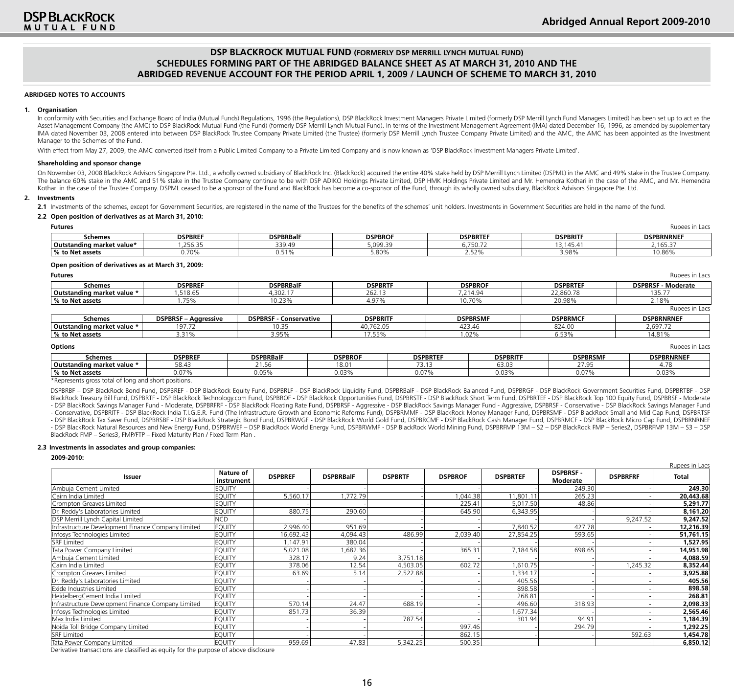# DSP BLACKROCK MUTUAL FUND (FORMERLY DSP MERRILL LYNCH MUTUAL FUND)
## SCHEDULES FORMING PART OF THE ABRIDGED BALANCE SHEET AS AT MARCH 31, 2010 AND THE ABRIDGED REVENUE ACCOUNT FOR THE PERIOD APRIL 1, 2009 / LAUNCH OF SCHEME TO MARCH 31, 2010

### ABRIDGED NOTES TO ACCOUNTS

**1. Organisation**

In conformity with Securities and Exchange Board of India (Mutual Funds) Regulations, 1996 (the Regulations), DSP BlackRock Investment Managers Private Limited (formerly DSP Merrill Lynch Fund Managers Limited) has been set up to act as the Asset Management Company (the AMC) to DSP BlackRock Mutual Fund (the Fund) (formerly DSP Merrill Lynch Mutual Fund). In terms of the Investment Management Agreement (IMA) dated December 16, 1996, as amended by supplementary IMA dated November 03, 2008 entered into between DSP BlackRock Trustee Company Private Limited (the Trustee) (formerly DSP Merrill Lynch Trustee Company Private Limited) and the AMC, the AMC has been appointed as the Investment Manager to the Schemes of the Fund.

With effect from May 27, 2009, the AMC converted itself from a Public Limited Company to a Private Limited Company and is now known as 'DSP BlackRock Investment Managers Private Limited'.

**Shareholding and sponsor change**

On November 03, 2008 BlackRock Advisors Singapore Pte. Ltd., a wholly owned subsidiary of BlackRock Inc. (BlackRock) acquired the entire 40% stake held by DSP Merrill Lynch Limited (DSPML) in the AMC and 49% stake in the Trustee Company. The balance 60% stake in the AMC and 51% stake in the Trustee Company continue to be with DSP ADIKO Holdings Private Limited, DSP HMK Holdings Private Limited and Mr. Hemendra Kothari in the case of the AMC, and Mr. Hemendra Kothari in the case of the Trustee Company. DSPML ceased to be a sponsor of the Fund and BlackRock has become a co-sponsor of the Fund, through its wholly owned subsidiary, BlackRock Advisors Singapore Pte. Ltd.

**2. Investments**

**2.1** Investments of the schemes, except for Government Securities, are registered in the name of the Trustees for the benefits of the schemes' unit holders. Investments in Government Securities are held in the name of the fund.

**2.2 Open position of derivatives as at March 31, 2010:**

**Futures** — Rupees in Lacs

| Schemes | DSPBREF | DSPBRBalF | DSPBROF | DSPBRTEF | DSPBRITF | DSPBRNRNEF |
|---|---|---|---|---|---|---|
| Outstanding market value* | 1,256.35 | 339.49 | 5,099.39 | 6,750.72 | 13,145.41 | 2,165.37 |
| % to Net assets | 0.70% | 0.51% | 5.80% | 2.52% | 3.98% | 10.86% |

**Open position of derivatives as at March 31, 2009:**

**Futures** — Rupees in Lacs

| Schemes | DSPBREF | DSPBRBalF | DSPBRTF | DSPBROF | DSPBRTEF | DSPBRSF - Moderate |
|---|---|---|---|---|---|---|
| Outstanding market value * | 1,518.65 | 4,302.17 | 262.13 | 7,214.94 | 22,860.78 | 135.77 |
| % to Net assets | 1.75% | 10.23% | 4.97% | 10.70% | 20.98% | 2.18% |

Rupees in Lacs

| Schemes | DSPBRSF – Aggressive | DSPBRSF - Conservative | DSPBRITF | DSPBRSMF | DSPBRMCF | DSPBRNRNEF |
|---|---|---|---|---|---|---|
| Outstanding market value * | 197.72 | 10.35 | 40,762.05 | 423.46 | 824.00 | 2,697.72 |
| % to Net assets | 3.31% | 3.95% | 17.55% | 1.02% | 6.53% | 14.81% |

**Options** — Rupees in Lacs

| Schemes | DSPBREF | DSPBRBalF | DSPBROF | DSPBRTEF | DSPBRITF | DSPBRSMF | DSPBRNRNEF |
|---|---|---|---|---|---|---|---|
| Outstanding market value * | 58.43 | 21.56 | 18.01 | 73.13 | 63.03 | 27.95 | 4.78 |
| % to Net assets | 0.07% | 0.05% | 0.03% | 0.07% | 0.03% | 0.07% | 0.03% |

*Represents gross total of long and short positions.

DSPBRBF – DSP BlackRock Bond Fund, DSPBREF - DSP BlackRock Equity Fund, DSPBRLF - DSP BlackRock Liquidity Fund, DSPBRBalF - DSP BlackRock Balanced Fund, DSPBRGF - DSP BlackRock Government Securities Fund, DSPBRTBF - DSP BlackRock Treasury Bill Fund, DSPBRTF - DSP BlackRock Technology.com Fund, DSPBROF - DSP BlackRock Opportunities Fund, DSPBRSTF - DSP BlackRock Short Term Fund, DSPBRTEF - DSP BlackRock Top 100 Equity Fund, DSPBRSF - Moderate - DSP BlackRock Savings Manager Fund - Moderate, DSPBRFRF - DSP BlackRock Floating Rate Fund, DSPBRSF - Aggressive - DSP BlackRock Savings Manager Fund - Aggressive, DSPBRSF - Conservative - DSP BlackRock Savings Manager Fund - Conservative, DSPBRITF - DSP BlackRock India T.I.G.E.R. Fund (The Infrastructure Growth and Economic Reforms Fund), DSPBRMMF - DSP BlackRock Money Manager Fund, DSPBRSMF - DSP BlackRock Small and Mid Cap Fund, DSPBRTSF - DSP BlackRock Tax Saver Fund, DSPBRSBF - DSP BlackRock Strategic Bond Fund, DSPBRWGF - DSP BlackRock World Gold Fund, DSPBRCMF - DSP BlackRock Cash Manager Fund, DSPBRMCF - DSP BlackRock Micro Cap Fund, DSPBRNRNEF - DSP BlackRock Natural Resources and New Energy Fund, DSPBRWEF – DSP BlackRock World Energy Fund, DSPBRWMF - DSP BlackRock World Mining Fund, DSPBRFMP 13M – S2 – DSP BlackRock FMP – Series2, DSPBRFMP 13M – S3 – DSP BlackRock FMP – Series3, FMP/FTP – Fixed Maturity Plan / Fixed Term Plan .

**2.3 Investments in associates and group companies:**

**2009-2010:** — Rupees in Lacs

| Issuer | Nature of instrument | DSPBREF | DSPBRBalF | DSPBRTF | DSPBROF | DSPBRTEF | DSPBRSF - Moderate | DSPBRFRF | Total |
|---|---|---|---|---|---|---|---|---|---|
| Ambuja Cement Limited | EQUITY | - | - | - | - | - | 249.30 | - | **249.30** |
| Cairn India Limited | EQUITY | 5,560.17 | 1,772.79 | - | 1,044.38 | 11,801.11 | 265.23 | - | **20,443.68** |
| Crompton Greaves Limited | EQUITY | - | - | - | 225.41 | 5,017.50 | 48.86 | - | **5,291.77** |
| Dr. Reddy's Laboratories Limited | EQUITY | 880.75 | 290.60 | - | 645.90 | 6,343.95 | - | - | **8,161.20** |
| DSP Merrill Lynch Capital Limited | NCD | - | - | - | - | - | - | 9,247.52 | **9,247.52** |
| Infrastructure Development Finance Company Limited | EQUITY | 2,996.40 | 951.69 | - | - | 7,840.52 | 427.78 | - | **12,216.39** |
| Infosys Technologies Limited | EQUITY | 16,692.43 | 4,094.43 | 486.99 | 2,039.40 | 27,854.25 | 593.65 | - | **51,761.15** |
| SRF Limited | EQUITY | 1,147.91 | 380.04 | - | - | - | - | - | **1,527.95** |
| Tata Power Company Limited | EQUITY | 5,021.08 | 1,682.36 | - | 365.31 | 7,184.58 | 698.65 | - | **14,951.98** |
| Ambuja Cement Limited | EQUITY | 328.17 | 9.24 | 3,751.18 | - | - | - | - | **4,088.59** |
| Cairn India Limited | EQUITY | 378.06 | 12.54 | 4,503.05 | 602.72 | 1,610.75 | - | 1,245.32 | **8,352.44** |
| Crompton Greaves Limited | EQUITY | 63.69 | 5.14 | 2,522.88 | - | 1,334.17 | - | - | **3,925.88** |
| Dr. Reddy's Laboratories Limited | EQUITY | - | - | - | - | 405.56 | - | - | **405.56** |
| Exide Industries Limited | EQUITY | - | - | - | - | 898.58 | - | - | **898.58** |
| HeidelbergCement India Limited | EQUITY | - | - | - | - | 268.81 | - | - | **268.81** |
| Infrastructure Development Finance Company Limited | EQUITY | 570.14 | 24.47 | 688.19 | - | 496.60 | 318.93 | - | **2,098.33** |
| Infosys Technologies Limited | EQUITY | 851.73 | 36.39 | - | - | 1,677.34 | - | - | **2,565.46** |
| Max India Limited | EQUITY | - | - | 787.54 | - | 301.94 | 94.91 | - | **1,184.39** |
| Noida Toll Bridge Company Limited | EQUITY | - | - | - | 997.46 | - | 294.79 | - | **1,292.25** |
| SRF Limited | EQUITY | - | - | - | 862.15 | - | - | 592.63 | **1,454.78** |
| Tata Power Company Limited | EQUITY | 959.69 | 47.83 | 5,342.25 | 500.35 | - | - | - | **6,850.12** |

Derivative transactions are classified as equity for the purpose of above disclosure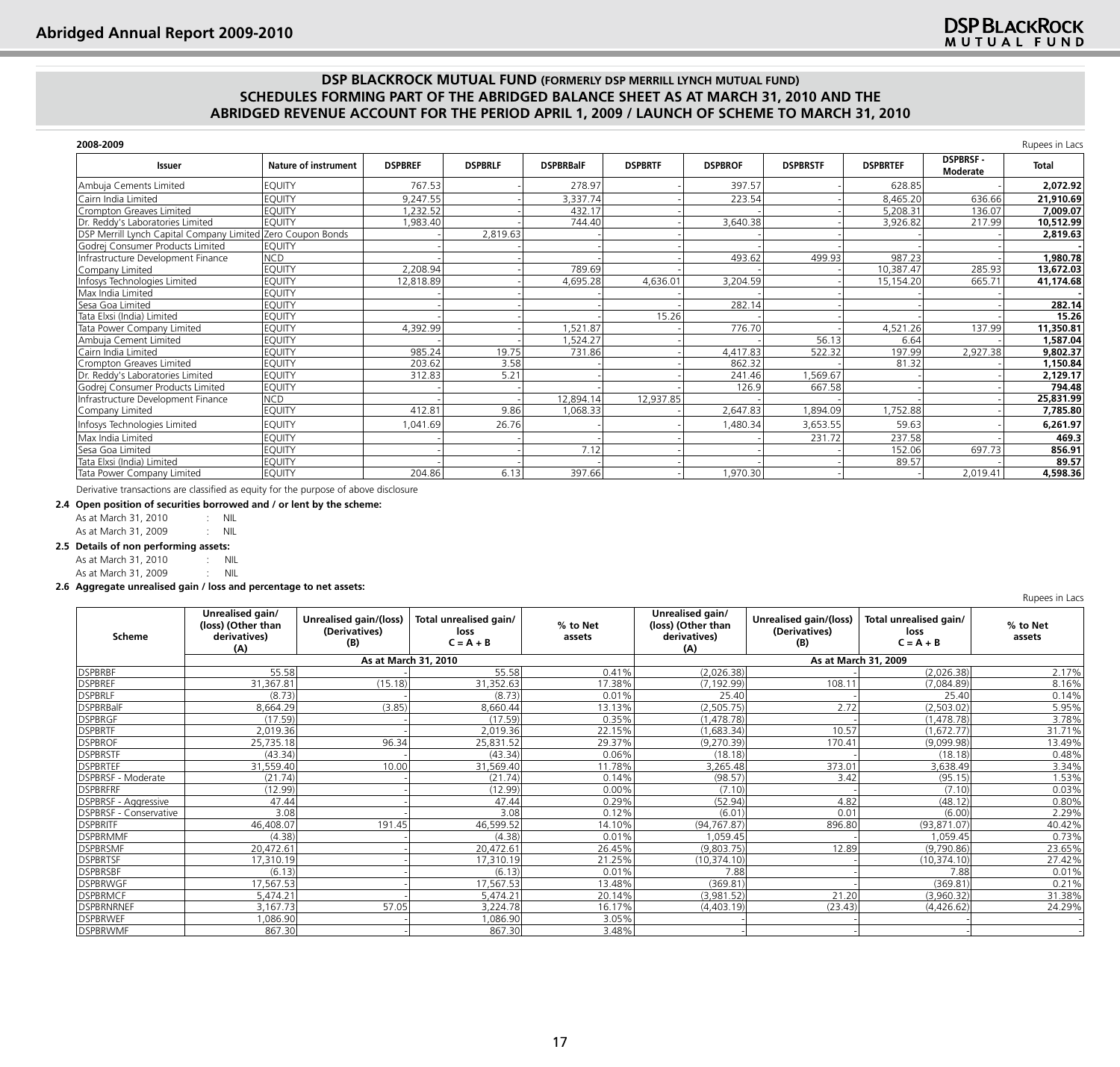## DSP BLACKROCK MUTUAL FUND (FORMERLY DSP MERRILL LYNCH MUTUAL FUND)
## SCHEDULES FORMING PART OF THE ABRIDGED BALANCE SHEET AS AT MARCH 31, 2010 AND THE ABRIDGED REVENUE ACCOUNT FOR THE PERIOD APRIL 1, 2009 / LAUNCH OF SCHEME TO MARCH 31, 2010

**2008-2009**

Rupees in Lacs

| Issuer | Nature of instrument | DSPBREF | DSPBRLF | DSPBRBalF | DSPBRTF | DSPBROF | DSPBRSTF | DSPBRTEF | DSPBRSF - Moderate | Total |
|---|---|---|---|---|---|---|---|---|---|---|
| Ambuja Cements Limited | EQUITY | 767.53 | - | 278.97 | - | 397.57 | - | 628.85 | - | **2,072.92** |
| Cairn India Limited | EQUITY | 9,247.55 | - | 3,337.74 | - | 223.54 | - | 8,465.20 | 636.66 | **21,910.69** |
| Crompton Greaves Limited | EQUITY | 1,232.52 | - | 432.17 | - | - | - | 5,208.31 | 136.07 | **7,009.07** |
| Dr. Reddy's Laboratories Limited | EQUITY | 1,983.40 | - | 744.40 | - | 3,640.38 | - | 3,926.82 | 217.99 | **10,512.99** |
| DSP Merrill Lynch Capital Company Limited | Zero Coupon Bonds | - | 2,819.63 | - | - | - | - | - | - | **2,819.63** |
| Godrej Consumer Products Limited | EQUITY | - | - | - | - | - | - | - | - | **-** |
| Infrastructure Development Finance | NCD | - | - | - | - | 493.62 | 499.93 | 987.23 | - | **1,980.78** |
| Company Limited | EQUITY | 2,208.94 | - | 789.69 | - | - | - | 10,387.47 | 285.93 | **13,672.03** |
| Infosys Technologies Limited | EQUITY | 12,818.89 | - | 4,695.28 | 4,636.01 | 3,204.59 | - | 15,154.20 | 665.71 | **41,174.68** |
| Max India Limited | EQUITY | - | - | - | - | - | - | - | - | **-** |
| Sesa Goa Limited | EQUITY | - | - | - | - | 282.14 | - | - | - | **282.14** |
| Tata Elxsi (India) Limited | EQUITY | - | - | - | 15.26 | - | - | - | - | **15.26** |
| Tata Power Company Limited | EQUITY | 4,392.99 | - | 1,521.87 | - | 776.70 | - | 4,521.26 | 137.99 | **11,350.81** |
| Ambuja Cement Limited | EQUITY | - | - | 1,524.27 | - | - | 56.13 | 6.64 | - | **1,587.04** |
| Cairn India Limited | EQUITY | 985.24 | 19.75 | 731.86 | - | 4,417.83 | 522.32 | 197.99 | 2,927.38 | **9,802.37** |
| Crompton Greaves Limited | EQUITY | 203.62 | 3.58 | - | - | 862.32 | - | 81.32 | - | **1,150.84** |
| Dr. Reddy's Laboratories Limited | EQUITY | 312.83 | 5.21 | - | - | 241.46 | 1,569.67 | - | - | **2,129.17** |
| Godrej Consumer Products Limited | EQUITY | - | - | - | - | 126.9 | 667.58 | - | - | **794.48** |
| Infrastructure Development Finance | NCD | - | - | 12,894.14 | 12,937.85 | - | - | - | - | **25,831.99** |
| Company Limited | EQUITY | 412.81 | 9.86 | 1,068.33 | - | 2,647.83 | 1,894.09 | 1,752.88 | - | **7,785.80** |
| Infosys Technologies Limited | EQUITY | 1,041.69 | 26.76 | - | - | 1,480.34 | 3,653.55 | 59.63 | - | **6,261.97** |
| Max India Limited | EQUITY | - | - | - | - | - | 231.72 | 237.58 | - | **469.3** |
| Sesa Goa Limited | EQUITY | - | - | 7.12 | - | - | - | 152.06 | 697.73 | **856.91** |
| Tata Elxsi (India) Limited | EQUITY | - | - | - | - | - | - | 89.57 | - | **89.57** |
| Tata Power Company Limited | EQUITY | 204.86 | 6.13 | 397.66 | - | 1,970.30 | - | - | 2,019.41 | **4,598.36** |

Derivative transactions are classified as equity for the purpose of above disclosure

**2.4 Open position of securities borrowed and / or lent by the scheme:**

As at March 31, 2010 : NIL
As at March 31, 2009 : NIL

**2.5 Details of non performing assets:**

As at March 31, 2010 : NIL
As at March 31, 2009 : NIL

**2.6 Aggregate unrealised gain / loss and percentage to net assets:**

Rupees in Lacs

| Scheme | Unrealised gain/ (loss) (Other than derivatives) (A) | Unrealised gain/(loss) (Derivatives) (B) | Total unrealised gain/ loss C = A + B | % to Net assets | Unrealised gain/ (loss) (Other than derivatives) (A) | Unrealised gain/(loss) (Derivatives) (B) | Total unrealised gain/ loss C = A + B | % to Net assets |
|---|---|---|---|---|---|---|---|---|
| | As at March 31, 2010 | | | | As at March 31, 2009 | | | |
| DSPBRBF | 55.58 | - | 55.58 | 0.41% | (2,026.38) | - | (2,026.38) | 2.17% |
| DSPBREF | 31,367.81 | (15.18) | 31,352.63 | 17.38% | (7,192.99) | 108.11 | (7,084.89) | 8.16% |
| DSPBRLF | (8.73) | - | (8.73) | 0.01% | 25.40 | - | 25.40 | 0.14% |
| DSPBRBalF | 8,664.29 | (3.85) | 8,660.44 | 13.13% | (2,505.75) | 2.72 | (2,503.02) | 5.95% |
| DSPBRGF | (17.59) | - | (17.59) | 0.35% | (1,478.78) | - | (1,478.78) | 3.78% |
| DSPBRTF | 2,019.36 | - | 2,019.36 | 22.15% | (1,683.34) | 10.57 | (1,672.77) | 31.71% |
| DSPBROF | 25,735.18 | 96.34 | 25,831.52 | 29.37% | (9,270.39) | 170.41 | (9,099.98) | 13.49% |
| DSPBRSTF | (43.34) | - | (43.34) | 0.06% | (18.18) | - | (18.18) | 0.48% |
| DSPBRTEF | 31,559.40 | 10.00 | 31,569.40 | 11.78% | 3,265.48 | 373.01 | 3,638.49 | 3.34% |
| DSPBRSF - Moderate | (21.74) | - | (21.74) | 0.14% | (98.57) | 3.42 | (95.15) | 1.53% |
| DSPBRFRF | (12.99) | - | (12.99) | 0.00% | (7.10) | - | (7.10) | 0.03% |
| DSPBRSF - Aggressive | 47.44 | - | 47.44 | 0.29% | (52.94) | 4.82 | (48.12) | 0.80% |
| DSPBRSF - Conservative | 3.08 | - | 3.08 | 0.12% | (6.01) | 0.01 | (6.00) | 2.29% |
| DSPBRITF | 46,408.07 | 191.45 | 46,599.52 | 14.10% | (94,767.87) | 896.80 | (93,871.07) | 40.42% |
| DSPBRMMF | (4.38) | - | (4.38) | 0.01% | 1,059.45 | - | 1,059.45 | 0.73% |
| DSPBRSMF | 20,472.61 | - | 20,472.61 | 26.45% | (9,803.75) | 12.89 | (9,790.86) | 23.65% |
| DSPBRTSF | 17,310.19 | - | 17,310.19 | 21.25% | (10,374.10) | - | (10,374.10) | 27.42% |
| DSPBRSBF | (6.13) | - | (6.13) | 0.01% | 7.88 | - | 7.88 | 0.01% |
| DSPBRWGF | 17,567.53 | - | 17,567.53 | 13.48% | (369.81) | - | (369.81) | 0.21% |
| DSPBRMCF | 5,474.21 | - | 5,474.21 | 20.14% | (3,981.52) | 21.20 | (3,960.32) | 31.38% |
| DSPBRNRNEF | 3,167.73 | 57.05 | 3,224.78 | 16.17% | (4,403.19) | (23.43) | (4,426.62) | 24.29% |
| DSPBRWEF | 1,086.90 | - | 1,086.90 | 3.05% | - | - | - | - |
| DSPBRWMF | 867.30 | - | 867.30 | 3.48% | - | - | - | - |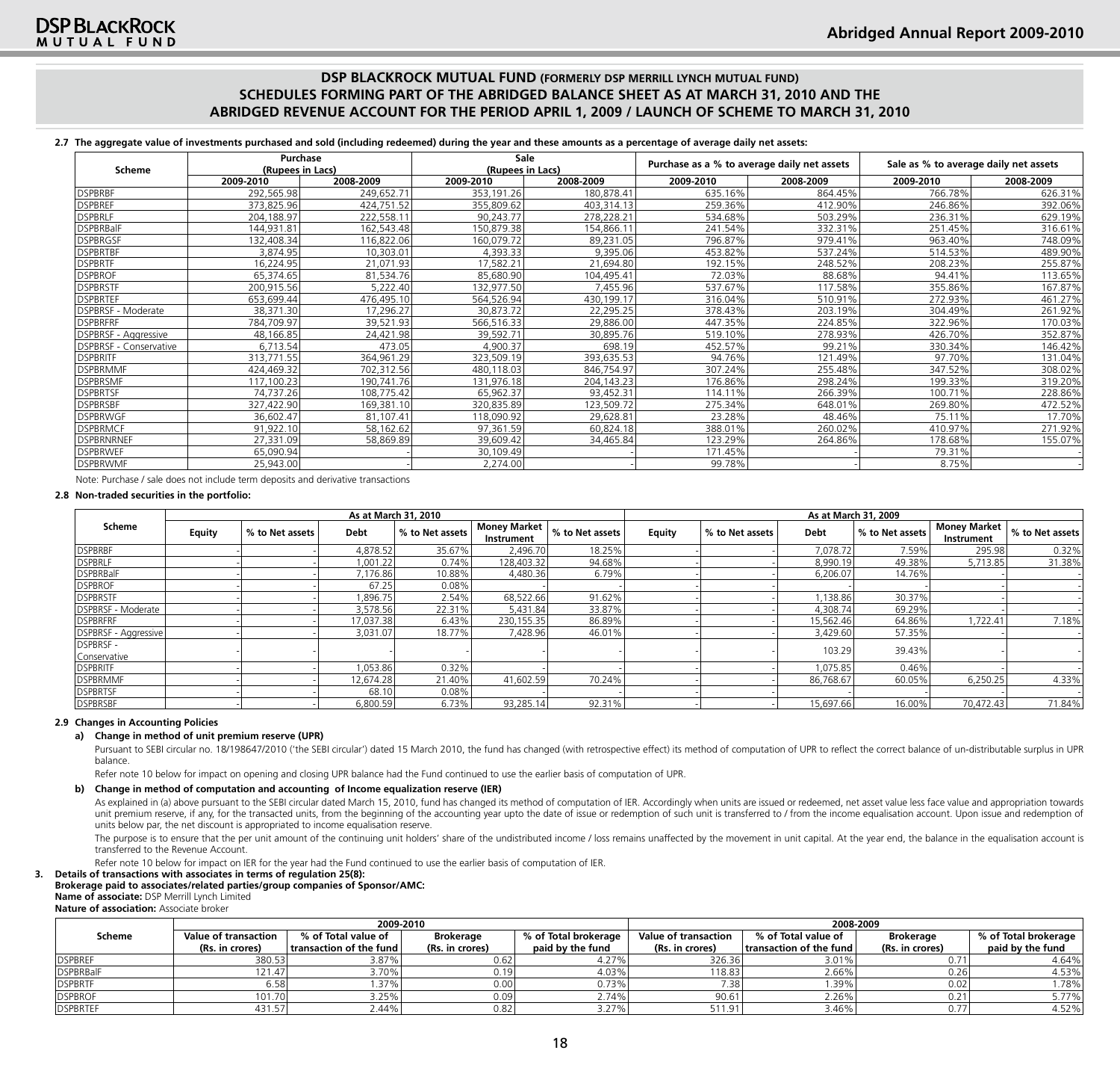## DSP BLACKROCK MUTUAL FUND (FORMERLY DSP MERRILL LYNCH MUTUAL FUND)
## SCHEDULES FORMING PART OF THE ABRIDGED BALANCE SHEET AS AT MARCH 31, 2010 AND THE ABRIDGED REVENUE ACCOUNT FOR THE PERIOD APRIL 1, 2009 / LAUNCH OF SCHEME TO MARCH 31, 2010

**2.7 The aggregate value of investments purchased and sold (including redeemed) during the year and these amounts as a percentage of average daily net assets:**

| Scheme | Purchase (Rupees in Lacs) | | Sale (Rupees in Lacs) | | Purchase as a % to average daily net assets | | Sale as % to average daily net assets | |
|---|---|---|---|---|---|---|---|---|
| | 2009-2010 | 2008-2009 | 2009-2010 | 2008-2009 | 2009-2010 | 2008-2009 | 2009-2010 | 2008-2009 |
| DSPBRBF | 292,565.98 | 249,652.71 | 353,191.26 | 180,878.41 | 635.16% | 864.45% | 766.78% | 626.31% |
| DSPBREF | 373,825.96 | 424,751.52 | 355,809.62 | 403,314.13 | 259.36% | 412.90% | 246.86% | 392.06% |
| DSPBRLF | 204,188.97 | 222,558.11 | 90,243.77 | 278,228.21 | 534.68% | 503.29% | 236.31% | 629.19% |
| DSPBRBalF | 144,931.81 | 162,543.48 | 150,879.38 | 154,866.11 | 241.54% | 332.31% | 251.45% | 316.61% |
| DSPBRGSF | 132,408.34 | 116,822.06 | 160,079.72 | 89,231.05 | 796.87% | 979.41% | 963.40% | 748.09% |
| DSPBRTBF | 3,874.95 | 10,303.01 | 4,393.33 | 9,395.06 | 453.82% | 537.24% | 514.53% | 489.90% |
| DSPBRTF | 16,224.95 | 21,071.93 | 17,582.21 | 21,694.80 | 192.15% | 248.52% | 208.23% | 255.87% |
| DSPBROF | 65,374.65 | 81,534.76 | 85,680.90 | 104,495.41 | 72.03% | 88.68% | 94.41% | 113.65% |
| DSPBRSTF | 200,915.56 | 5,222.40 | 132,977.50 | 7,455.96 | 537.67% | 117.58% | 355.86% | 167.87% |
| DSPBRTEF | 653,699.44 | 476,495.10 | 564,526.94 | 430,199.17 | 316.04% | 510.91% | 272.93% | 461.27% |
| DSPBRSF - Moderate | 38,371.30 | 17,296.27 | 30,873.72 | 22,295.25 | 378.43% | 203.19% | 304.49% | 261.92% |
| DSPBRFRF | 784,709.97 | 39,521.93 | 566,516.33 | 29,886.00 | 447.35% | 224.85% | 322.96% | 170.03% |
| DSPBRSF - Aggressive | 48,166.85 | 24,421.98 | 39,592.71 | 30,895.76 | 519.10% | 278.93% | 426.70% | 352.87% |
| DSPBRSF - Conservative | 6,713.54 | 473.05 | 4,900.37 | 698.19 | 452.57% | 99.21% | 330.34% | 146.42% |
| DSPBRITF | 313,771.55 | 364,961.29 | 323,509.19 | 393,635.53 | 94.76% | 121.49% | 97.70% | 131.04% |
| DSPBRMMF | 424,469.32 | 702,312.56 | 480,118.03 | 846,754.97 | 307.24% | 255.48% | 347.52% | 308.02% |
| DSPBRSMF | 117,100.23 | 190,741.76 | 131,976.18 | 204,143.23 | 176.86% | 298.24% | 199.33% | 319.20% |
| DSPBRTSF | 74,737.26 | 108,775.42 | 65,962.37 | 93,452.31 | 114.11% | 266.39% | 100.71% | 228.86% |
| DSPBRSBF | 327,422.90 | 169,381.10 | 320,835.89 | 123,509.72 | 275.34% | 648.01% | 269.80% | 472.52% |
| DSPBRWGF | 36,602.47 | 81,107.41 | 118,090.92 | 29,628.81 | 23.28% | 48.46% | 75.11% | 17.70% |
| DSPBRMCF | 91,922.10 | 58,162.62 | 97,361.59 | 60,824.18 | 388.01% | 260.02% | 410.97% | 271.92% |
| DSPBRNRNEF | 27,331.09 | 58,869.89 | 39,609.42 | 34,465.84 | 123.29% | 264.86% | 178.68% | 155.07% |
| DSPBRWEF | 65,090.94 | - | 30,109.49 | - | 171.45% | - | 79.31% | - |
| DSPBRWMF | 25,943.00 | - | 2,274.00 | - | 99.78% | - | 8.75% | - |

Note: Purchase / sale does not include term deposits and derivative transactions

**2.8 Non-traded securities in the portfolio:**

| Scheme | As at March 31, 2010 | | | | | | As at March 31, 2009 | | | | | |
|---|---|---|---|---|---|---|---|---|---|---|---|---|
| | Equity | % to Net assets | Debt | % to Net assets | Money Market Instrument | % to Net assets | Equity | % to Net assets | Debt | % to Net assets | Money Market Instrument | % to Net assets |
| DSPBRBF | - | - | 4,878.52 | 35.67% | 2,496.70 | 18.25% | - | - | 7,078.72 | 7.59% | 295.98 | 0.32% |
| DSPBRLF | - | - | 1,001.22 | 0.74% | 128,403.32 | 94.68% | - | - | 8,990.19 | 49.38% | 5,713.85 | 31.38% |
| DSPBRBalF | - | - | 7,176.86 | 10.88% | 4,480.36 | 6.79% | - | - | 6,206.07 | 14.76% | - | - |
| DSPBROF | - | - | 67.25 | 0.08% | - | - | - | - | - | - | - | - |
| DSPBRSTF | - | - | 1,896.75 | 2.54% | 68,522.66 | 91.62% | - | - | 1,138.86 | 30.37% | - | - |
| DSPBRSF - Moderate | - | - | 3,578.56 | 22.31% | 5,431.84 | 33.87% | - | - | 4,308.74 | 69.29% | - | - |
| DSPBRFRF | - | - | 17,037.38 | 6.43% | 230,155.35 | 86.89% | - | - | 15,562.46 | 64.86% | 1,722.41 | 7.18% |
| DSPBRSF - Aggressive | - | - | 3,031.07 | 18.77% | 7,428.96 | 46.01% | - | - | 3,429.60 | 57.35% | - | - |
| DSPBRSF - Conservative | - | - | - | - | - | - | - | - | 103.29 | 39.43% | - | - |
| DSPBRITF | - | - | 1,053.86 | 0.32% | - | - | - | - | 1,075.85 | 0.46% | - | - |
| DSPBRMMF | - | - | 12,674.28 | 21.40% | 41,602.59 | 70.24% | - | - | 86,768.67 | 60.05% | 6,250.25 | 4.33% |
| DSPBRTSF | - | - | 68.10 | 0.08% | - | - | - | - | - | - | - | - |
| DSPBRSBF | - | - | 6,800.59 | 6.73% | 93,285.14 | 92.31% | - | - | 15,697.66 | 16.00% | 70,472.43 | 71.84% |

**2.9 Changes in Accounting Policies**

**a) Change in method of unit premium reserve (UPR)**

Pursuant to SEBI circular no. 18/198647/2010 ('the SEBI circular') dated 15 March 2010, the fund has changed (with retrospective effect) its method of computation of UPR to reflect the correct balance of un-distributable surplus in UPR balance.

Refer note 10 below for impact on opening and closing UPR balance had the Fund continued to use the earlier basis of computation of UPR.

**b) Change in method of computation and accounting of Income equalization reserve (IER)**

As explained in (a) above pursuant to the SEBI circular dated March 15, 2010, fund has changed its method of computation of IER. Accordingly when units are issued or redeemed, net asset value less face value and appropriation towards unit premium reserve, if any, for the transacted units, from the beginning of the accounting year upto the date of issue or redemption of such unit is transferred to / from the income equalisation account. Upon issue and redemption of units below par, the net discount is appropriated to income equalisation reserve.

The purpose is to ensure that the per unit amount of the continuing unit holders' share of the undistributed income / loss remains unaffected by the movement in unit capital. At the year end, the balance in the equalisation account is transferred to the Revenue Account.

Refer note 10 below for impact on IER for the year had the Fund continued to use the earlier basis of computation of IER.

**3. Details of transactions with associates in terms of regulation 25(8):**

**Brokerage paid to associates/related parties/group companies of Sponsor/AMC:**

**Name of associate:** DSP Merrill Lynch Limited

**Nature of association:** Associate broker

| Scheme | 2009-2010 | | | | 2008-2009 | | | |
|---|---|---|---|---|---|---|---|---|
| | Value of transaction (Rs. in crores) | % of Total value of transaction of the fund | Brokerage (Rs. in crores) | % of Total brokerage paid by the fund | Value of transaction (Rs. in crores) | % of Total value of transaction of the fund | Brokerage (Rs. in crores) | % of Total brokerage paid by the fund |
| DSPBREF | 380.53 | 3.87% | 0.62 | 4.27% | 326.36 | 3.01% | 0.71 | 4.64% |
| DSPBRBalF | 121.47 | 3.70% | 0.19 | 4.03% | 118.83 | 2.66% | 0.26 | 4.53% |
| DSPBRTF | 6.58 | 1.37% | 0.00 | 0.73% | 7.38 | 1.39% | 0.02 | 1.78% |
| DSPBROF | 101.70 | 3.25% | 0.09 | 2.74% | 90.61 | 2.26% | 0.21 | 5.77% |
| DSPBRTEF | 431.57 | 2.44% | 0.82 | 3.27% | 511.91 | 3.46% | 0.77 | 4.52% |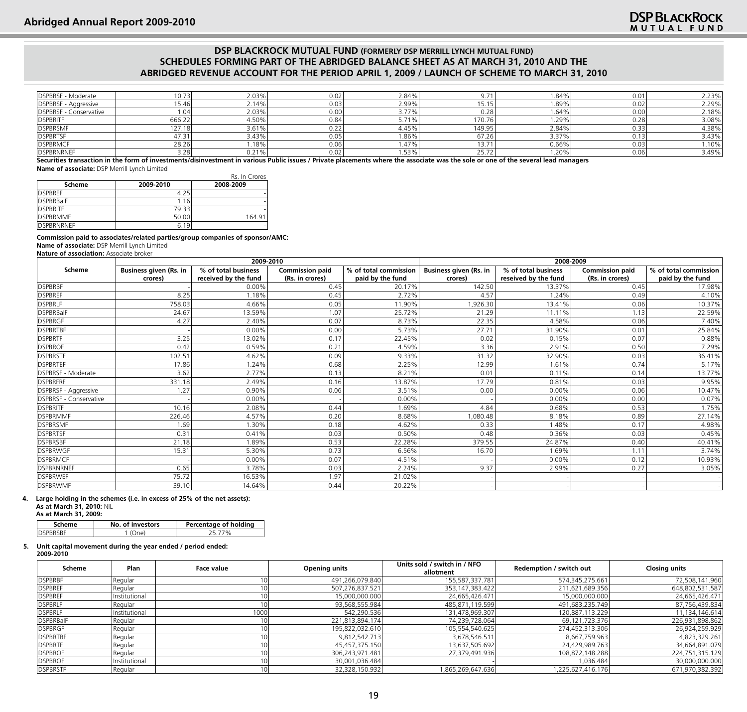## DSP BLACKROCK MUTUAL FUND (FORMERLY DSP MERRILL LYNCH MUTUAL FUND)
## SCHEDULES FORMING PART OF THE ABRIDGED BALANCE SHEET AS AT MARCH 31, 2010 AND THE ABRIDGED REVENUE ACCOUNT FOR THE PERIOD APRIL 1, 2009 / LAUNCH OF SCHEME TO MARCH 31, 2010

| | | | | | | | | |
|---|---|---|---|---|---|---|---|---|
| DSPBRSF - Moderate | 10.73 | 2.03% | 0.02 | 2.84% | 9.71 | 1.84% | 0.01 | 2.23% |
| DSPBRSF - Aggressive | 15.46 | 2.14% | 0.03 | 2.99% | 15.15 | 1.89% | 0.02 | 2.29% |
| DSPBRSF - Conservative | 1.04 | 2.03% | 0.00 | 3.77% | 0.28 | 1.64% | 0.00 | 2.18% |
| DSPBRITF | 666.22 | 4.50% | 0.84 | 5.71% | 170.76 | 1.29% | 0.28 | 3.08% |
| DSPBRSMF | 127.18 | 3.61% | 0.22 | 4.45% | 149.95 | 2.84% | 0.33 | 4.38% |
| DSPBRTSF | 47.31 | 3.43% | 0.05 | 1.86% | 67.26 | 3.37% | 0.13 | 3.43% |
| DSPBRMCF | 28.26 | 1.18% | 0.06 | 1.47% | 13.71 | 0.66% | 0.03 | 1.10% |
| DSPBRNRNEF | 3.28 | 0.21% | 0.02 | 1.53% | 25.72 | 1.20% | 0.06 | 3.49% |

**Securities transaction in the form of investments/disinvestment in various Public issues / Private placements where the associate was the sole or one of the several lead managers**

**Name of associate:** DSP Merrill Lynch Limited

Rs. In Crores

| Scheme | 2009-2010 | 2008-2009 |
|---|---|---|
| DSPBREF | 4.25 | - |
| DSPBRBalF | 1.16 | - |
| DSPBRITF | 79.33 | - |
| DSPBRMMF | 50.00 | 164.91 |
| DSPBRNRNEF | 6.19 | - |

**Commission paid to associates/related parties/group companies of sponsor/AMC:**

**Name of associate:** DSP Merrill Lynch Limited

**Nature of association:** Associate broker

| Scheme | 2009-2010 | | | | 2008-2009 | | | |
|---|---|---|---|---|---|---|---|---|
| | Business given (Rs. in crores) | % of total business received by the fund | Commission paid (Rs. in crores) | % of total commission paid by the fund | Business given (Rs. in crores) | % of total business reseived by the fund | Commission paid (Rs. in crores) | % of total commission paid by the fund |
| DSPBRBF | - | 0.00% | 0.45 | 20.17% | 142.50 | 13.37% | 0.45 | 17.98% |
| DSPBREF | 8.25 | 1.18% | 0.45 | 2.72% | 4.57 | 1.24% | 0.49 | 4.10% |
| DSPBRLF | 758.03 | 4.66% | 0.05 | 11.90% | 1,926.30 | 13.41% | 0.06 | 10.37% |
| DSPBRBalF | 24.67 | 13.59% | 1.07 | 25.72% | 21.29 | 11.11% | 1.13 | 22.59% |
| DSPBRGF | 4.27 | 2.40% | 0.07 | 8.73% | 22.35 | 4.58% | 0.06 | 7.40% |
| DSPBRTBF | - | 0.00% | 0.00 | 5.73% | 27.71 | 31.90% | 0.01 | 25.84% |
| DSPBRTF | 3.25 | 13.02% | 0.17 | 22.45% | 0.02 | 0.15% | 0.07 | 0.88% |
| DSPBROF | 0.42 | 0.59% | 0.21 | 4.59% | 3.36 | 2.91% | 0.50 | 7.29% |
| DSPBRSTF | 102.51 | 4.62% | 0.09 | 9.33% | 31.32 | 32.90% | 0.03 | 36.41% |
| DSPBRTEF | 17.86 | 1.24% | 0.68 | 2.25% | 12.99 | 1.61% | 0.74 | 5.17% |
| DSPBRSF - Moderate | 3.62 | 2.77% | 0.13 | 8.21% | 0.01 | 0.11% | 0.14 | 13.77% |
| DSPBRFRF | 331.18 | 2.49% | 0.16 | 13.87% | 17.79 | 0.81% | 0.03 | 9.95% |
| DSPBRSF - Aggressive | 1.27 | 0.90% | 0.06 | 3.51% | 0.00 | 0.00% | 0.06 | 10.47% |
| DSPBRSF - Conservative | - | 0.00% | - | 0.00% | - | 0.00% | 0.00 | 0.07% |
| DSPBRITF | 10.16 | 2.08% | 0.44 | 1.69% | 4.84 | 0.68% | 0.53 | 1.75% |
| DSPBRMMF | 226.46 | 4.57% | 0.20 | 8.68% | 1,080.48 | 8.18% | 0.89 | 27.14% |
| DSPBRSMF | 1.69 | 1.30% | 0.18 | 4.62% | 0.33 | 1.48% | 0.17 | 4.98% |
| DSPBRTSF | 0.31 | 0.41% | 0.03 | 0.50% | 0.48 | 0.36% | 0.03 | 0.45% |
| DSPBRSBF | 21.18 | 1.89% | 0.53 | 22.28% | 379.55 | 24.87% | 0.40 | 40.41% |
| DSPBRWGF | 15.31 | 5.30% | 0.73 | 6.56% | 16.70 | 1.69% | 1.11 | 3.74% |
| DSPBRMCF | - | 0.00% | 0.07 | 4.51% | - | 0.00% | 0.12 | 10.93% |
| DSPBRNRNEF | 0.65 | 3.78% | 0.03 | 2.24% | 9.37 | 2.99% | 0.27 | 3.05% |
| DSPBRWEF | 75.72 | 16.53% | 1.97 | 21.02% | - | - | - | - |
| DSPBRWMF | 39.10 | 14.64% | 0.44 | 20.22% | - | - | - | - |

**4. Large holding in the schemes (i.e. in excess of 25% of the net assets):**

**As at March 31, 2010:** NIL

**As at March 31, 2009:**

| Scheme | No. of investors | Percentage of holding |
|---|---|---|
| DSPBRSBF | 1 (One) | 25.77% |

**5. Unit capital movement during the year ended / period ended:**

**2009-2010**

| Scheme | Plan | Face value | Opening units | Units sold / switch in / NFO allotment | Redemption / switch out | Closing units |
|---|---|---|---|---|---|---|
| DSPBRBF | Regular | 10 | 491,266,079.840 | 155,587,337.781 | 574,345,275.661 | 72,508,141.960 |
| DSPBREF | Regular | 10 | 507,276,837.521 | 353,147,383.422 | 211,621,689.356 | 648,802,531.587 |
| DSPBREF | Institutional | 10 | 15,000,000.000 | 24,665,426.471 | 15,000,000.000 | 24,665,426.471 |
| DSPBRLF | Regular | 10 | 93,568,555.984 | 485,871,119.599 | 491,683,235.749 | 87,756,439.834 |
| DSPBRLF | Institutional | 1000 | 542,290.536 | 131,478,969.307 | 120,887,113.229 | 11,134,146.614 |
| DSPBRBalF | Regular | 10 | 221,813,894.174 | 74,239,728.064 | 69,121,723.376 | 226,931,898.862 |
| DSPBRGF | Regular | 10 | 195,822,032.610 | 105,554,540.625 | 274,452,313.306 | 26,924,259.929 |
| DSPBRTBF | Regular | 10 | 9,812,542.713 | 3,678,546.511 | 8,667,759.963 | 4,823,329.261 |
| DSPBRTF | Regular | 10 | 45,457,375.150 | 13,637,505.692 | 24,429,989.763 | 34,664,891.079 |
| DSPBROF | Regular | 10 | 306,243,971.481 | 27,379,491.936 | 108,872,148.288 | 224,751,315.129 |
| DSPBROF | Institutional | 10 | 30,001,036.484 | - | 1,036.484 | 30,000,000.000 |
| DSPBRSTF | Regular | 10 | 32,328,150.932 | 1,865,269,647.636 | 1,225,627,416.176 | 671,970,382.392 |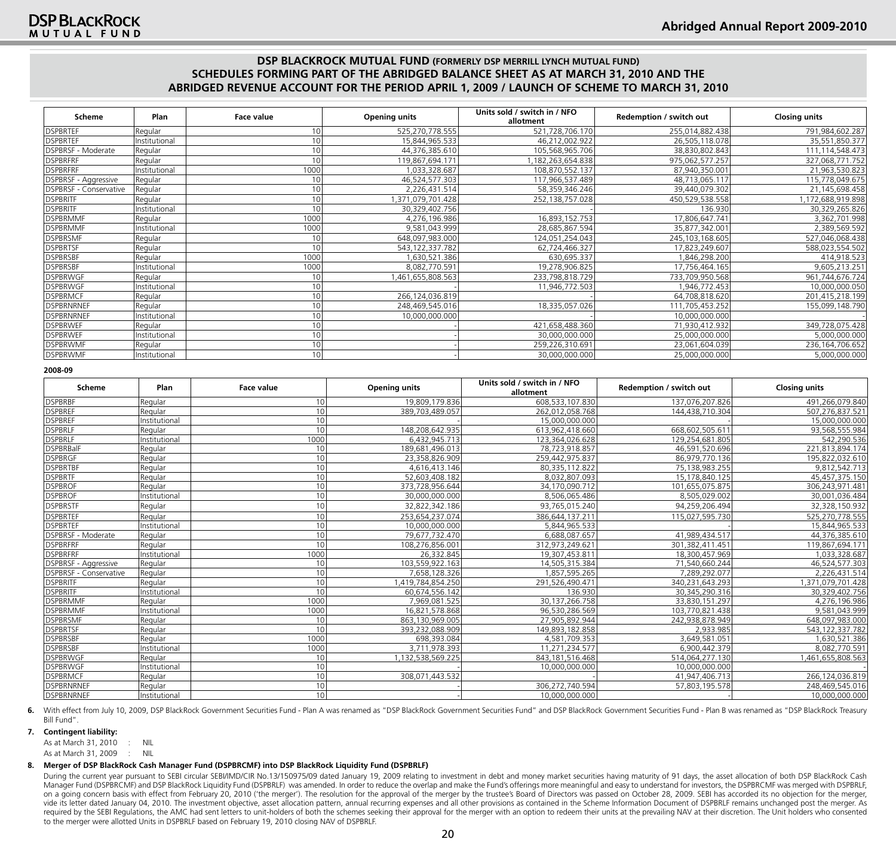## DSP BLACKROCK MUTUAL FUND (FORMERLY DSP MERRILL LYNCH MUTUAL FUND)
## SCHEDULES FORMING PART OF THE ABRIDGED BALANCE SHEET AS AT MARCH 31, 2010 AND THE ABRIDGED REVENUE ACCOUNT FOR THE PERIOD APRIL 1, 2009 / LAUNCH OF SCHEME TO MARCH 31, 2010

| Scheme | Plan | Face value | Opening units | Units sold / switch in / NFO allotment | Redemption / switch out | Closing units |
|---|---|---|---|---|---|---|
| DSPBRTEF | Regular | 10 | 525,270,778.555 | 521,728,706.170 | 255,014,882.438 | 791,984,602.287 |
| DSPBRTEF | Institutional | 10 | 15,844,965.533 | 46,212,002.922 | 26,505,118.078 | 35,551,850.377 |
| DSPBRSF - Moderate | Regular | 10 | 44,376,385.610 | 105,568,965.706 | 38,830,802.843 | 111,114,548.473 |
| DSPBRFRF | Regular | 10 | 119,867,694.171 | 1,182,263,654.838 | 975,062,577.257 | 327,068,771.752 |
| DSPBRFRF | Institutional | 1000 | 1,033,328.687 | 108,870,552.137 | 87,940,350.001 | 21,963,530.823 |
| DSPBRSF - Aggressive | Regular | 10 | 46,524,577.303 | 117,966,537.489 | 48,713,065.117 | 115,778,049.675 |
| DSPBRSF - Conservative | Regular | 10 | 2,226,431.514 | 58,359,346.246 | 39,440,079.302 | 21,145,698.458 |
| DSPBRITF | Regular | 10 | 1,371,079,701.428 | 252,138,757.028 | 450,529,538.558 | 1,172,688,919.898 |
| DSPBRITF | Institutional | 10 | 30,329,402.756 | - | 136.930 | 30,329,265.826 |
| DSPBRMMF | Regular | 1000 | 4,276,196.986 | 16,893,152.753 | 17,806,647.741 | 3,362,701.998 |
| DSPBRMMF | Institutional | 1000 | 9,581,043.999 | 28,685,867.594 | 35,877,342.001 | 2,389,569.592 |
| DSPBRSMF | Regular | 10 | 648,097,983.000 | 124,051,254.043 | 245,103,168.605 | 527,046,068.438 |
| DSPBRTSF | Regular | 10 | 543,122,337.782 | 62,724,466.327 | 17,823,249.607 | 588,023,554.502 |
| DSPBRSBF | Regular | 1000 | 1,630,521.386 | 630,695.337 | 1,846,298.200 | 414,918.523 |
| DSPBRSBF | Institutional | 1000 | 8,082,770.591 | 19,278,906.825 | 17,756,464.165 | 9,605,213.251 |
| DSPBRWGF | Regular | 10 | 1,461,655,808.563 | 233,798,818.729 | 733,709,950.568 | 961,744,676.724 |
| DSPBRWGF | Institutional | 10 | - | 11,946,772.503 | 1,946,772.453 | 10,000,000.050 |
| DSPBRMCF | Regular | 10 | 266,124,036.819 | - | 64,708,818.620 | 201,415,218.199 |
| DSPBRNRNEF | Regular | 10 | 248,469,545.016 | 18,335,057.026 | 111,705,453.252 | 155,099,148.790 |
| DSPBRNRNEF | Institutional | 10 | 10,000,000.000 | - | 10,000,000.000 | - |
| DSPBRWEF | Regular | 10 | - | 421,658,488.360 | 71,930,412.932 | 349,728,075.428 |
| DSPBRWEF | Institutional | 10 | - | 30,000,000.000 | 25,000,000.000 | 5,000,000.000 |
| DSPBRWMF | Regular | 10 | - | 259,226,310.691 | 23,061,604.039 | 236,164,706.652 |
| DSPBRWMF | Institutional | 10 | - | 30,000,000.000 | 25,000,000.000 | 5,000,000.000 |

**2008-09**

| Scheme | Plan | Face value | Opening units | Units sold / switch in / NFO allotment | Redemption / switch out | Closing units |
|---|---|---|---|---|---|---|
| DSPBRBF | Regular | 10 | 19,809,179.836 | 608,533,107.830 | 137,076,207.826 | 491,266,079.840 |
| DSPBREF | Regular | 10 | 389,703,489.057 | 262,012,058.768 | 144,438,710.304 | 507,276,837.521 |
| DSPBREF | Institutional | 10 | - | 15,000,000.000 | - | 15,000,000.000 |
| DSPBRLF | Regular | 10 | 148,208,642.935 | 613,962,418.660 | 668,602,505.611 | 93,568,555.984 |
| DSPBRLF | Institutional | 1000 | 6,432,945.713 | 123,364,026.628 | 129,254,681.805 | 542,290.536 |
| DSPBRBalF | Regular | 10 | 189,681,496.013 | 78,723,918.857 | 46,591,520.696 | 221,813,894.174 |
| DSPBRGF | Regular | 10 | 23,358,826.909 | 259,442,975.837 | 86,979,770.136 | 195,822,032.610 |
| DSPBRTBF | Regular | 10 | 4,616,413.146 | 80,335,112.822 | 75,138,983.255 | 9,812,542.713 |
| DSPBRTF | Regular | 10 | 52,603,408.182 | 8,032,807.093 | 15,178,840.125 | 45,457,375.150 |
| DSPBROF | Regular | 10 | 373,728,956.644 | 34,170,090.712 | 101,655,075.875 | 306,243,971.481 |
| DSPBROF | Institutional | 10 | 30,000,000.000 | 8,506,065.486 | 8,505,029.002 | 30,001,036.484 |
| DSPBRSTF | Regular | 10 | 32,822,342.186 | 93,765,015.240 | 94,259,206.494 | 32,328,150.932 |
| DSPBRTEF | Regular | 10 | 253,654,237.074 | 386,644,137.211 | 115,027,595.730 | 525,270,778.555 |
| DSPBRTEF | Institutional | 10 | 10,000,000.000 | 5,844,965.533 | - | 15,844,965.533 |
| DSPBRSF - Moderate | Regular | 10 | 79,677,732.470 | 6,688,087.657 | 41,989,434.517 | 44,376,385.610 |
| DSPBRFRF | Regular | 10 | 108,276,856.001 | 312,973,249.621 | 301,382,411.451 | 119,867,694.171 |
| DSPBRFRF | Institutional | 1000 | 26,332.845 | 19,307,453.811 | 18,300,457.969 | 1,033,328.687 |
| DSPBRSF - Aggressive | Regular | 10 | 103,559,922.163 | 14,505,315.384 | 71,540,660.244 | 46,524,577.303 |
| DSPBRSF - Conservative | Regular | 10 | 7,658,128.326 | 1,857,595.265 | 7,289,292.077 | 2,226,431.514 |
| DSPBRITF | Regular | 10 | 1,419,784,854.250 | 291,526,490.471 | 340,231,643.293 | 1,371,079,701.428 |
| DSPBRITF | Institutional | 10 | 60,674,556.142 | 136.930 | 30,345,290.316 | 30,329,402.756 |
| DSPBRMMF | Regular | 1000 | 7,969,081.525 | 30,137,266.758 | 33,830,151.297 | 4,276,196.986 |
| DSPBRMMF | Institutional | 1000 | 16,821,578.868 | 96,530,286.569 | 103,770,821.438 | 9,581,043.999 |
| DSPBRSMF | Regular | 10 | 863,130,969.005 | 27,905,892.944 | 242,938,878.949 | 648,097,983.000 |
| DSPBRTSF | Regular | 10 | 393,232,088.909 | 149,893,182.858 | 2,933.985 | 543,122,337.782 |
| DSPBRSBF | Regular | 1000 | 698,393.084 | 4,581,709.353 | 3,649,581.051 | 1,630,521.386 |
| DSPBRSBF | Institutional | 1000 | 3,711,978.393 | 11,271,234.577 | 6,900,442.379 | 8,082,770.591 |
| DSPBRWGF | Regular | 10 | 1,132,538,569.225 | 843,181,516.468 | 514,064,277.130 | 1,461,655,808.563 |
| DSPBRWGF | Institutional | 10 | - | 10,000,000.000 | 10,000,000.000 | - |
| DSPBRMCF | Regular | 10 | 308,071,443.532 | - | 41,947,406.713 | 266,124,036.819 |
| DSPBRNRNEF | Regular | 10 | - | 306,272,740.594 | 57,803,195.578 | 248,469,545.016 |
| DSPBRNRNEF | Institutional | 10 | - | 10,000,000.000 | - | 10,000,000.000 |

**6.** With effect from July 10, 2009, DSP BlackRock Government Securities Fund - Plan A was renamed as "DSP BlackRock Government Securities Fund" and DSP BlackRock Government Securities Fund - Plan B was renamed as "DSP BlackRock Treasury Bill Fund".

**7. Contingent liability:**

As at March 31, 2010 : NIL

As at March 31, 2009 : NIL

**8. Merger of DSP BlackRock Cash Manager Fund (DSPBRCMF) into DSP BlackRock Liquidity Fund (DSPBRLF)**

During the current year pursuant to SEBI circular SEBI/IMD/CIR No.13/150975/09 dated January 19, 2009 relating to investment in debt and money market securities having maturity of 91 days, the asset allocation of both DSP BlackRock Cash Manager Fund (DSPBRCMF) and DSP BlackRock Liquidity Fund (DSPBRLF) was amended. In order to reduce the overlap and make the Fund's offerings more meaningful and easy to understand for investors, the DSPBRCMF was merged with DSPBRLF, on a going concern basis with effect from February 20, 2010 ('the merger'). The resolution for the approval of the merger by the trustee's Board of Directors was passed on October 28, 2009. SEBI has accorded its no objection for the merger, vide its letter dated January 04, 2010. The investment objective, asset allocation pattern, annual recurring expenses and all other provisions as contained in the Scheme Information Document of DSPBRLF remains unchanged post the merger. As required by the SEBI Regulations, the AMC had sent letters to unit-holders of both the schemes seeking their approval for the merger with an option to redeem their units at the prevailing NAV at their discretion. The Unit holders who consented to the merger were allotted Units in DSPBRLF based on February 19, 2010 closing NAV of DSPBRLF.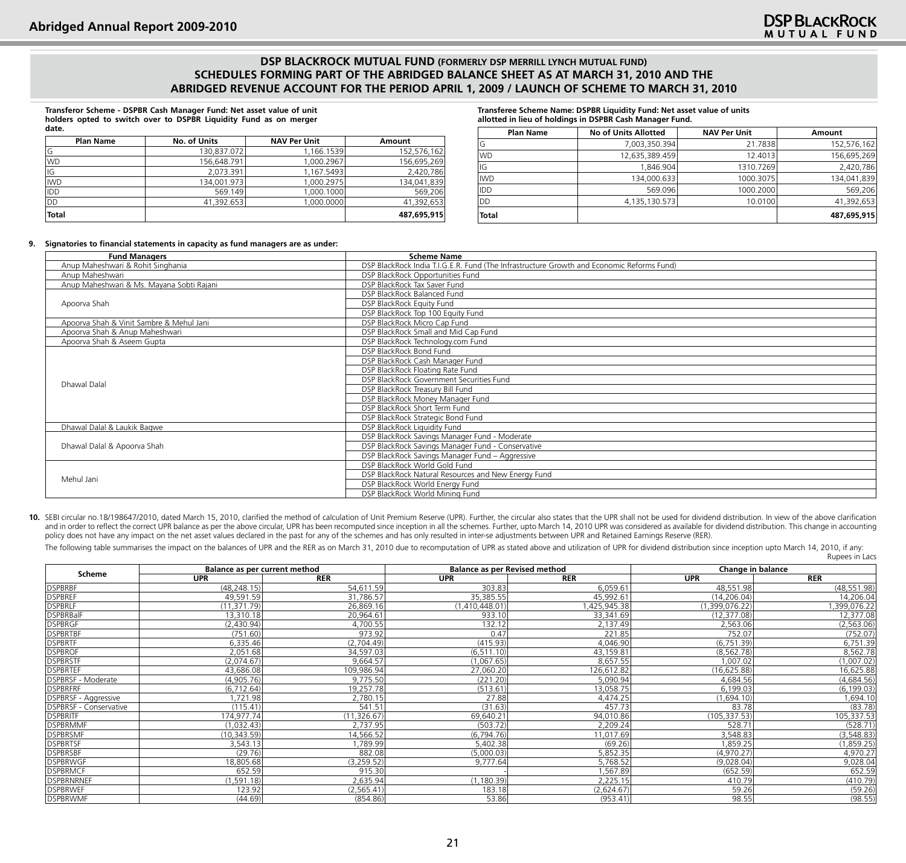## DSP BLACKROCK MUTUAL FUND (FORMERLY DSP MERRILL LYNCH MUTUAL FUND)
## SCHEDULES FORMING PART OF THE ABRIDGED BALANCE SHEET AS AT MARCH 31, 2010 AND THE ABRIDGED REVENUE ACCOUNT FOR THE PERIOD APRIL 1, 2009 / LAUNCH OF SCHEME TO MARCH 31, 2010

**Transferor Scheme - DSPBR Cash Manager Fund: Net asset value of unit holders opted to switch over to DSPBR Liquidity Fund as on merger date.**

| Plan Name | No. of Units | NAV Per Unit | Amount |
|---|---|---|---|
| G | 130,837.072 | 1,166.1539 | 152,576,162 |
| WD | 156,648.791 | 1,000.2967 | 156,695,269 |
| IG | 2,073.391 | 1,167.5493 | 2,420,786 |
| IWD | 134,001.973 | 1,000.2975 | 134,041,839 |
| IDD | 569.149 | 1,000.1000 | 569,206 |
| DD | 41,392.653 | 1,000.0000 | 41,392,653 |
| **Total** | | | **487,695,915** |

**Transferee Scheme Name: DSPBR Liquidity Fund: Net asset value of units allotted in lieu of holdings in DSPBR Cash Manager Fund.**

| Plan Name | No of Units Allotted | NAV Per Unit | Amount |
|---|---|---|---|
| G | 7,003,350.394 | 21.7838 | 152,576,162 |
| WD | 12,635,389.459 | 12.4013 | 156,695,269 |
| IG | 1,846.904 | 1310.7269 | 2,420,786 |
| IWD | 134,000.633 | 1000.3075 | 134,041,839 |
| IDD | 569.096 | 1000.2000 | 569,206 |
| DD | 4,135,130.573 | 10.0100 | 41,392,653 |
| **Total** | | | **487,695,915** |

**9. Signatories to financial statements in capacity as fund managers are as under:**

| Fund Managers | Scheme Name |
|---|---|
| Anup Maheshwari & Rohit Singhania | DSP BlackRock India T.I.G.E.R. Fund (The Infrastructure Growth and Economic Reforms Fund) |
| Anup Maheshwari | DSP BlackRock Opportunities Fund |
| Anup Maheshwari & Ms. Mayana Sobti Rajani | DSP BlackRock Tax Saver Fund |
| Apoorva Shah | DSP BlackRock Balanced Fund |
| | DSP BlackRock Equity Fund |
| | DSP BlackRock Top 100 Equity Fund |
| Apoorva Shah & Vinit Sambre & Mehul Jani | DSP BlackRock Micro Cap Fund |
| Apoorva Shah & Anup Maheshwari | DSP BlackRock Small and Mid Cap Fund |
| Apoorva Shah & Aseem Gupta | DSP BlackRock Technology.com Fund |
| Dhawal Dalal | DSP BlackRock Bond Fund |
| | DSP BlackRock Cash Manager Fund |
| | DSP BlackRock Floating Rate Fund |
| | DSP BlackRock Government Securities Fund |
| | DSP BlackRock Treasury Bill Fund |
| | DSP BlackRock Money Manager Fund |
| | DSP BlackRock Short Term Fund |
| | DSP BlackRock Strategic Bond Fund |
| Dhawal Dalal & Laukik Bagwe | DSP BlackRock Liquidity Fund |
| Dhawal Dalal & Apoorva Shah | DSP BlackRock Savings Manager Fund - Moderate |
| | DSP BlackRock Savings Manager Fund - Conservative |
| | DSP BlackRock Savings Manager Fund – Aggressive |
| Mehul Jani | DSP BlackRock World Gold Fund |
| | DSP BlackRock Natural Resources and New Energy Fund |
| | DSP BlackRock World Energy Fund |
| | DSP BlackRock World Mining Fund |

**10.** SEBI circular no.18/198647/2010, dated March 15, 2010, clarified the method of calculation of Unit Premium Reserve (UPR). Further, the circular also states that the UPR shall not be used for dividend distribution. In view of the above clarification and in order to reflect the correct UPR balance as per the above circular, UPR has been recomputed since inception in all the schemes. Further, upto March 14, 2010 UPR was considered as available for dividend distribution. This change in accounting policy does not have any impact on the net asset values declared in the past for any of the schemes and has only resulted in inter-se adjustments between UPR and Retained Earnings Reserve (RER).

The following table summarises the impact on the balances of UPR and the RER as on March 31, 2010 due to recomputation of UPR as stated above and utilization of UPR for dividend distribution since inception upto March 14, 2010, if any:

Rupees in Lacs

| Scheme | Balance as per current method | | Balance as per Revised method | | Change in balance | |
|---|---|---|---|---|---|---|
| | UPR | RER | UPR | RER | UPR | RER |
| DSPBRBF | (48,248.15) | 54,611.59 | 303.83 | 6,059.61 | 48,551.98 | (48,551.98) |
| DSPBREF | 49,591.59 | 31,786.57 | 35,385.55 | 45,992.61 | (14,206.04) | 14,206.04 |
| DSPBRLF | (11,371.79) | 26,869.16 | (1,410,448.01) | 1,425,945.38 | (1,399,076.22) | 1,399,076.22 |
| DSPBRBalF | 13,310.18 | 20,964.61 | 933.10 | 33,341.69 | (12,377.08) | 12,377.08 |
| DSPBRGF | (2,430.94) | 4,700.55 | 132.12 | 2,137.49 | 2,563.06 | (2,563.06) |
| DSPBRTBF | (751.60) | 973.92 | 0.47 | 221.85 | 752.07 | (752.07) |
| DSPBRTF | 6,335.46 | (2,704.49) | (415.93) | 4,046.90 | (6,751.39) | 6,751.39 |
| DSPBROF | 2,051.68 | 34,597.03 | (6,511.10) | 43,159.81 | (8,562.78) | 8,562.78 |
| DSPBRSTF | (2,074.67) | 9,664.57 | (1,067.65) | 8,657.55 | 1,007.02 | (1,007.02) |
| DSPBRTEF | 43,686.08 | 109,986.94 | 27,060.20 | 126,612.82 | (16,625.88) | 16,625.88 |
| DSPBRSF - Moderate | (4,905.76) | 9,775.50 | (221.20) | 5,090.94 | 4,684.56 | (4,684.56) |
| DSPBRFRF | (6,712.64) | 19,257.78 | (513.61) | 13,058.75 | 6,199.03 | (6,199.03) |
| DSPBRSF - Aggressive | 1,721.98 | 2,780.15 | 27.88 | 4,474.25 | (1,694.10) | 1,694.10 |
| DSPBRSF - Conservative | (115.41) | 541.51 | (31.63) | 457.73 | 83.78 | (83.78) |
| DSPBRITF | 174,977.74 | (11,326.67) | 69,640.21 | 94,010.86 | (105,337.53) | 105,337.53 |
| DSPBRMMF | (1,032.43) | 2,737.95 | (503.72) | 2,209.24 | 528.71 | (528.71) |
| DSPBRSMF | (10,343.59) | 14,566.52 | (6,794.76) | 11,017.69 | 3,548.83 | (3,548.83) |
| DSPBRTSF | 3,543.13 | 1,789.99 | 5,402.38 | (69.26) | 1,859.25 | (1,859.25) |
| DSPBRSBF | (29.76) | 882.08 | (5,000.03) | 5,852.35 | (4,970.27) | 4,970.27 |
| DSPBRWGF | 18,805.68 | (3,259.52) | 9,777.64 | 5,768.52 | (9,028.04) | 9,028.04 |
| DSPBRMCF | 652.59 | 915.30 | - | 1,567.89 | (652.59) | 652.59 |
| DSPBRNRNEF | (1,591.18) | 2,635.94 | (1,180.39) | 2,225.15 | 410.79 | (410.79) |
| DSPBRWEF | 123.92 | (2,565.41) | 183.18 | (2,624.67) | 59.26 | (59.26) |
| DSPBRWMF | (44.69) | (854.86) | 53.86 | (953.41) | 98.55 | (98.55) |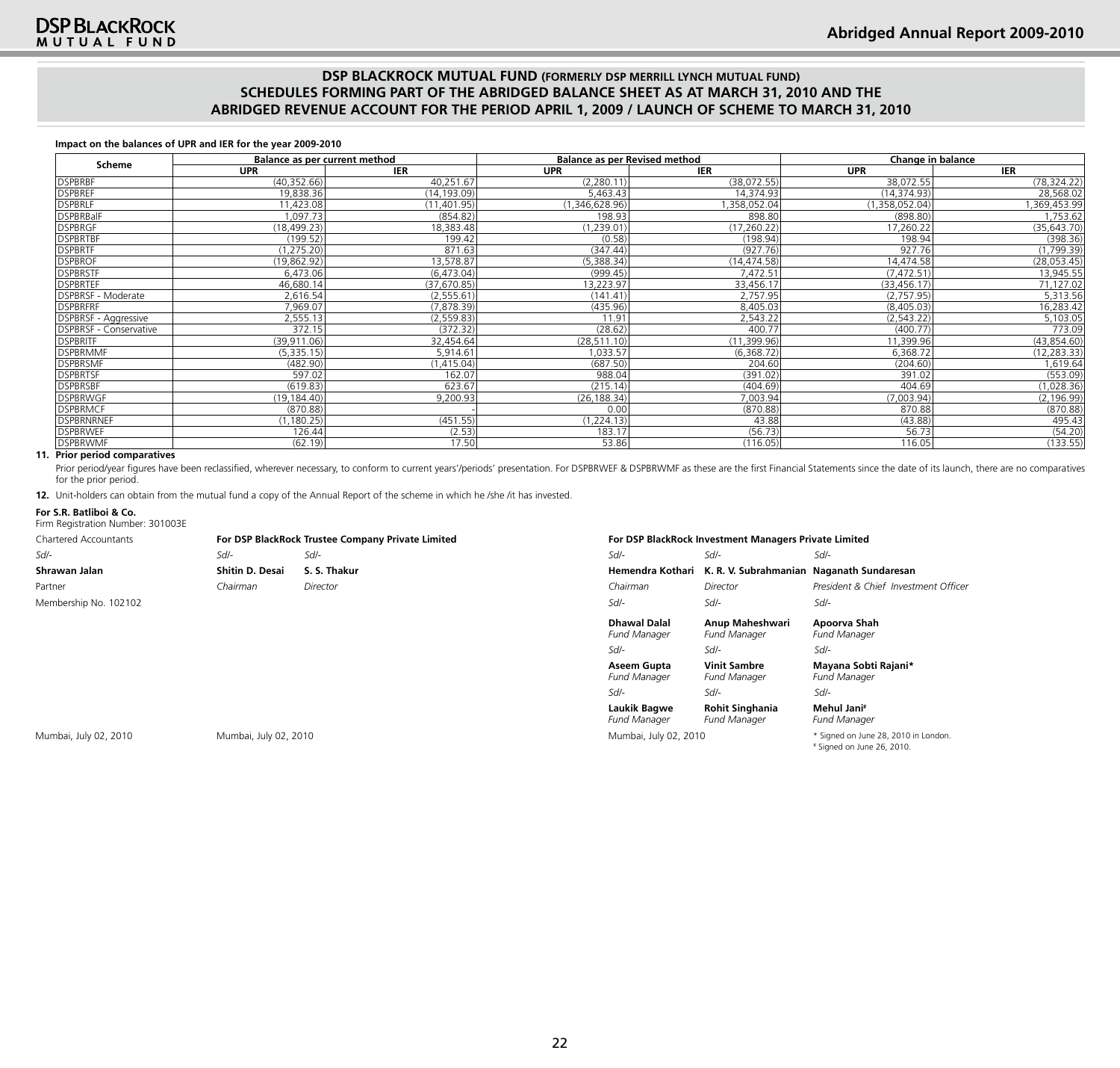## DSP BLACKROCK MUTUAL FUND (FORMERLY DSP MERRILL LYNCH MUTUAL FUND)
## SCHEDULES FORMING PART OF THE ABRIDGED BALANCE SHEET AS AT MARCH 31, 2010 AND THE ABRIDGED REVENUE ACCOUNT FOR THE PERIOD APRIL 1, 2009 / LAUNCH OF SCHEME TO MARCH 31, 2010

**Impact on the balances of UPR and IER for the year 2009-2010**

| Scheme | Balance as per current method | | Balance as per Revised method | | Change in balance | |
|---|---|---|---|---|---|---|
| | UPR | IER | UPR | IER | UPR | IER |
| DSPBRBF | (40,352.66) | 40,251.67 | (2,280.11) | (38,072.55) | 38,072.55 | (78,324.22) |
| DSPBREF | 19,838.36 | (14,193.09) | 5,463.43 | 14,374.93 | (14,374.93) | 28,568.02 |
| DSPBRLF | 11,423.08 | (11,401.95) | (1,346,628.96) | 1,358,052.04 | (1,358,052.04) | 1,369,453.99 |
| DSPBRBalF | 1,097.73 | (854.82) | 198.93 | 898.80 | (898.80) | 1,753.62 |
| DSPBRGF | (18,499.23) | 18,383.48 | (1,239.01) | (17,260.22) | 17,260.22 | (35,643.70) |
| DSPBRTBF | (199.52) | 199.42 | (0.58) | (198.94) | 198.94 | (398.36) |
| DSPBRTF | (1,275.20) | 871.63 | (347.44) | (927.76) | 927.76 | (1,799.39) |
| DSPBROF | (19,862.92) | 13,578.87 | (5,388.34) | (14,474.58) | 14,474.58 | (28,053.45) |
| DSPBRSTF | 6,473.06 | (6,473.04) | (999.45) | 7,472.51 | (7,472.51) | 13,945.55 |
| DSPBRTEF | 46,680.14 | (37,670.85) | 13,223.97 | 33,456.17 | (33,456.17) | 71,127.02 |
| DSPBRSF - Moderate | 2,616.54 | (2,555.61) | (141.41) | 2,757.95 | (2,757.95) | 5,313.56 |
| DSPBRFRF | 7,969.07 | (7,878.39) | (435.96) | 8,405.03 | (8,405.03) | 16,283.42 |
| DSPBRSF - Aggressive | 2,555.13 | (2,559.83) | 11.91 | 2,543.22 | (2,543.22) | 5,103.05 |
| DSPBRSF - Conservative | 372.15 | (372.32) | (28.62) | 400.77 | (400.77) | 773.09 |
| DSPBRITF | (39,911.06) | 32,454.64 | (28,511.10) | (11,399.96) | 11,399.96 | (43,854.60) |
| DSPBRMMF | (5,335.15) | 5,914.61 | 1,033.57 | (6,368.72) | 6,368.72 | (12,283.33) |
| DSPBRSMF | (482.90) | (1,415.04) | (687.50) | 204.60 | (204.60) | 1,619.64 |
| DSPBRTSF | 597.02 | 162.07 | 988.04 | (391.02) | 391.02 | (553.09) |
| DSPBRSBF | (619.83) | 623.67 | (215.14) | (404.69) | 404.69 | (1,028.36) |
| DSPBRWGF | (19,184.40) | 9,200.93 | (26,188.34) | 7,003.94 | (7,003.94) | (2,196.99) |
| DSPBRMCF | (870.88) | - | 0.00 | (870.88) | 870.88 | (870.88) |
| DSPBRNRNEF | (1,180.25) | (451.55) | (1,224.13) | 43.88 | (43.88) | 495.43 |
| DSPBRWEF | 126.44 | (2.53) | 183.17 | (56.73) | 56.73 | (54.20) |
| DSPBRWMF | (62.19) | 17.50 | 53.86 | (116.05) | 116.05 | (133.55) |

**11. Prior period comparatives**

Prior period/year figures have been reclassified, wherever necessary, to conform to current years'/periods' presentation. For DSPBRWEF & DSPBRWMF as these are the first Financial Statements since the date of its launch, there are no comparatives for the prior period.

**12.** Unit-holders can obtain from the mutual fund a copy of the Annual Report of the scheme in which he /she /it has invested.

**For S.R. Batliboi & Co.**
Firm Registration Number: 301003E
Chartered Accountants

Sd/-
**Shrawan Jalan**
Partner
Membership No. 102102

Mumbai, July 02, 2010

**For DSP BlackRock Trustee Company Private Limited**

| Sd/- | Sd/- |
|---|---|
| **Shitin D. Desai** | **S. S. Thakur** |
| *Chairman* | *Director* |

Mumbai, July 02, 2010

**For DSP BlackRock Investment Managers Private Limited**

| Sd/- | Sd/- | Sd/- |
|---|---|---|
| **Hemendra Kothari** | **K. R. V. Subrahmanian** | **Naganath Sundaresan** |
| *Chairman* | *Director* | *President & Chief Investment Officer* |
| Sd/- | Sd/- | Sd/- |
| **Dhawal Dalal** *Fund Manager* | **Anup Maheshwari** *Fund Manager* | **Apoorva Shah** *Fund Manager* |
| Sd/- | Sd/- | Sd/- |
| **Aseem Gupta** *Fund Manager* | **Vinit Sambre** *Fund Manager* | **Mayana Sobti Rajani*** *Fund Manager* |
| Sd/- | Sd/- | Sd/- |
| **Laukik Bagwe** *Fund Manager* | **Rohit Singhania** *Fund Manager* | **Mehul Jani#** *Fund Manager* |

Mumbai, July 02, 2010

* Signed on June 28, 2010 in London.
# Signed on June 26, 2010.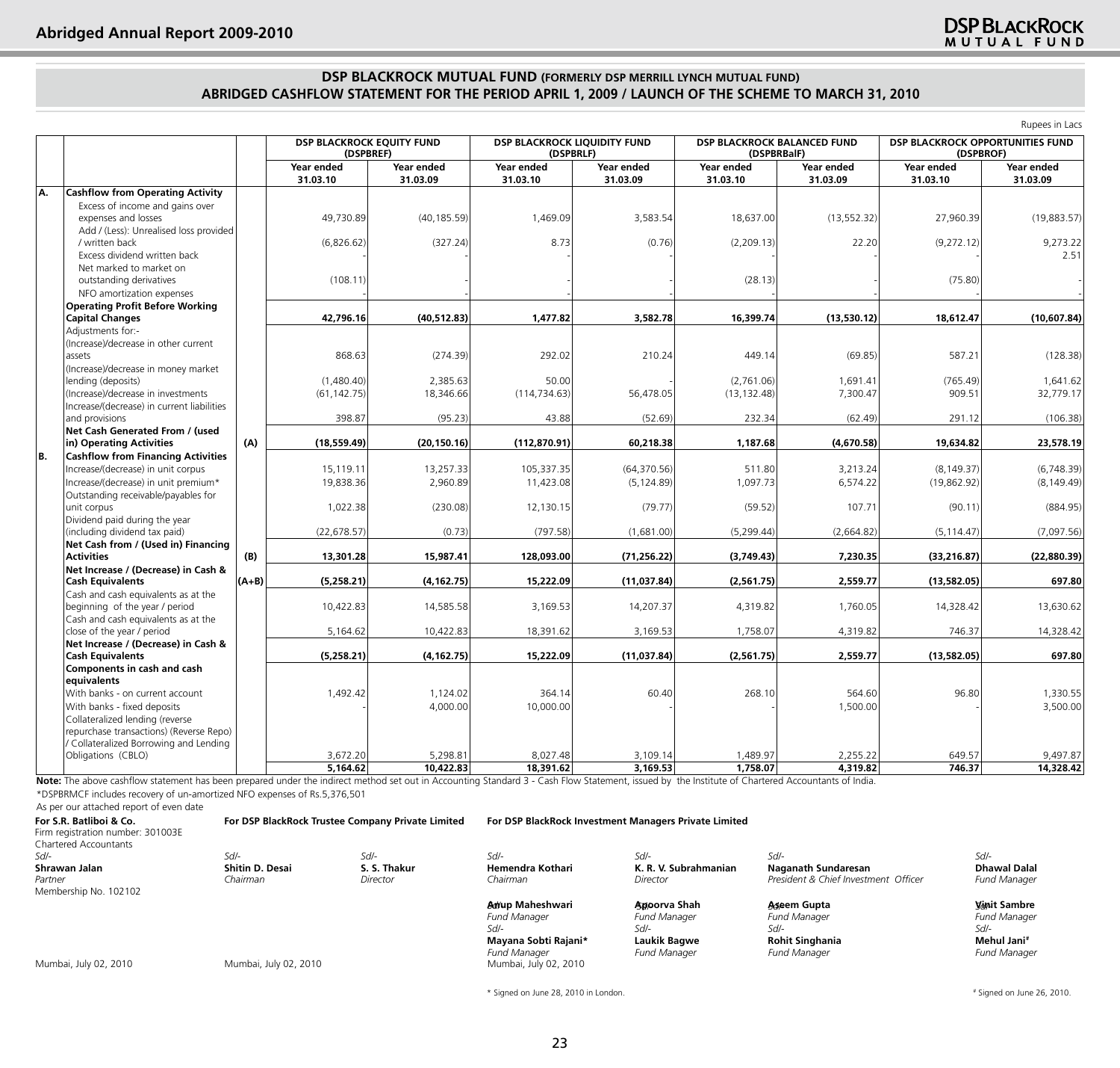## DSP BLACKROCK MUTUAL FUND (FORMERLY DSP MERRILL LYNCH MUTUAL FUND)
## ABRIDGED CASHFLOW STATEMENT FOR THE PERIOD APRIL 1, 2009 / LAUNCH OF THE SCHEME TO MARCH 31, 2010

Rupees in Lacs

| | | | DSP BLACKROCK EQUITY FUND (DSPBREF) | | DSP BLACKROCK LIQUIDITY FUND (DSPBRLF) | | DSP BLACKROCK BALANCED FUND (DSPBRBalF) | | DSP BLACKROCK OPPORTUNITIES FUND (DSPBROF) | |
|---|---|---|---|---|---|---|---|---|---|---|
| | | | Year ended 31.03.10 | Year ended 31.03.09 | Year ended 31.03.10 | Year ended 31.03.09 | Year ended 31.03.10 | Year ended 31.03.09 | Year ended 31.03.10 | Year ended 31.03.09 |
| **A.** | **Cashflow from Operating Activity** | | | | | | | | | |
| | Excess of income and gains over expenses and losses | | 49,730.89 | (40,185.59) | 1,469.09 | 3,583.54 | 18,637.00 | (13,552.32) | 27,960.39 | (19,883.57) |
| | Add / (Less): Unrealised loss provided / written back | | (6,826.62) | (327.24) | 8.73 | (0.76) | (2,209.13) | 22.20 | (9,272.12) | 9,273.22 |
| | Excess dividend written back | | - | - | - | - | - | - | - | 2.51 |
| | Net marked to market on outstanding derivatives | | (108.11) | - | - | - | (28.13) | - | (75.80) | - |
| | NFO amortization expenses | | - | - | - | - | - | - | - | - |
| | **Operating Profit Before Working Capital Changes** | | **42,796.16** | **(40,512.83)** | **1,477.82** | **3,582.78** | **16,399.74** | **(13,530.12)** | **18,612.47** | **(10,607.84)** |
| | Adjustments for:- | | | | | | | | | |
| | (Increase)/decrease in other current assets | | 868.63 | (274.39) | 292.02 | 210.24 | 449.14 | (69.85) | 587.21 | (128.38) |
| | (Increase)/decrease in money market lending (deposits) | | (1,480.40) | 2,385.63 | 50.00 | - | (2,761.06) | 1,691.41 | (765.49) | 1,641.62 |
| | (Increase)/decrease in investments | | (61,142.75) | 18,346.66 | (114,734.63) | 56,478.05 | (13,132.48) | 7,300.47 | 909.51 | 32,779.17 |
| | Increase/(decrease) in current liabilities and provisions | | 398.87 | (95.23) | 43.88 | (52.69) | 232.34 | (62.49) | 291.12 | (106.38) |
| | **Net Cash Generated From / (used in) Operating Activities** | **(A)** | **(18,559.49)** | **(20,150.16)** | **(112,870.91)** | **60,218.38** | **1,187.68** | **(4,670.58)** | **19,634.82** | **23,578.19** |
| **B.** | **Cashflow from Financing Activities** | | | | | | | | | |
| | Increase/(decrease) in unit corpus | | 15,119.11 | 13,257.33 | 105,337.35 | (64,370.56) | 511.80 | 3,213.24 | (8,149.37) | (6,748.39) |
| | Increase/(decrease) in unit premium* | | 19,838.36 | 2,960.89 | 11,423.08 | (5,124.89) | 1,097.73 | 6,574.22 | (19,862.92) | (8,149.49) |
| | Outstanding receivable/payables for unit corpus | | 1,022.38 | (230.08) | 12,130.15 | (79.77) | (59.52) | 107.71 | (90.11) | (884.95) |
| | Dividend paid during the year (including dividend tax paid) | | (22,678.57) | (0.73) | (797.58) | (1,681.00) | (5,299.44) | (2,664.82) | (5,114.47) | (7,097.56) |
| | **Net Cash from / (Used in) Financing Activities** | **(B)** | **13,301.28** | **15,987.41** | **128,093.00** | **(71,256.22)** | **(3,749.43)** | **7,230.35** | **(33,216.87)** | **(22,880.39)** |
| | **Net Increase / (Decrease) in Cash & Cash Equivalents** | **(A+B)** | **(5,258.21)** | **(4,162.75)** | **15,222.09** | **(11,037.84)** | **(2,561.75)** | **2,559.77** | **(13,582.05)** | **697.80** |
| | Cash and cash equivalents as at the beginning of the year / period | | 10,422.83 | 14,585.58 | 3,169.53 | 14,207.37 | 4,319.82 | 1,760.05 | 14,328.42 | 13,630.62 |
| | Cash and cash equivalents as at the close of the year / period | | 5,164.62 | 10,422.83 | 18,391.62 | 3,169.53 | 1,758.07 | 4,319.82 | 746.37 | 14,328.42 |
| | **Net Increase / (Decrease) in Cash & Cash Equivalents** | | **(5,258.21)** | **(4,162.75)** | **15,222.09** | **(11,037.84)** | **(2,561.75)** | **2,559.77** | **(13,582.05)** | **697.80** |
| | **Components in cash and cash equivalents** | | | | | | | | | |
| | With banks - on current account | | 1,492.42 | 1,124.02 | 364.14 | 60.40 | 268.10 | 564.60 | 96.80 | 1,330.55 |
| | With banks - fixed deposits | | - | 4,000.00 | 10,000.00 | - | - | 1,500.00 | - | 3,500.00 |
| | Collateralized lending (reverse repurchase transactions) (Reverse Repo) / Collateralized Borrowing and Lending Obligations (CBLO) | | 3,672.20 | 5,298.81 | 8,027.48 | 3,109.14 | 1,489.97 | 2,255.22 | 649.57 | 9,497.87 |
| | | | **5,164.62** | **10,422.83** | **18,391.62** | **3,169.53** | **1,758.07** | **4,319.82** | **746.37** | **14,328.42** |

**Note:** The above cashflow statement has been prepared under the indirect method set out in Accounting Standard 3 - Cash Flow Statement, issued by the Institute of Chartered Accountants of India.

*DSPBRMCF includes recovery of un-amortized NFO expenses of Rs.5,376,501

As per our attached report of even date

**For S.R. Batliboi & Co.**
Firm registration number: 301003E
Chartered Accountants

Sd/-
**Shrawan Jalan**
*Partner*
Membership No. 102102

Mumbai, July 02, 2010

**For DSP BlackRock Trustee Company Private Limited**

Sd/-
**Shitin D. Desai**
*Chairman*

Sd/-
**S. S. Thakur**
*Director*

Mumbai, July 02, 2010

**For DSP BlackRock Investment Managers Private Limited**

Sd/-
**Hemendra Kothari**
*Chairman*

Sd/-
**K. R. V. Subrahmanian**
*Director*

Sd/-
**Naganath Sundaresan**
*President & Chief Investment Officer*

Sd/-
**Dhawal Dalal**
*Fund Manager*

Sd/-
**Anup Maheshwari**
*Fund Manager*

Sd/-
**Apoorva Shah**
*Fund Manager*

Sd/-
**Aseem Gupta**
*Fund Manager*

Sd/-
**Vinit Sambre**
*Fund Manager*

Sd/-
**Mayana Sobti Rajani***
*Fund Manager*

Sd/-
**Laukik Bagwe**
*Fund Manager*

Sd/-
**Rohit Singhania**
*Fund Manager*

Sd/-
**Mehul Jani#**
*Fund Manager*

Mumbai, July 02, 2010

\* Signed on June 28, 2010 in London.

# Signed on June 26, 2010.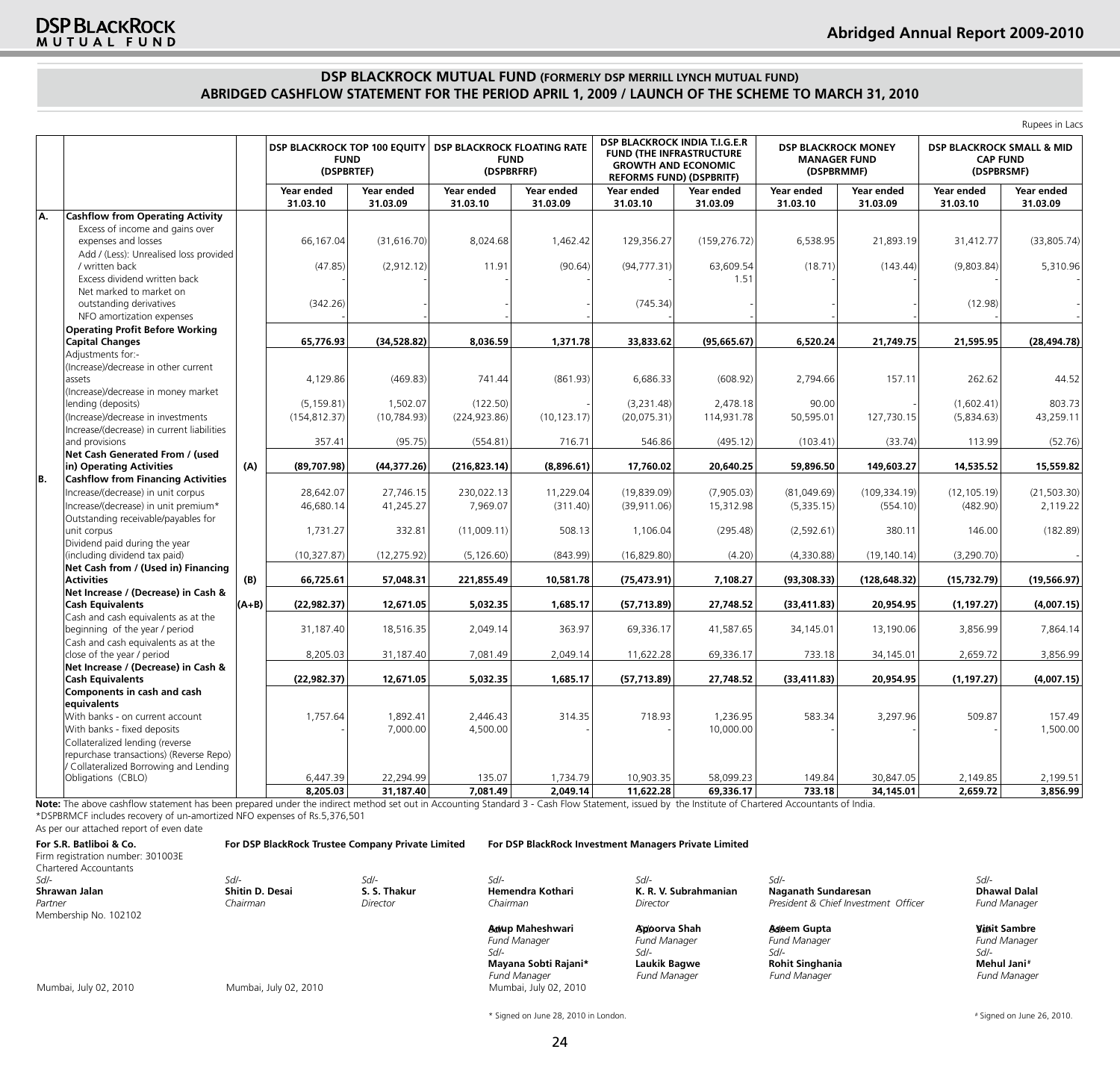## DSP BLACKROCK MUTUAL FUND (FORMERLY DSP MERRILL LYNCH MUTUAL FUND)
## ABRIDGED CASHFLOW STATEMENT FOR THE PERIOD APRIL 1, 2009 / LAUNCH OF THE SCHEME TO MARCH 31, 2010

Rupees in Lacs

| | | | DSP BLACKROCK TOP 100 EQUITY FUND (DSPBRTEF) | | DSP BLACKROCK FLOATING RATE FUND (DSPBRFRF) | | DSP BLACKROCK INDIA T.I.G.E.R FUND (THE INFRASTRUCTURE GROWTH AND ECONOMIC REFORMS FUND) (DSPBRITF) | | DSP BLACKROCK MONEY MANAGER FUND (DSPBRMMF) | | DSP BLACKROCK SMALL & MID CAP FUND (DSPBRSMF) | |
|---|---|---|---|---|---|---|---|---|---|---|---|---|
| | | | Year ended 31.03.10 | Year ended 31.03.09 | Year ended 31.03.10 | Year ended 31.03.09 | Year ended 31.03.10 | Year ended 31.03.09 | Year ended 31.03.10 | Year ended 31.03.09 | Year ended 31.03.10 | Year ended 31.03.09 |
| A. | **Cashflow from Operating Activity** | | | | | | | | | | | |
| | Excess of income and gains over expenses and losses | | 66,167.04 | (31,616.70) | 8,024.68 | 1,462.42 | 129,356.27 | (159,276.72) | 6,538.95 | 21,893.19 | 31,412.77 | (33,805.74) |
| | Add / (Less): Unrealised loss provided / written back | | (47.85) | (2,912.12) | 11.91 | (90.64) | (94,777.31) | 63,609.54 | (18.71) | (143.44) | (9,803.84) | 5,310.96 |
| | Excess dividend written back | | - | - | - | - | - | 1.51 | - | - | - | - |
| | Net marked to market on outstanding derivatives | | (342.26) | - | - | - | (745.34) | - | - | - | (12.98) | - |
| | NFO amortization expenses | | - | - | - | - | - | - | - | - | - | - |
| | **Operating Profit Before Working Capital Changes** | | **65,776.93** | **(34,528.82)** | **8,036.59** | **1,371.78** | **33,833.62** | **(95,665.67)** | **6,520.24** | **21,749.75** | **21,595.95** | **(28,494.78)** |
| | Adjustments for:- | | | | | | | | | | | |
| | (Increase)/decrease in other current assets | | 4,129.86 | (469.83) | 741.44 | (861.93) | 6,686.33 | (608.92) | 2,794.66 | 157.11 | 262.62 | 44.52 |
| | (Increase)/decrease in money market lending (deposits) | | (5,159.81) | 1,502.07 | (122.50) | - | (3,231.48) | 2,478.18 | 90.00 | - | (1,602.41) | 803.73 |
| | (Increase)/decrease in investments | | (154,812.37) | (10,784.93) | (224,923.86) | (10,123.17) | (20,075.31) | 114,931.78 | 50,595.01 | 127,730.15 | (5,834.63) | 43,259.11 |
| | Increase/(decrease) in current liabilities and provisions | | 357.41 | (95.75) | (554.81) | 716.71 | 546.86 | (495.12) | (103.41) | (33.74) | 113.99 | (52.76) |
| | **Net Cash Generated From / (used in) Operating Activities** | **(A)** | **(89,707.98)** | **(44,377.26)** | **(216,823.14)** | **(8,896.61)** | **17,760.02** | **20,640.25** | **59,896.50** | **149,603.27** | **14,535.52** | **15,559.82** |
| B. | **Cashflow from Financing Activities** | | | | | | | | | | | |
| | Increase/(decrease) in unit corpus | | 28,642.07 | 27,746.15 | 230,022.13 | 11,229.04 | (19,839.09) | (7,905.03) | (81,049.69) | (109,334.19) | (12,105.19) | (21,503.30) |
| | Increase/(decrease) in unit premium* | | 46,680.14 | 41,245.27 | 7,969.07 | (311.40) | (39,911.06) | 15,312.98 | (5,335.15) | (554.10) | (482.90) | 2,119.22 |
| | Outstanding receivable/payables for unit corpus | | 1,731.27 | 332.81 | (11,009.11) | 508.13 | 1,106.04 | (295.48) | (2,592.61) | 380.11 | 146.00 | (182.89) |
| | Dividend paid during the year (including dividend tax paid) | | (10,327.87) | (12,275.92) | (5,126.60) | (843.99) | (16,829.80) | (4.20) | (4,330.88) | (19,140.14) | (3,290.70) | - |
| | **Net Cash from / (Used in) Financing Activities** | **(B)** | **66,725.61** | **57,048.31** | **221,855.49** | **10,581.78** | **(75,473.91)** | **7,108.27** | **(93,308.33)** | **(128,648.32)** | **(15,732.79)** | **(19,566.97)** |
| | **Net Increase / (Decrease) in Cash & Cash Equivalents** | **(A+B)** | **(22,982.37)** | **12,671.05** | **5,032.35** | **1,685.17** | **(57,713.89)** | **27,748.52** | **(33,411.83)** | **20,954.95** | **(1,197.27)** | **(4,007.15)** |
| | Cash and cash equivalents as at the beginning of the year / period | | 31,187.40 | 18,516.35 | 2,049.14 | 363.97 | 69,336.17 | 41,587.65 | 34,145.01 | 13,190.06 | 3,856.99 | 7,864.14 |
| | Cash and cash equivalents as at the close of the year / period | | 8,205.03 | 31,187.40 | 7,081.49 | 2,049.14 | 11,622.28 | 69,336.17 | 733.18 | 34,145.01 | 2,659.72 | 3,856.99 |
| | **Net Increase / (Decrease) in Cash & Cash Equivalents** | | **(22,982.37)** | **12,671.05** | **5,032.35** | **1,685.17** | **(57,713.89)** | **27,748.52** | **(33,411.83)** | **20,954.95** | **(1,197.27)** | **(4,007.15)** |
| | **Components in cash and cash equivalents** | | | | | | | | | | | |
| | With banks - on current account | | 1,757.64 | 1,892.41 | 2,446.43 | 314.35 | 718.93 | 1,236.95 | 583.34 | 3,297.96 | 509.87 | 157.49 |
| | With banks - fixed deposits | | - | 7,000.00 | 4,500.00 | - | - | 10,000.00 | - | - | - | 1,500.00 |
| | Collateralized lending (reverse repurchase transactions) (Reverse Repo) / Collateralized Borrowing and Lending Obligations (CBLO) | | 6,447.39 | 22,294.99 | 135.07 | 1,734.79 | 10,903.35 | 58,099.23 | 149.84 | 30,847.05 | 2,149.85 | 2,199.51 |
| | | | **8,205.03** | **31,187.40** | **7,081.49** | **2,049.14** | **11,622.28** | **69,336.17** | **733.18** | **34,145.01** | **2,659.72** | **3,856.99** |

**Note:** The above cashflow statement has been prepared under the indirect method set out in Accounting Standard 3 - Cash Flow Statement, issued by the Institute of Chartered Accountants of India.

*DSPBRMCF includes recovery of un-amortized NFO expenses of Rs.5,376,501

As per our attached report of even date

**For S.R. Batliboi & Co.**
Firm registration number: 301003E
Chartered Accountants

Sd/-
**Shrawan Jalan**
*Partner*
Membership No. 102102

Mumbai, July 02, 2010

**For DSP BlackRock Trustee Company Private Limited**

Sd/-
**Shitin D. Desai**
*Chairman*

Sd/-
**S. S. Thakur**
*Director*

Mumbai, July 02, 2010

**For DSP BlackRock Investment Managers Private Limited**

Sd/-
**Hemendra Kothari**
*Chairman*

Sd/-
**K. R. V. Subrahmanian**
*Director*

Sd/-
**Naganath Sundaresan**
*President & Chief Investment Officer*

Sd/-
**Dhawal Dalal**
*Fund Manager*

Sd/-
**Anup Maheshwari**
*Fund Manager*

Sd/-
**Apoorva Shah**
*Fund Manager*

Sd/-
**Aseem Gupta**
*Fund Manager*

Sd/-
**Vinit Sambre**
*Fund Manager*

Sd/-
**Mayana Sobti Rajani***
*Fund Manager*

Sd/-
**Laukik Bagwe**
*Fund Manager*

Sd/-
**Rohit Singhania**
*Fund Manager*

Sd/-
**Mehul Jani#**
*Fund Manager*

Mumbai, July 02, 2010

\* Signed on June 28, 2010 in London.

\# Signed on June 26, 2010.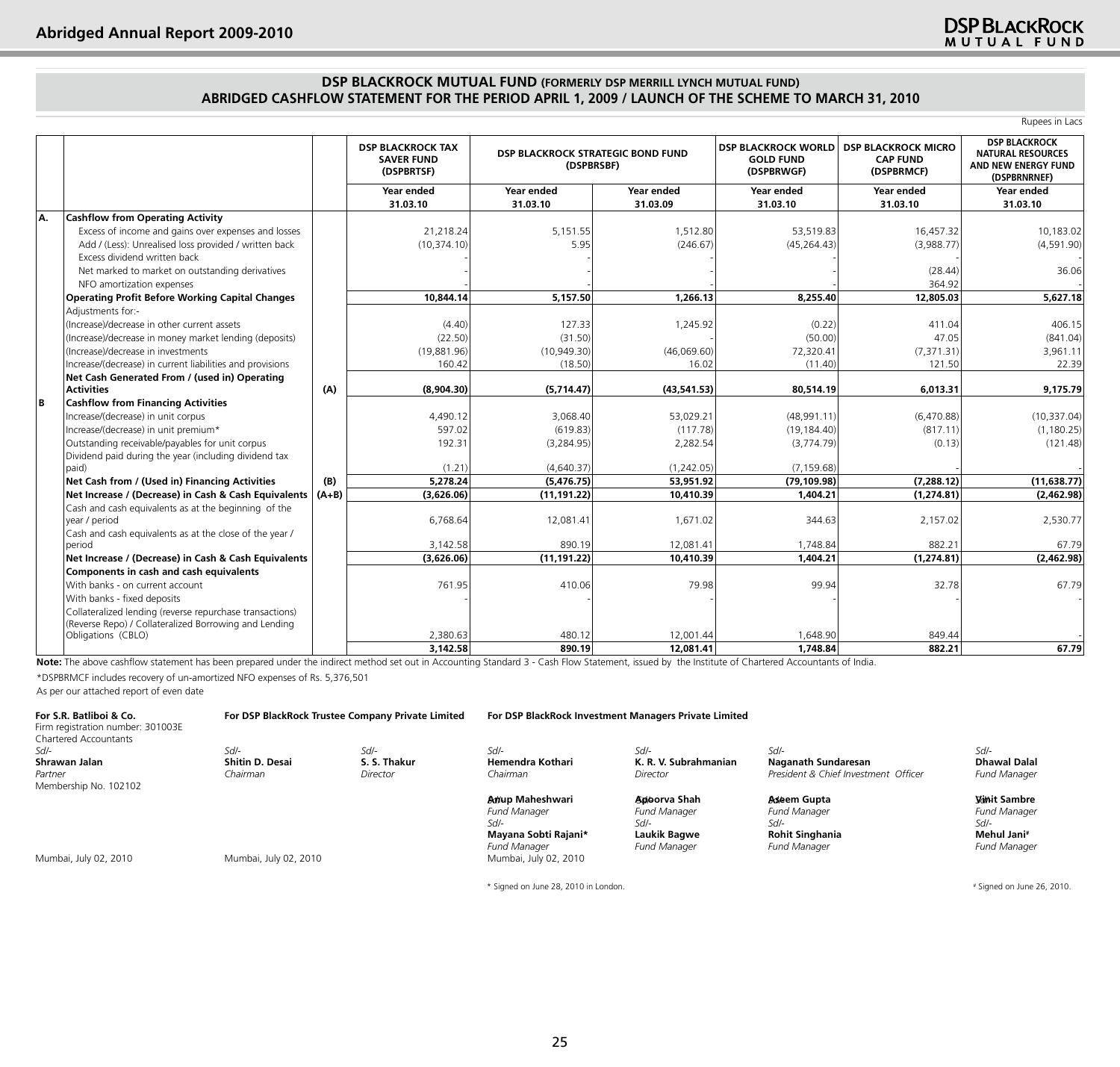## DSP BLACKROCK MUTUAL FUND (FORMERLY DSP MERRILL LYNCH MUTUAL FUND)

## ABRIDGED CASHFLOW STATEMENT FOR THE PERIOD APRIL 1, 2009 / LAUNCH OF THE SCHEME TO MARCH 31, 2010

Rupees in Lacs

| | | | DSP BLACKROCK TAX SAVER FUND (DSPBRTSF) | DSP BLACKROCK STRATEGIC BOND FUND (DSPBRSBF) | | DSP BLACKROCK WORLD GOLD FUND (DSPBRWGF) | DSP BLACKROCK MICRO CAP FUND (DSPBRMCF) | DSP BLACKROCK NATURAL RESOURCES AND NEW ENERGY FUND (DSPBRNRNEF) |
|---|---|---|---|---|---|---|---|---|
| | | | Year ended 31.03.10 | Year ended 31.03.10 | Year ended 31.03.09 | Year ended 31.03.10 | Year ended 31.03.10 | Year ended 31.03.10 |
| A. | **Cashflow from Operating Activity** | | | | | | | |
| | Excess of income and gains over expenses and losses | | 21,218.24 | 5,151.55 | 1,512.80 | 53,519.83 | 16,457.32 | 10,183.02 |
| | Add / (Less): Unrealised loss provided / written back | | (10,374.10) | 5.95 | (246.67) | (45,264.43) | (3,988.77) | (4,591.90) |
| | Excess dividend written back | | - | - | - | - | - | - |
| | Net marked to market on outstanding derivatives | | - | - | - | - | (28.44) | 36.06 |
| | NFO amortization expenses | | - | - | - | - | 364.92 | - |
| | **Operating Profit Before Working Capital Changes** | | **10,844.14** | **5,157.50** | **1,266.13** | **8,255.40** | **12,805.03** | **5,627.18** |
| | Adjustments for:- | | | | | | | |
| | (Increase)/decrease in other current assets | | (4.40) | 127.33 | 1,245.92 | (0.22) | 411.04 | 406.15 |
| | (Increase)/decrease in money market lending (deposits) | | (22.50) | (31.50) | - | (50.00) | 47.05 | (841.04) |
| | (Increase)/decrease in investments | | (19,881.96) | (10,949.30) | (46,069.60) | 72,320.41 | (7,371.31) | 3,961.11 |
| | Increase/(decrease) in current liabilities and provisions | | 160.42 | (18.50) | 16.02 | (11.40) | 121.50 | 22.39 |
| | **Net Cash Generated From / (used in) Operating Activities** | **(A)** | **(8,904.30)** | **(5,714.47)** | **(43,541.53)** | **80,514.19** | **6,013.31** | **9,175.79** |
| B | **Cashflow from Financing Activities** | | | | | | | |
| | Increase/(decrease) in unit corpus | | 4,490.12 | 3,068.40 | 53,029.21 | (48,991.11) | (6,470.88) | (10,337.04) |
| | Increase/(decrease) in unit premium* | | 597.02 | (619.83) | (117.78) | (19,184.40) | (817.11) | (1,180.25) |
| | Outstanding receivable/payables for unit corpus | | 192.31 | (3,284.95) | 2,282.54 | (3,774.79) | (0.13) | (121.48) |
| | Dividend paid during the year (including dividend tax paid) | | (1.21) | (4,640.37) | (1,242.05) | (7,159.68) | - | - |
| | **Net Cash from / (Used in) Financing Activities** | **(B)** | **5,278.24** | **(5,476.75)** | **53,951.92** | **(79,109.98)** | **(7,288.12)** | **(11,638.77)** |
| | **Net Increase / (Decrease) in Cash & Cash Equivalents** | **(A+B)** | **(3,626.06)** | **(11,191.22)** | **10,410.39** | **1,404.21** | **(1,274.81)** | **(2,462.98)** |
| | Cash and cash equivalents as at the beginning of the year / period | | 6,768.64 | 12,081.41 | 1,671.02 | 344.63 | 2,157.02 | 2,530.77 |
| | Cash and cash equivalents as at the close of the year / period | | 3,142.58 | 890.19 | 12,081.41 | 1,748.84 | 882.21 | 67.79 |
| | **Net Increase / (Decrease) in Cash & Cash Equivalents** | | **(3,626.06)** | **(11,191.22)** | **10,410.39** | **1,404.21** | **(1,274.81)** | **(2,462.98)** |
| | **Components in cash and cash equivalents** | | | | | | | |
| | With banks - on current account | | 761.95 | 410.06 | 79.98 | 99.94 | 32.78 | 67.79 |
| | With banks - fixed deposits | | - | - | - | - | - | - |
| | Collateralized lending (reverse repurchase transactions) (Reverse Repo) / Collateralized Borrowing and Lending Obligations (CBLO) | | 2,380.63 | 480.12 | 12,001.44 | 1,648.90 | 849.44 | - |
| | | | **3,142.58** | **890.19** | **12,081.41** | **1,748.84** | **882.21** | **67.79** |

**Note:** The above cashflow statement has been prepared under the indirect method set out in Accounting Standard 3 - Cash Flow Statement, issued by the Institute of Chartered Accountants of India.

*DSPBRMCF includes recovery of un-amortized NFO expenses of Rs. 5,376,501

As per our attached report of even date

**For S.R. Batliboi & Co.**
Firm registration number: 301003E
Chartered Accountants
Sd/-
**Shrawan Jalan**
*Partner*
Membership No. 102102

Mumbai, July 02, 2010

**For DSP BlackRock Trustee Company Private Limited**

Sd/-
**Shitin D. Desai**
*Chairman*

Sd/-
**S. S. Thakur**
*Director*

Mumbai, July 02, 2010

**For DSP BlackRock Investment Managers Private Limited**

Sd/-
**Hemendra Kothari**
*Chairman*

Sd/-
**K. R. V. Subrahmanian**
*Director*

Sd/-
**Naganath Sundaresan**
*President & Chief Investment Officer*

Sd/-
**Dhawal Dalal**
*Fund Manager*

Sd/-
**Anup Maheshwari**
*Fund Manager*

Sd/-
**Apoorva Shah**
*Fund Manager*

Sd/-
**Aseem Gupta**
*Fund Manager*

Sd/-
**Vinit Sambre**
*Fund Manager*

Sd/-
**Mayana Sobti Rajani***
*Fund Manager*

Sd/-
**Laukik Bagwe**
*Fund Manager*

Sd/-
**Rohit Singhania**
*Fund Manager*

Sd/-
**Mehul Jani**#
*Fund Manager*

Mumbai, July 02, 2010

* Signed on June 28, 2010 in London.

# Signed on June 26, 2010.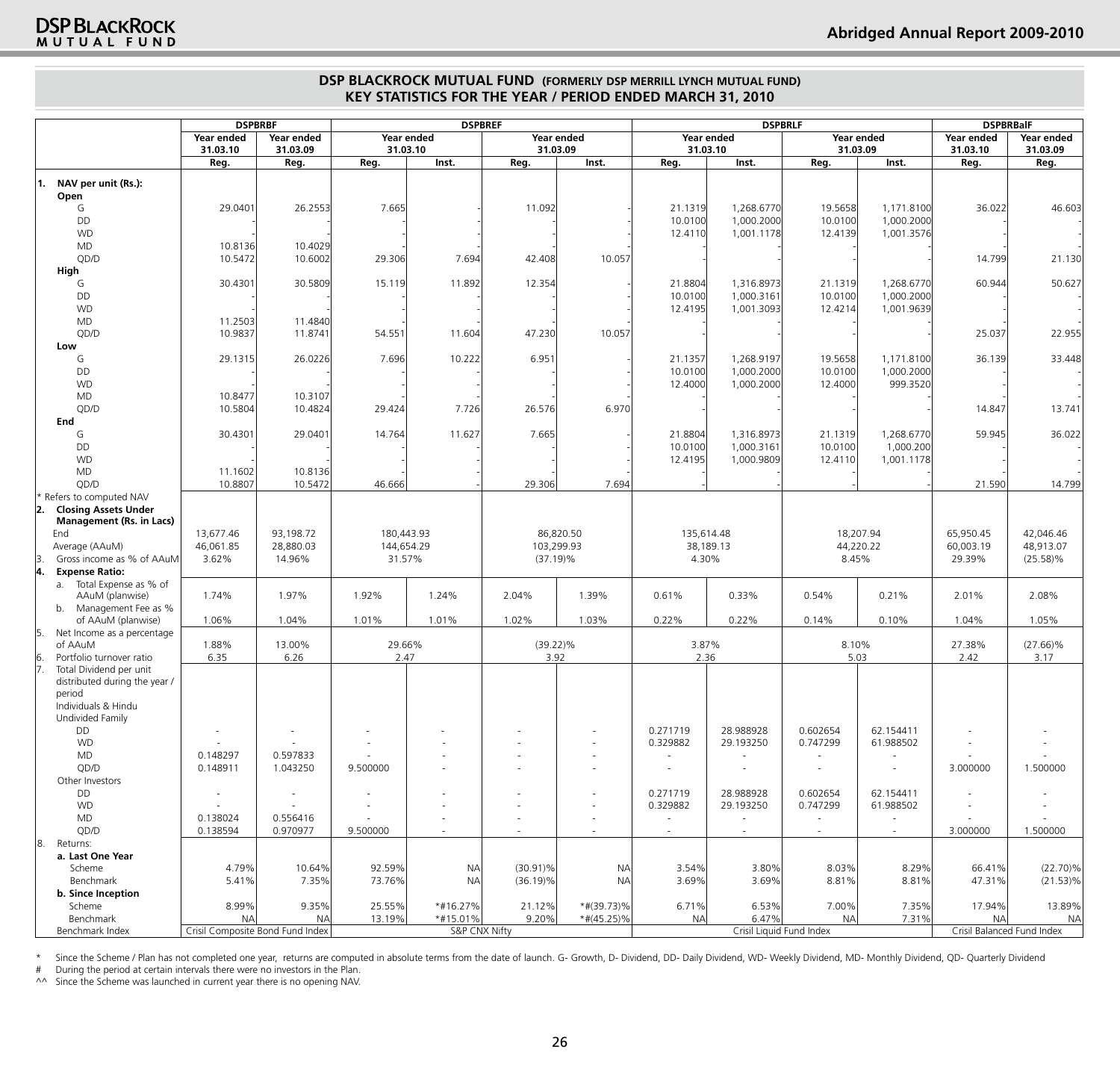## DSP BLACKROCK MUTUAL FUND (FORMERLY DSP MERRILL LYNCH MUTUAL FUND)
## KEY STATISTICS FOR THE YEAR / PERIOD ENDED MARCH 31, 2010

| | DSPBRBF | | DSPBREF | | | | DSPBRLF | | | | DSPBRBalF | |
|---|---|---|---|---|---|---|---|---|---|---|---|---|
| | Year ended 31.03.10 | Year ended 31.03.09 | Year ended 31.03.10 | | Year ended 31.03.09 | | Year ended 31.03.10 | | Year ended 31.03.09 | | Year ended 31.03.10 | Year ended 31.03.09 |
| | Reg. | Reg. | Reg. | Inst. | Reg. | Inst. | Reg. | Inst. | Reg. | Inst. | Reg. | Reg. |
| **1. NAV per unit (Rs.):** | | | | | | | | | | | | |
| **Open** | | | | | | | | | | | | |
| G | 29.0401 | 26.2553 | 7.665 | - | 11.092 | - | 21.1319 | 1,268.6770 | 19.5658 | 1,171.8100 | 36.022 | 46.603 |
| DD | - | - | - | - | - | - | 10.0100 | 1,000.2000 | 10.0100 | 1,000.2000 | - | - |
| WD | - | - | - | - | - | - | 12.4110 | 1,001.1178 | 12.4139 | 1,001.3576 | - | - |
| MD | 10.8136 | 10.4029 | - | - | - | - | - | - | - | - | - | - |
| QD/D | 10.5472 | 10.6002 | 29.306 | 7.694 | 42.408 | 10.057 | - | - | - | - | 14.799 | 21.130 |
| **High** | | | | | | | | | | | | |
| G | 30.4301 | 30.5809 | 15.119 | 11.892 | 12.354 | - | 21.8804 | 1,316.8973 | 21.1319 | 1,268.6770 | 60.944 | 50.627 |
| DD | - | - | - | - | - | - | 10.0100 | 1,000.3161 | 10.0100 | 1,000.2000 | - | - |
| WD | - | - | - | - | - | - | 12.4195 | 1,001.3093 | 12.4214 | 1,001.9639 | - | - |
| MD | 11.2503 | 11.4840 | - | - | - | - | - | - | - | - | - | - |
| QD/D | 10.9837 | 11.8741 | 54.551 | 11.604 | 47.230 | 10.057 | - | - | - | - | 25.037 | 22.955 |
| **Low** | | | | | | | | | | | | |
| G | 29.1315 | 26.0226 | 7.696 | 10.222 | 6.951 | - | 21.1357 | 1,268.9197 | 19.5658 | 1,171.8100 | 36.139 | 33.448 |
| DD | - | - | - | - | - | - | 10.0100 | 1,000.2000 | 10.0100 | 1,000.2000 | - | - |
| WD | - | - | - | - | - | - | 12.4000 | 1,000.2000 | 12.4000 | 999.3520 | - | - |
| MD | 10.8477 | 10.3107 | - | - | - | - | - | - | - | - | - | - |
| QD/D | 10.5804 | 10.4824 | 29.424 | 7.726 | 26.576 | 6.970 | - | - | - | - | 14.847 | 13.741 |
| **End** | | | | | | | | | | | | |
| G | 30.4301 | 29.0401 | 14.764 | 11.627 | 7.665 | - | 21.8804 | 1,316.8973 | 21.1319 | 1,268.6770 | 59.945 | 36.022 |
| DD | - | - | - | - | - | - | 10.0100 | 1,000.3161 | 10.0100 | 1,000.200 | - | - |
| WD | - | - | - | - | - | - | 12.4195 | 1,000.9809 | 12.4110 | 1,001.1178 | - | - |
| MD | 11.1602 | 10.8136 | - | - | - | - | - | - | - | - | - | - |
| QD/D | 10.8807 | 10.5472 | 46.666 | - | 29.306 | 7.694 | - | - | - | - | 21.590 | 14.799 |
| * Refers to computed NAV | | | | | | | | | | | | |
| **2. Closing Assets Under Management (Rs. in Lacs)** | | | | | | | | | | | | |
| End | 13,677.46 | 93,198.72 | 180,443.93 | | 86,820.50 | | 135,614.48 | | 18,207.94 | | 65,950.45 | 42,046.46 |
| Average (AAuM) | 46,061.85 | 28,880.03 | 144,654.29 | | 103,299.93 | | 38,189.13 | | 44,220.22 | | 60,003.19 | 48,913.07 |
| 3. Gross income as % of AAuM | 3.62% | 14.96% | 31.57% | | (37.19)% | | 4.30% | | 8.45% | | 29.39% | (25.58)% |
| **4. Expense Ratio:** | | | | | | | | | | | | |
| a. Total Expense as % of AAuM (planwise) | 1.74% | 1.97% | 1.92% | 1.24% | 2.04% | 1.39% | 0.61% | 0.33% | 0.54% | 0.21% | 2.01% | 2.08% |
| b. Management Fee as % of AAuM (planwise) | 1.06% | 1.04% | 1.01% | 1.01% | 1.02% | 1.03% | 0.22% | 0.22% | 0.14% | 0.10% | 1.04% | 1.05% |
| 5. Net Income as a percentage of AAuM | 1.88% | 13.00% | 29.66% | | (39.22)% | | 3.87% | | 8.10% | | 27.38% | (27.66)% |
| 6. Portfolio turnover ratio | 6.35 | 6.26 | 2.47 | | 3.92 | | 2.36 | | 5.03 | | 2.42 | 3.17 |
| 7. Total Dividend per unit distributed during the year / period | | | | | | | | | | | | |
| Individuals & Hindu Undivided Family | | | | | | | | | | | | |
| DD | - | - | - | - | - | - | 0.271719 | 28.988928 | 0.602654 | 62.154411 | - | - |
| WD | - | - | - | - | - | - | 0.329882 | 29.193250 | 0.747299 | 61.988502 | - | - |
| MD | 0.148297 | 0.597833 | - | - | - | - | - | - | - | - | - | - |
| QD/D | 0.148911 | 1.043250 | 9.500000 | - | - | - | - | - | - | - | 3.000000 | 1.500000 |
| Other Investors | | | | | | | | | | | | |
| DD | - | - | - | - | - | - | 0.271719 | 28.988928 | 0.602654 | 62.154411 | - | - |
| WD | - | - | - | - | - | - | 0.329882 | 29.193250 | 0.747299 | 61.988502 | - | - |
| MD | 0.138024 | 0.556416 | - | - | - | - | - | - | - | - | - | - |
| QD/D | 0.138594 | 0.970977 | 9.500000 | - | - | - | - | - | - | - | 3.000000 | 1.500000 |
| 8. Returns: | | | | | | | | | | | | |
| **a. Last One Year** | | | | | | | | | | | | |
| Scheme | 4.79% | 10.64% | 92.59% | NA | (30.91)% | NA | 3.54% | 3.80% | 8.03% | 8.29% | 66.41% | (22.70)% |
| Benchmark | 5.41% | 7.35% | 73.76% | NA | (36.19)% | NA | 3.69% | 3.69% | 8.81% | 8.81% | 47.31% | (21.53)% |
| **b. Since Inception** | | | | | | | | | | | | |
| Scheme | 8.99% | 9.35% | 25.55% | *#16.27% | 21.12% | *#(39.73)% | 6.71% | 6.53% | 7.00% | 7.35% | 17.94% | 13.89% |
| Benchmark | NA | NA | 13.19% | *#15.01% | 9.20% | *#(45.25)% | NA | 6.47% | NA | 7.31% | NA | NA |
| Benchmark Index | Crisil Composite Bond Fund Index | | S&P CNX Nifty | | | | Crisil Liquid Fund Index | | | | Crisil Balanced Fund Index | |

\* Since the Scheme / Plan has not completed one year, returns are computed in absolute terms from the date of launch. G- Growth, D- Dividend, DD- Daily Dividend, WD- Weekly Dividend, MD- Monthly Dividend, QD- Quarterly Dividend

\# During the period at certain intervals there were no investors in the Plan.

^^ Since the Scheme was launched in current year there is no opening NAV.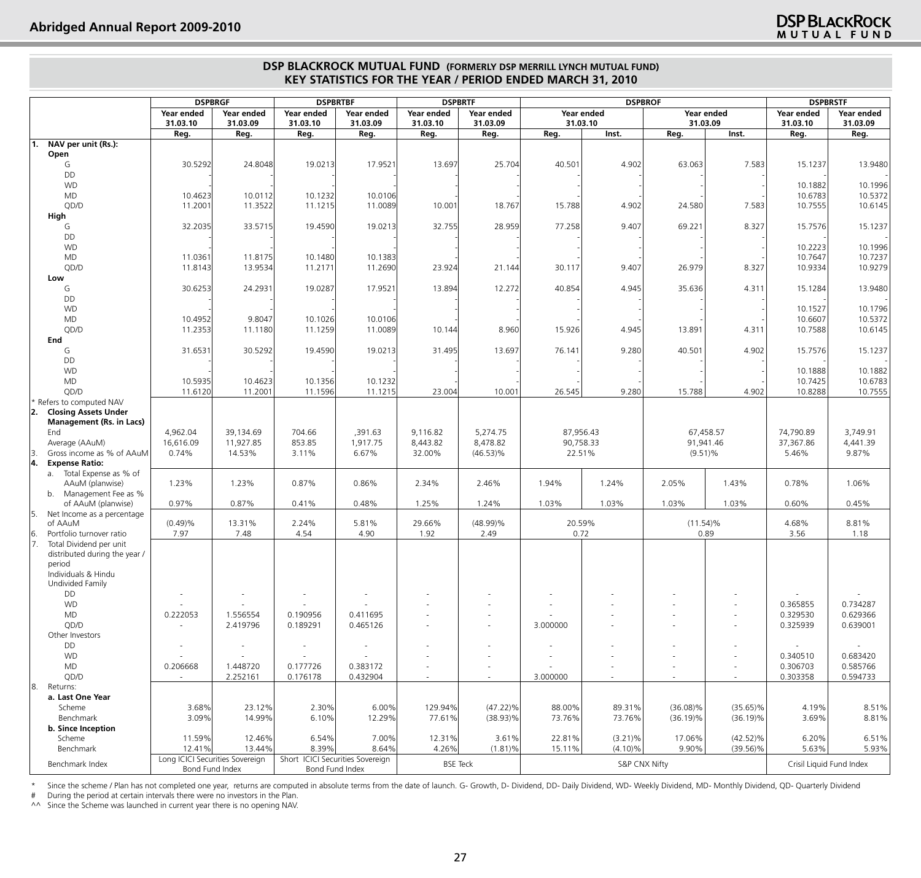## DSP BLACKROCK MUTUAL FUND (FORMERLY DSP MERRILL LYNCH MUTUAL FUND)
## KEY STATISTICS FOR THE YEAR / PERIOD ENDED MARCH 31, 2010

| | DSPBRGF | | DSPBRTBF | | DSPBRTF | | DSPBROF | | | | DSPBRSTF | |
|---|---|---|---|---|---|---|---|---|---|---|---|---|
| | Year ended 31.03.10 | Year ended 31.03.09 | Year ended 31.03.10 | Year ended 31.03.09 | Year ended 31.03.10 | Year ended 31.03.09 | Year ended 31.03.10 | | Year ended 31.03.09 | | Year ended 31.03.10 | Year ended 31.03.09 |
| | Reg. | Reg. | Reg. | Reg. | Reg. | Reg. | Reg. | Inst. | Reg. | Inst. | Reg. | Reg. |
| **1. NAV per unit (Rs.):** | | | | | | | | | | | | |
| **Open** | | | | | | | | | | | | |
| G | 30.5292 | 24.8048 | 19.0213 | 17.9521 | 13.697 | 25.704 | 40.501 | 4.902 | 63.063 | 7.583 | 15.1237 | 13.9480 |
| DD | - | - | - | - | - | - | - | - | - | - | - | - |
| WD | - | - | - | - | - | - | - | - | - | - | 10.1882 | 10.1996 |
| MD | 10.4623 | 10.0112 | 10.1232 | 10.0106 | - | - | - | - | - | - | 10.6783 | 10.5372 |
| QD/D | 11.2001 | 11.3522 | 11.1215 | 11.0089 | 10.001 | 18.767 | 15.788 | 4.902 | 24.580 | 7.583 | 10.7555 | 10.6145 |
| **High** | | | | | | | | | | | | |
| G | 32.2035 | 33.5715 | 19.4590 | 19.0213 | 32.755 | 28.959 | 77.258 | 9.407 | 69.221 | 8.327 | 15.7576 | 15.1237 |
| DD | - | - | - | - | - | - | - | - | - | - | - | - |
| WD | - | - | - | - | - | - | - | - | - | - | 10.2223 | 10.1996 |
| MD | 11.0361 | 11.8175 | 10.1480 | 10.1383 | - | - | - | - | - | - | 10.7647 | 10.7237 |
| QD/D | 11.8143 | 13.9534 | 11.2171 | 11.2690 | 23.924 | 21.144 | 30.117 | 9.407 | 26.979 | 8.327 | 10.9334 | 10.9279 |
| **Low** | | | | | | | | | | | | |
| G | 30.6253 | 24.2931 | 19.0287 | 17.9521 | 13.894 | 12.272 | 40.854 | 4.945 | 35.636 | 4.311 | 15.1284 | 13.9480 |
| DD | - | - | - | - | - | - | - | - | - | - | - | - |
| WD | - | - | - | - | - | - | - | - | - | - | 10.1527 | 10.1796 |
| MD | 10.4952 | 9.8047 | 10.1026 | 10.0106 | - | - | - | - | - | - | 10.6607 | 10.5372 |
| QD/D | 11.2353 | 11.1180 | 11.1259 | 11.0089 | 10.144 | 8.960 | 15.926 | 4.945 | 13.891 | 4.311 | 10.7588 | 10.6145 |
| **End** | | | | | | | | | | | | |
| G | 31.6531 | 30.5292 | 19.4590 | 19.0213 | 31.495 | 13.697 | 76.141 | 9.280 | 40.501 | 4.902 | 15.7576 | 15.1237 |
| DD | - | - | - | - | - | - | - | - | - | - | - | - |
| WD | - | - | - | - | - | - | - | - | - | - | 10.1888 | 10.1882 |
| MD | 10.5935 | 10.4623 | 10.1356 | 10.1232 | - | - | - | - | - | - | 10.7425 | 10.6783 |
| QD/D | 11.6120 | 11.2001 | 11.1596 | 11.1215 | 23.004 | 10.001 | 26.545 | 9.280 | 15.788 | 4.902 | 10.8288 | 10.7555 |
| * Refers to computed NAV | | | | | | | | | | | | |
| **2. Closing Assets Under Management (Rs. in Lacs)** | | | | | | | | | | | | |
| End | 4,962.04 | 39,134.69 | 704.66 | ,391.63 | 9,116.82 | 5,274.75 | 87,956.43 | | 67,458.57 | | 74,790.89 | 3,749.91 |
| Average (AAuM) | 16,616.09 | 11,927.85 | 853.85 | 1,917.75 | 8,443.82 | 8,478.82 | 90,758.33 | | 91,941.46 | | 37,367.86 | 4,441.39 |
| 3. Gross income as % of AAuM | 0.74% | 14.53% | 3.11% | 6.67% | 32.00% | (46.53)% | 22.51% | | (9.51)% | | 5.46% | 9.87% |
| **4. Expense Ratio:** | | | | | | | | | | | | |
| a. Total Expense as % of AAuM (planwise) | 1.23% | 1.23% | 0.87% | 0.86% | 2.34% | 2.46% | 1.94% | 1.24% | 2.05% | 1.43% | 0.78% | 1.06% |
| b. Management Fee as % of AAuM (planwise) | 0.97% | 0.87% | 0.41% | 0.48% | 1.25% | 1.24% | 1.03% | 1.03% | 1.03% | 1.03% | 0.60% | 0.45% |
| 5. Net Income as a percentage of AAuM | (0.49)% | 13.31% | 2.24% | 5.81% | 29.66% | (48.99)% | 20.59% | | (11.54)% | | 4.68% | 8.81% |
| 6. Portfolio turnover ratio | 7.97 | 7.48 | 4.54 | 4.90 | 1.92 | 2.49 | 0.72 | | 0.89 | | 3.56 | 1.18 |
| 7. Total Dividend per unit distributed during the year / period | | | | | | | | | | | | |
| Individuals & Hindu Undivided Family | | | | | | | | | | | | |
| DD | - | - | - | - | - | - | - | - | - | - | - | - |
| WD | - | - | - | - | - | - | - | - | - | - | 0.365855 | 0.734287 |
| MD | 0.222053 | 1.556554 | 0.190956 | 0.411695 | - | - | - | - | - | - | 0.329530 | 0.629366 |
| QD/D | - | 2.419796 | 0.189291 | 0.465126 | - | - | 3.000000 | - | - | - | 0.325939 | 0.639001 |
| Other Investors | | | | | | | | | | | | |
| DD | - | - | - | - | - | - | - | - | - | - | - | - |
| WD | - | - | - | - | - | - | - | - | - | - | 0.340510 | 0.683420 |
| MD | 0.206668 | 1.448720 | 0.177726 | 0.383172 | - | - | - | - | - | - | 0.306703 | 0.585766 |
| QD/D | - | 2.252161 | 0.176178 | 0.432904 | - | - | 3.000000 | - | - | - | 0.303358 | 0.594733 |
| 8. Returns: | | | | | | | | | | | | |
| **a. Last One Year** | | | | | | | | | | | | |
| Scheme | 3.68% | 23.12% | 2.30% | 6.00% | 129.94% | (47.22)% | 88.00% | 89.31% | (36.08)% | (35.65)% | 4.19% | 8.51% |
| Benchmark | 3.09% | 14.99% | 6.10% | 12.29% | 77.61% | (38.93)% | 73.76% | 73.76% | (36.19)% | (36.19)% | 3.69% | 8.81% |
| **b. Since Inception** | | | | | | | | | | | | |
| Scheme | 11.59% | 12.46% | 6.54% | 7.00% | 12.31% | 3.61% | 22.81% | (3.21)% | 17.06% | (42.52)% | 6.20% | 6.51% |
| Benchmark | 12.41% | 13.44% | 8.39% | 8.64% | 4.26% | (1.81)% | 15.11% | (4.10)% | 9.90% | (39.56)% | 5.63% | 5.93% |
| Benchmark Index | Long ICICI Securities Sovereign Bond Fund Index | | Short ICICI Securities Sovereign Bond Fund Index | | BSE Teck | | S&P CNX Nifty | | | | Crisil Liquid Fund Index | |

\* Since the scheme / Plan has not completed one year, returns are computed in absolute terms from the date of launch. G- Growth, D- Dividend, DD- Daily Dividend, WD- Weekly Dividend, MD- Monthly Dividend, QD- Quarterly Dividend

\# During the period at certain intervals there were no investors in the Plan.

^^ Since the Scheme was launched in current year there is no opening NAV.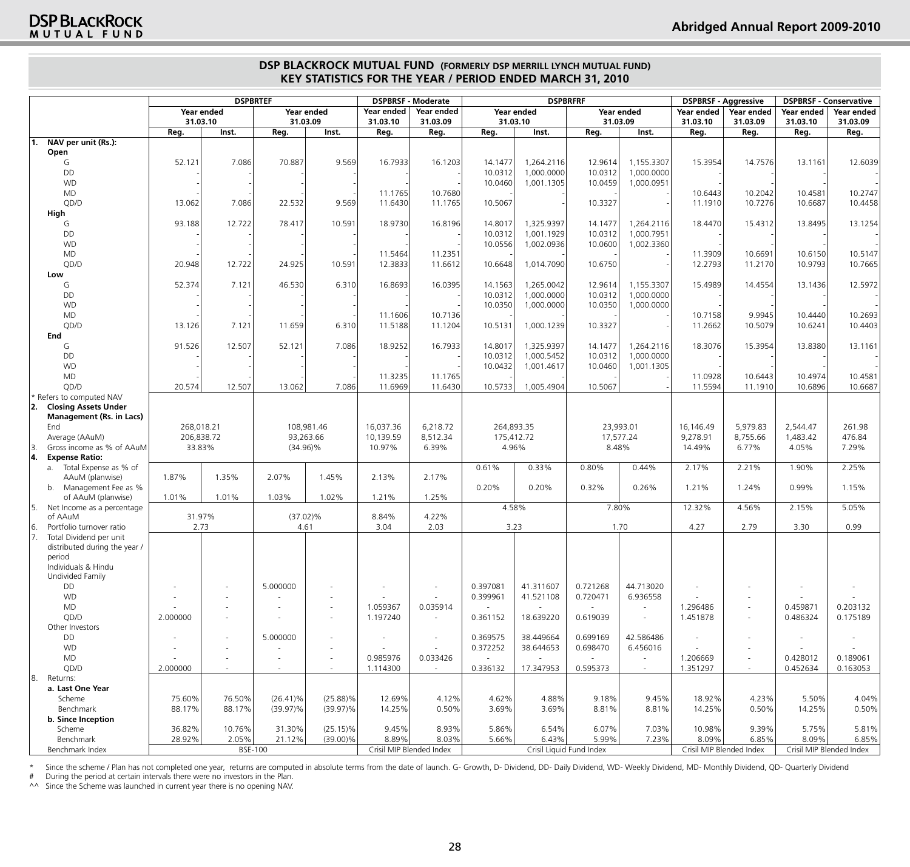## DSP BLACKROCK MUTUAL FUND (FORMERLY DSP MERRILL LYNCH MUTUAL FUND)
## KEY STATISTICS FOR THE YEAR / PERIOD ENDED MARCH 31, 2010

| | DSPBRTEF | | | | DSPBRSF - Moderate | | DSPBRFRF | | | | DSPBRSF - Aggressive | | DSPBRSF - Conservative | |
|---|---|---|---|---|---|---|---|---|---|---|---|---|---|---|
| | Year ended 31.03.10 | | Year ended 31.03.09 | | Year ended 31.03.10 | Year ended 31.03.09 | Year ended 31.03.10 | | Year ended 31.03.09 | | Year ended 31.03.10 | Year ended 31.03.09 | Year ended 31.03.10 | Year ended 31.03.09 |
| | Reg. | Inst. | Reg. | Inst. | Reg. | Reg. | Reg. | Inst. | Reg. | Inst. | Reg. | Reg. | Reg. | Reg. |
| **1. NAV per unit (Rs.):** | | | | | | | | | | | | | | |
| **Open** | | | | | | | | | | | | | | |
| G | 52.121 | 7.086 | 70.887 | 9.569 | 16.7933 | 16.1203 | 14.1477 | 1,264.2116 | 12.9614 | 1,155.3307 | 15.3954 | 14.7576 | 13.1161 | 12.6039 |
| DD | - | - | - | - | - | - | 10.0312 | 1,000.0000 | 10.0312 | 1,000.0000 | - | - | - | - |
| WD | - | - | - | - | - | - | 10.0460 | 1,001.1305 | 10.0459 | 1,000.0951 | - | - | - | - |
| MD | - | - | - | - | 11.1765 | 10.7680 | - | - | - | - | 10.6443 | 10.2042 | 10.4581 | 10.2747 |
| QD/D | 13.062 | 7.086 | 22.532 | 9.569 | 11.6430 | 11.1765 | 10.5067 | - | 10.3327 | - | 11.1910 | 10.7276 | 10.6687 | 10.4458 |
| **High** | | | | | | | | | | | | | | |
| G | 93.188 | 12.722 | 78.417 | 10.591 | 18.9730 | 16.8196 | 14.8017 | 1,325.9397 | 14.1477 | 1,264.2116 | 18.4470 | 15.4312 | 13.8495 | 13.1254 |
| DD | - | - | - | - | - | - | 10.0312 | 1,001.1929 | 10.0312 | 1,000.7951 | - | - | - | - |
| WD | - | - | - | - | - | - | 10.0556 | 1,002.0936 | 10.0600 | 1,002.3360 | - | - | - | - |
| MD | - | - | - | - | 11.5464 | 11.2351 | - | - | - | - | 11.3909 | 10.6691 | 10.6150 | 10.5147 |
| QD/D | 20.948 | 12.722 | 24.925 | 10.591 | 12.3833 | 11.6612 | 10.6648 | 1,014.7090 | 10.6750 | - | 12.2793 | 11.2170 | 10.9793 | 10.7665 |
| **Low** | | | | | | | | | | | | | | |
| G | 52.374 | 7.121 | 46.530 | 6.310 | 16.8693 | 16.0395 | 14.1563 | 1,265.0042 | 12.9614 | 1,155.3307 | 15.4989 | 14.4554 | 13.1436 | 12.5972 |
| DD | - | - | - | - | - | - | 10.0312 | 1,000.0000 | 10.0312 | 1,000.0000 | - | - | - | - |
| WD | - | - | - | - | - | - | 10.0350 | 1,000.0000 | 10.0350 | 1,000.0000 | - | - | - | - |
| MD | - | - | - | - | 11.1606 | 10.7136 | - | - | - | - | 10.7158 | 9.9945 | 10.4440 | 10.2693 |
| QD/D | 13.126 | 7.121 | 11.659 | 6.310 | 11.5188 | 11.1204 | 10.5131 | 1,000.1239 | 10.3327 | - | 11.2662 | 10.5079 | 10.6241 | 10.4403 |
| **End** | | | | | | | | | | | | | | |
| G | 91.526 | 12.507 | 52.121 | 7.086 | 18.9252 | 16.7933 | 14.8017 | 1,325.9397 | 14.1477 | 1,264.2116 | 18.3076 | 15.3954 | 13.8380 | 13.1161 |
| DD | - | - | - | - | - | - | 10.0312 | 1,000.5452 | 10.0312 | 1,000.0000 | - | - | - | - |
| WD | - | - | - | - | - | - | 10.0432 | 1,001.4617 | 10.0460 | 1,001.1305 | - | - | - | - |
| MD | - | - | - | - | 11.3235 | 11.1765 | - | - | - | - | 10.0928 | 10.6443 | 10.4974 | 10.4581 |
| QD/D | 20.574 | 12.507 | 13.062 | 7.086 | 11.6969 | 11.6430 | 10.5733 | 1,005.4904 | 10.5067 | - | 11.5594 | 11.1910 | 10.6896 | 10.6687 |
| * Refers to computed NAV | | | | | | | | | | | | | | |
| **2. Closing Assets Under Management (Rs. in Lacs)** | | | | | | | | | | | | | | |
| End | 268,018.21 | | 108,981.46 | | 16,037.36 | 6,218.72 | 264,893.35 | | 23,993.01 | | 16,146.49 | 5,979.83 | 2,544.47 | 261.98 |
| Average (AAuM) | 206,838.72 | | 93,263.66 | | 10,139.59 | 8,512.34 | 175,412.72 | | 17,577.24 | | 9,278.91 | 8,755.66 | 1,483.42 | 476.84 |
| 3. Gross income as % of AAuM | 33.83% | | (34.96)% | | 10.97% | 6.39% | 4.96% | | 8.48% | | 14.49% | 6.77% | 4.05% | 7.29% |
| **4. Expense Ratio:** | | | | | | | | | | | | | | |
| a. Total Expense as % of AAuM (planwise) | 1.87% | 1.35% | 2.07% | 1.45% | 2.13% | 2.17% | 0.61% | 0.33% | 0.80% | 0.44% | 2.17% | 2.21% | 1.90% | 2.25% |
| b. Management Fee as % of AAuM (planwise) | 1.01% | 1.01% | 1.03% | 1.02% | 1.21% | 1.25% | 0.20% | 0.20% | 0.32% | 0.26% | 1.21% | 1.24% | 0.99% | 1.15% |
| 5. Net Income as a percentage of AAuM | 31.97% | | (37.02)% | | 8.84% | 4.22% | 4.58% | | 7.80% | | 12.32% | 4.56% | 2.15% | 5.05% |
| 6. Portfolio turnover ratio | 2.73 | | 4.61 | | 3.04 | 2.03 | 3.23 | | 1.70 | | 4.27 | 2.79 | 3.30 | 0.99 |
| 7. Total Dividend per unit distributed during the year / period | | | | | | | | | | | | | | |
| Individuals & Hindu Undivided Family | | | | | | | | | | | | | | |
| DD | - | - | 5.000000 | - | - | - | 0.397081 | 41.311607 | 0.721268 | 44.713020 | - | - | - | - |
| WD | - | - | - | - | - | - | 0.399961 | 41.521108 | 0.720471 | 6.936558 | - | - | - | - |
| MD | - | - | - | - | 1.059367 | 0.035914 | - | - | - | - | 1.296486 | - | 0.459871 | 0.203132 |
| QD/D | 2.000000 | - | - | - | 1.197240 | - | 0.361152 | 18.639220 | 0.619039 | - | 1.451878 | - | 0.486324 | 0.175189 |
| Other Investors | | | | | | | | | | | | | | |
| DD | - | - | 5.000000 | - | - | - | 0.369575 | 38.449664 | 0.699169 | 42.586486 | - | - | - | - |
| WD | - | - | - | - | - | - | 0.372252 | 38.644653 | 0.698470 | 6.456016 | - | - | - | - |
| MD | - | - | - | - | 0.985976 | 0.033426 | - | - | - | - | 1.206669 | - | 0.428012 | 0.189061 |
| QD/D | 2.000000 | - | - | - | 1.114300 | - | 0.336132 | 17.347953 | 0.595373 | - | 1.351297 | - | 0.452634 | 0.163053 |
| 8. Returns: | | | | | | | | | | | | | | |
| **a. Last One Year** | | | | | | | | | | | | | | |
| Scheme | 75.60% | 76.50% | (26.41)% | (25.88)% | 12.69% | 4.12% | 4.62% | 4.88% | 9.18% | 9.45% | 18.92% | 4.23% | 5.50% | 4.04% |
| Benchmark | 88.17% | 88.17% | (39.97)% | (39.97)% | 14.25% | 0.50% | 3.69% | 3.69% | 8.81% | 8.81% | 14.25% | 0.50% | 14.25% | 0.50% |
| **b. Since Inception** | | | | | | | | | | | | | | |
| Scheme | 36.82% | 10.76% | 31.30% | (25.15)% | 9.45% | 8.93% | 5.86% | 6.54% | 6.07% | 7.03% | 10.98% | 9.39% | 5.75% | 5.81% |
| Benchmark | 28.92% | 2.05% | 21.12% | (39.00)% | 8.89% | 8.03% | 5.66% | 6.43% | 5.99% | 7.23% | 8.09% | 6.85% | 8.09% | 6.85% |
| Benchmark Index | BSE-100 | | | | Crisil MIP Blended Index | | Crisil Liquid Fund Index | | | | Crisil MIP Blended Index | | Crisil MIP Blended Index | |

\* Since the scheme / Plan has not completed one year, returns are computed in absolute terms from the date of launch. G- Growth, D- Dividend, DD- Daily Dividend, WD- Weekly Dividend, MD- Monthly Dividend, QD- Quarterly Dividend

\# During the period at certain intervals there were no investors in the Plan.

^^ Since the Scheme was launched in current year there is no opening NAV.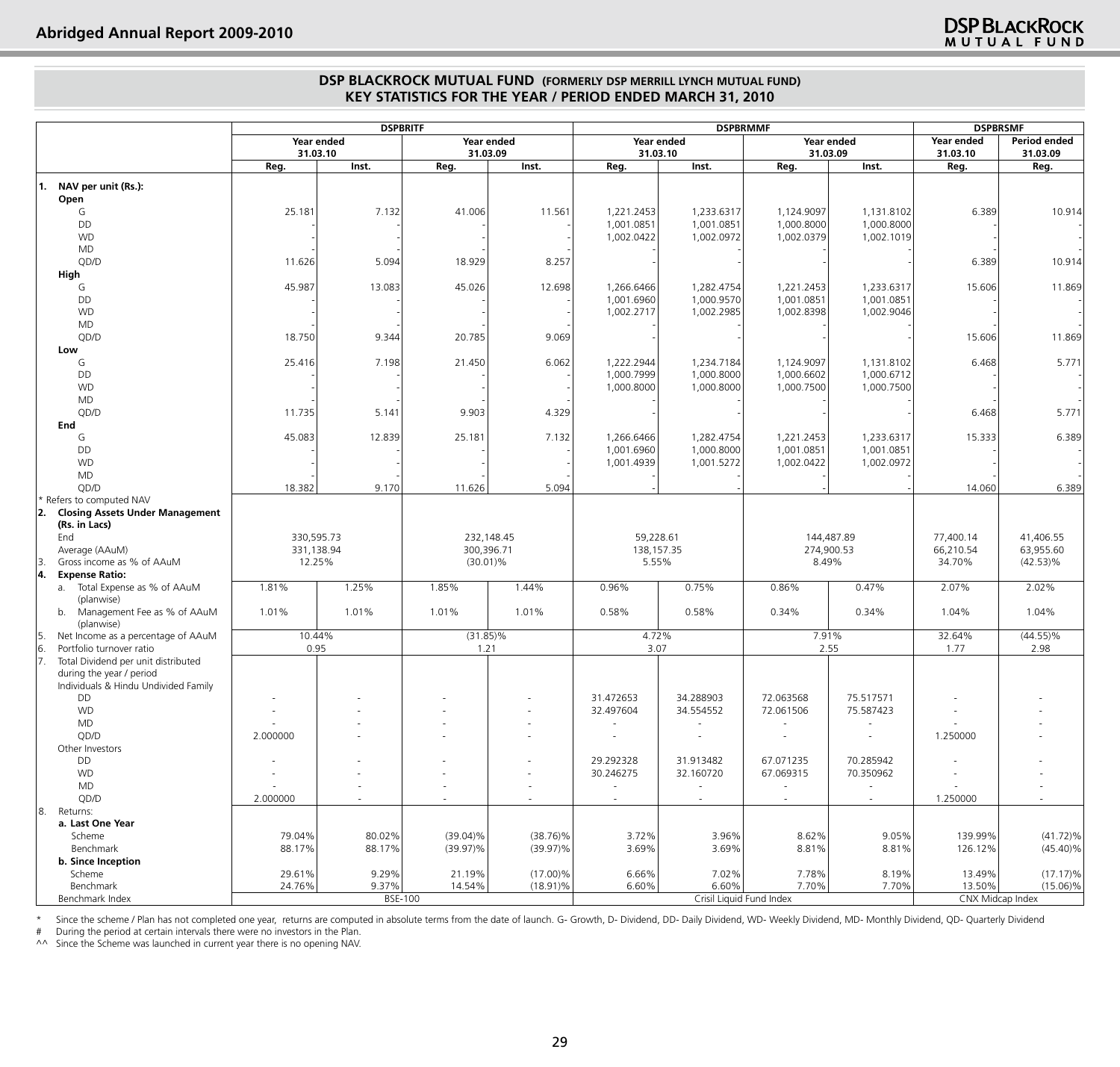## DSP BLACKROCK MUTUAL FUND (FORMERLY DSP MERRILL LYNCH MUTUAL FUND)
## KEY STATISTICS FOR THE YEAR / PERIOD ENDED MARCH 31, 2010

| | DSPBRITF | | | | DSPBRMMF | | | | DSPBRSMF | |
|---|---|---|---|---|---|---|---|---|---|---|
| | Year ended 31.03.10 | | Year ended 31.03.09 | | Year ended 31.03.10 | | Year ended 31.03.09 | | Year ended 31.03.10 | Period ended 31.03.09 |
| | Reg. | Inst. | Reg. | Inst. | Reg. | Inst. | Reg. | Inst. | Reg. | Reg. |
| **1. NAV per unit (Rs.):** | | | | | | | | | | |
| **Open** | | | | | | | | | | |
| G | 25.181 | 7.132 | 41.006 | 11.561 | 1,221.2453 | 1,233.6317 | 1,124.9097 | 1,131.8102 | 6.389 | 10.914 |
| DD | - | - | - | - | 1,001.0851 | 1,001.0851 | 1,000.8000 | 1,000.8000 | - | - |
| WD | - | - | - | - | 1,002.0422 | 1,002.0972 | 1,002.0379 | 1,002.1019 | - | - |
| MD | - | - | - | - | - | - | - | - | - | - |
| QD/D | 11.626 | 5.094 | 18.929 | 8.257 | - | - | - | - | 6.389 | 10.914 |
| **High** | | | | | | | | | | |
| G | 45.987 | 13.083 | 45.026 | 12.698 | 1,266.6466 | 1,282.4754 | 1,221.2453 | 1,233.6317 | 15.606 | 11.869 |
| DD | - | - | - | - | 1,001.6960 | 1,000.9570 | 1,001.0851 | 1,001.0851 | - | - |
| WD | - | - | - | - | 1,002.2717 | 1,002.2985 | 1,002.8398 | 1,002.9046 | - | - |
| MD | - | - | - | - | - | - | - | - | - | - |
| QD/D | 18.750 | 9.344 | 20.785 | 9.069 | - | - | - | - | 15.606 | 11.869 |
| **Low** | | | | | | | | | | |
| G | 25.416 | 7.198 | 21.450 | 6.062 | 1,222.2944 | 1,234.7184 | 1,124.9097 | 1,131.8102 | 6.468 | 5.771 |
| DD | - | - | - | - | 1,000.7999 | 1,000.8000 | 1,000.6602 | 1,000.6712 | - | - |
| WD | - | - | - | - | 1,000.8000 | 1,000.8000 | 1,000.7500 | 1,000.7500 | - | - |
| MD | - | - | - | - | - | - | - | - | - | - |
| QD/D | 11.735 | 5.141 | 9.903 | 4.329 | - | - | - | - | 6.468 | 5.771 |
| **End** | | | | | | | | | | |
| G | 45.083 | 12.839 | 25.181 | 7.132 | 1,266.6466 | 1,282.4754 | 1,221.2453 | 1,233.6317 | 15.333 | 6.389 |
| DD | - | - | - | - | 1,001.6960 | 1,000.8000 | 1,001.0851 | 1,001.0851 | - | - |
| WD | - | - | - | - | 1,001.4939 | 1,001.5272 | 1,002.0422 | 1,002.0972 | - | - |
| MD | - | - | - | - | - | - | - | - | - | - |
| QD/D | 18.382 | 9.170 | 11.626 | 5.094 | - | - | - | - | 14.060 | 6.389 |
| * Refers to computed NAV | | | | | | | | | | |
| **2. Closing Assets Under Management (Rs. in Lacs)** | | | | | | | | | | |
| End | 330,595.73 | | 232,148.45 | | 59,228.61 | | 144,487.89 | | 77,400.14 | 41,406.55 |
| Average (AAuM) | 331,138.94 | | 300,396.71 | | 138,157.35 | | 274,900.53 | | 66,210.54 | 63,955.60 |
| 3. Gross income as % of AAuM | 12.25% | | (30.01)% | | 5.55% | | 8.49% | | 34.70% | (42.53)% |
| **4. Expense Ratio:** | | | | | | | | | | |
| a. Total Expense as % of AAuM (planwise) | 1.81% | 1.25% | 1.85% | 1.44% | 0.96% | 0.75% | 0.86% | 0.47% | 2.07% | 2.02% |
| b. Management Fee as % of AAuM (planwise) | 1.01% | 1.01% | 1.01% | 1.01% | 0.58% | 0.58% | 0.34% | 0.34% | 1.04% | 1.04% |
| 5. Net Income as a percentage of AAuM | 10.44% | | (31.85)% | | 4.72% | | 7.91% | | 32.64% | (44.55)% |
| 6. Portfolio turnover ratio | 0.95 | | 1.21 | | 3.07 | | 2.55 | | 1.77 | 2.98 |
| 7. Total Dividend per unit distributed during the year / period | | | | | | | | | | |
| Individuals & Hindu Undivided Family | | | | | | | | | | |
| DD | - | - | - | - | 31.472653 | 34.288903 | 72.063568 | 75.517571 | - | - |
| WD | - | - | - | - | 32.497604 | 34.554552 | 72.061506 | 75.587423 | - | - |
| MD | - | - | - | - | - | - | - | - | - | - |
| QD/D | 2.000000 | - | - | - | - | - | - | - | 1.250000 | - |
| Other Investors | | | | | | | | | | |
| DD | - | - | - | - | 29.292328 | 31.913482 | 67.071235 | 70.285942 | - | - |
| WD | - | - | - | - | 30.246275 | 32.160720 | 67.069315 | 70.350962 | - | - |
| MD | - | - | - | - | - | - | - | - | - | - |
| QD/D | 2.000000 | - | - | - | - | - | - | - | 1.250000 | - |
| 8. Returns: | | | | | | | | | | |
| **a. Last One Year** | | | | | | | | | | |
| Scheme | 79.04% | 80.02% | (39.04)% | (38.76)% | 3.72% | 3.96% | 8.62% | 9.05% | 139.99% | (41.72)% |
| Benchmark | 88.17% | 88.17% | (39.97)% | (39.97)% | 3.69% | 3.69% | 8.81% | 8.81% | 126.12% | (45.40)% |
| **b. Since Inception** | | | | | | | | | | |
| Scheme | 29.61% | 9.29% | 21.19% | (17.00)% | 6.66% | 7.02% | 7.78% | 8.19% | 13.49% | (17.17)% |
| Benchmark | 24.76% | 9.37% | 14.54% | (18.91)% | 6.60% | 6.60% | 7.70% | 7.70% | 13.50% | (15.06)% |
| Benchmark Index | BSE-100 | | | | Crisil Liquid Fund Index | | | | CNX Midcap Index | |

\* Since the scheme / Plan has not completed one year, returns are computed in absolute terms from the date of launch. G- Growth, D- Dividend, DD- Daily Dividend, WD- Weekly Dividend, MD- Monthly Dividend, QD- Quarterly Dividend

\# During the period at certain intervals there were no investors in the Plan.

^^ Since the Scheme was launched in current year there is no opening NAV.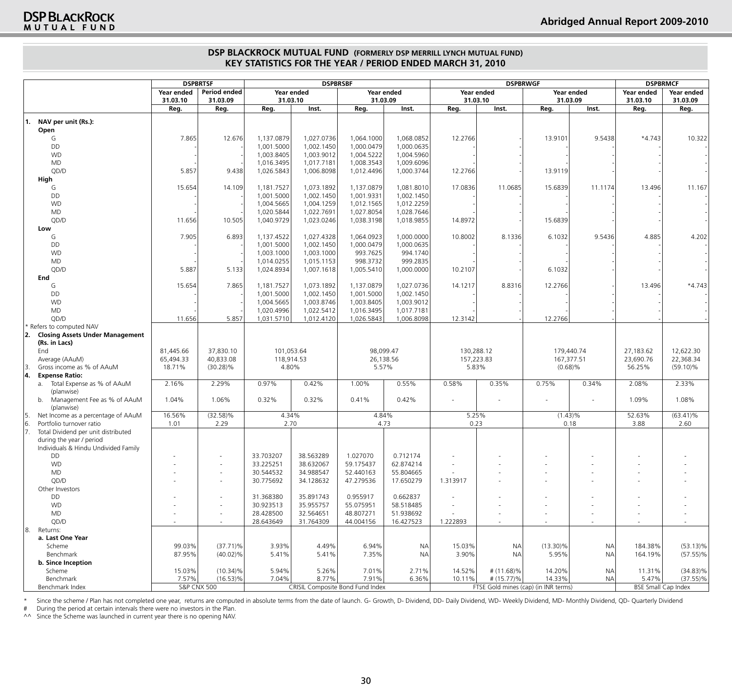## DSP BLACKROCK MUTUAL FUND (FORMERLY DSP MERRILL LYNCH MUTUAL FUND)
## KEY STATISTICS FOR THE YEAR / PERIOD ENDED MARCH 31, 2010

| | DSPBRTSF | | DSPBRSBF | | | | DSPBRWGF | | | | DSPBRMCF | |
|---|---|---|---|---|---|---|---|---|---|---|---|---|
| | Year ended 31.03.10 | Period ended 31.03.09 | Year ended 31.03.10 | | Year ended 31.03.09 | | Year ended 31.03.10 | | Year ended 31.03.09 | | Year ended 31.03.10 | Year ended 31.03.09 |
| | Reg. | Reg. | Reg. | Inst. | Reg. | Inst. | Reg. | Inst. | Reg. | Inst. | Reg. | Reg. |
| **1. NAV per unit (Rs.):** | | | | | | | | | | | | |
| **Open** | | | | | | | | | | | | |
| G | 7.865 | 12.676 | 1,137.0879 | 1,027.0736 | 1,064.1000 | 1,068.0852 | 12.2766 | - | 13.9101 | 9.5438 | *4.743 | 10.322 |
| DD | - | - | 1,001.5000 | 1,002.1450 | 1,000.0479 | 1,000.0635 | - | - | - | - | - | - |
| WD | - | - | 1,003.8405 | 1,003.9012 | 1,004.5222 | 1,004.5960 | - | - | - | - | - | - |
| MD | - | - | 1,016.3495 | 1,017.7181 | 1,008.3543 | 1,009.6096 | - | - | - | - | - | - |
| QD/D | 5.857 | 9.438 | 1,026.5843 | 1,006.8098 | 1,012.4496 | 1,000.3744 | 12.2766 | - | 13.9119 | - | - | - |
| **High** | | | | | | | | | | | | |
| G | 15.654 | 14.109 | 1,181.7527 | 1,073.1892 | 1,137.0879 | 1,081.8010 | 17.0836 | 11.0685 | 15.6839 | 11.1174 | 13.496 | 11.167 |
| DD | - | - | 1,001.5000 | 1,002.1450 | 1,001.9331 | 1,002.1450 | - | - | - | - | - | - |
| WD | - | - | 1,004.5665 | 1,004.1259 | 1,012.1565 | 1,012.2259 | - | - | - | - | - | - |
| MD | - | - | 1,020.5844 | 1,022.7691 | 1,027.8054 | 1,028.7646 | - | - | - | - | - | - |
| QD/D | 11.656 | 10.505 | 1,040.9729 | 1,023.0246 | 1,038.3198 | 1,018.9855 | 14.8972 | - | 15.6839 | - | - | - |
| **Low** | | | | | | | | | | | | |
| G | 7.905 | 6.893 | 1,137.4522 | 1,027.4328 | 1,064.0923 | 1,000.0000 | 10.8002 | 8.1336 | 6.1032 | 9.5436 | 4.885 | 4.202 |
| DD | - | - | 1,001.5000 | 1,002.1450 | 1,000.0479 | 1,000.0635 | - | - | - | - | - | - |
| WD | - | - | 1,003.1000 | 1,003.1000 | 993.7625 | 994.1740 | - | - | - | - | - | - |
| MD | - | - | 1,014.0255 | 1,015.1153 | 998.3732 | 999.2835 | - | - | - | - | - | - |
| QD/D | 5.887 | 5.133 | 1,024.8934 | 1,007.1618 | 1,005.5410 | 1,000.0000 | 10.2107 | - | 6.1032 | - | - | - |
| **End** | | | | | | | | | | | | |
| G | 15.654 | 7.865 | 1,181.7527 | 1,073.1892 | 1,137.0879 | 1,027.0736 | 14.1217 | 8.8316 | 12.2766 | - | 13.496 | *4.743 |
| DD | - | - | 1,001.5000 | 1,002.1450 | 1,001.5000 | 1,002.1450 | - | - | - | - | - | - |
| WD | - | - | 1,004.5665 | 1,003.8746 | 1,003.8405 | 1,003.9012 | - | - | - | - | - | - |
| MD | - | - | 1,020.4996 | 1,022.5412 | 1,016.3495 | 1,017.7181 | - | - | - | - | - | - |
| QD/D | 11.656 | 5.857 | 1,031.5710 | 1,012.4120 | 1,026.5843 | 1,006.8098 | 12.3142 | - | 12.2766 | - | - | - |
| * Refers to computed NAV | | | | | | | | | | | | |
| **2. Closing Assets Under Management (Rs. in Lacs)** | | | | | | | | | | | | |
| End | 81,445.66 | 37,830.10 | 101,053.64 | | 98,099.47 | | 130,288.12 | | 179,440.74 | | 27,183.62 | 12,622.30 |
| Average (AAuM) | 65,494.33 | 40,833.08 | 118,914.53 | | 26,138.56 | | 157,223.83 | | 167,377.51 | | 23,690.76 | 22,368.34 |
| 3. Gross income as % of AAuM | 18.71% | (30.28)% | 4.80% | | 5.57% | | 5.83% | | (0.68)% | | 56.25% | (59.10)% |
| **4. Expense Ratio:** | | | | | | | | | | | | |
| a. Total Expense as % of AAuM (planwise) | 2.16% | 2.29% | 0.97% | 0.42% | 1.00% | 0.55% | 0.58% | 0.35% | 0.75% | 0.34% | 2.08% | 2.33% |
| b. Management Fee as % of AAuM (planwise) | 1.04% | 1.06% | 0.32% | 0.32% | 0.41% | 0.42% | - | - | - | - | 1.09% | 1.08% |
| 5. Net Income as a percentage of AAuM | 16.56% | (32.58)% | 4.34% | | 4.84% | | 5.25% | | (1.43)% | | 52.63% | (63.41)% |
| 6. Portfolio turnover ratio | 1.01 | 2.29 | 2.70 | | 4.73 | | 0.23 | | 0.18 | | 3.88 | 2.60 |
| 7. Total Dividend per unit distributed during the year / period | | | | | | | | | | | | |
| Individuals & Hindu Undivided Family | | | | | | | | | | | | |
| DD | - | - | 33.703207 | 38.563289 | 1.027070 | 0.712174 | - | - | - | - | - | - |
| WD | - | - | 33.225251 | 38.632067 | 59.175437 | 62.874214 | - | - | - | - | - | - |
| MD | - | - | 30.544532 | 34.988547 | 52.440163 | 55.804665 | - | - | - | - | - | - |
| QD/D | - | - | 30.775692 | 34.128632 | 47.279536 | 17.650279 | 1.313917 | - | - | - | - | - |
| Other Investors | | | | | | | | | | | | |
| DD | - | - | 31.368380 | 35.891743 | 0.955917 | 0.662837 | - | - | - | - | - | - |
| WD | - | - | 30.923513 | 35.955757 | 55.075951 | 58.518485 | - | - | - | - | - | - |
| MD | - | - | 28.428500 | 32.564651 | 48.807271 | 51.938692 | - | - | - | - | - | - |
| QD/D | - | - | 28.643649 | 31.764309 | 44.004156 | 16.427523 | 1.222893 | - | - | - | - | - |
| 8. Returns: | | | | | | | | | | | | |
| **a. Last One Year** | | | | | | | | | | | | |
| Scheme | 99.03% | (37.71)% | 3.93% | 4.49% | 6.94% | NA | 15.03% | NA | (13.30)% | NA | 184.38% | (53.13)% |
| Benchmark | 87.95% | (40.02)% | 5.41% | 5.41% | 7.35% | NA | 3.90% | NA | 5.95% | NA | 164.19% | (57.55)% |
| **b. Since Inception** | | | | | | | | | | | | |
| Scheme | 15.03% | (10.34)% | 5.94% | 5.26% | 7.01% | 2.71% | 14.52% | # (11.68)% | 14.20% | NA | 11.31% | (34.83)% |
| Benchmark | 7.57% | (16.53)% | 7.04% | 8.77% | 7.91% | 6.36% | 10.11% | # (15.77)% | 14.33% | NA | 5.47% | (37.55)% |
| Benchmark Index | S&P CNX 500 | | CRISIL Composite Bond Fund Index | | | | FTSE Gold mines (cap) (in INR terms) | | | | BSE Small Cap Index | |

\* Since the scheme / Plan has not completed one year, returns are computed in absolute terms from the date of launch. G- Growth, D- Dividend, DD- Daily Dividend, WD- Weekly Dividend, MD- Monthly Dividend, QD- Quarterly Dividend

\# During the period at certain intervals there were no investors in the Plan.

^^ Since the Scheme was launched in current year there is no opening NAV.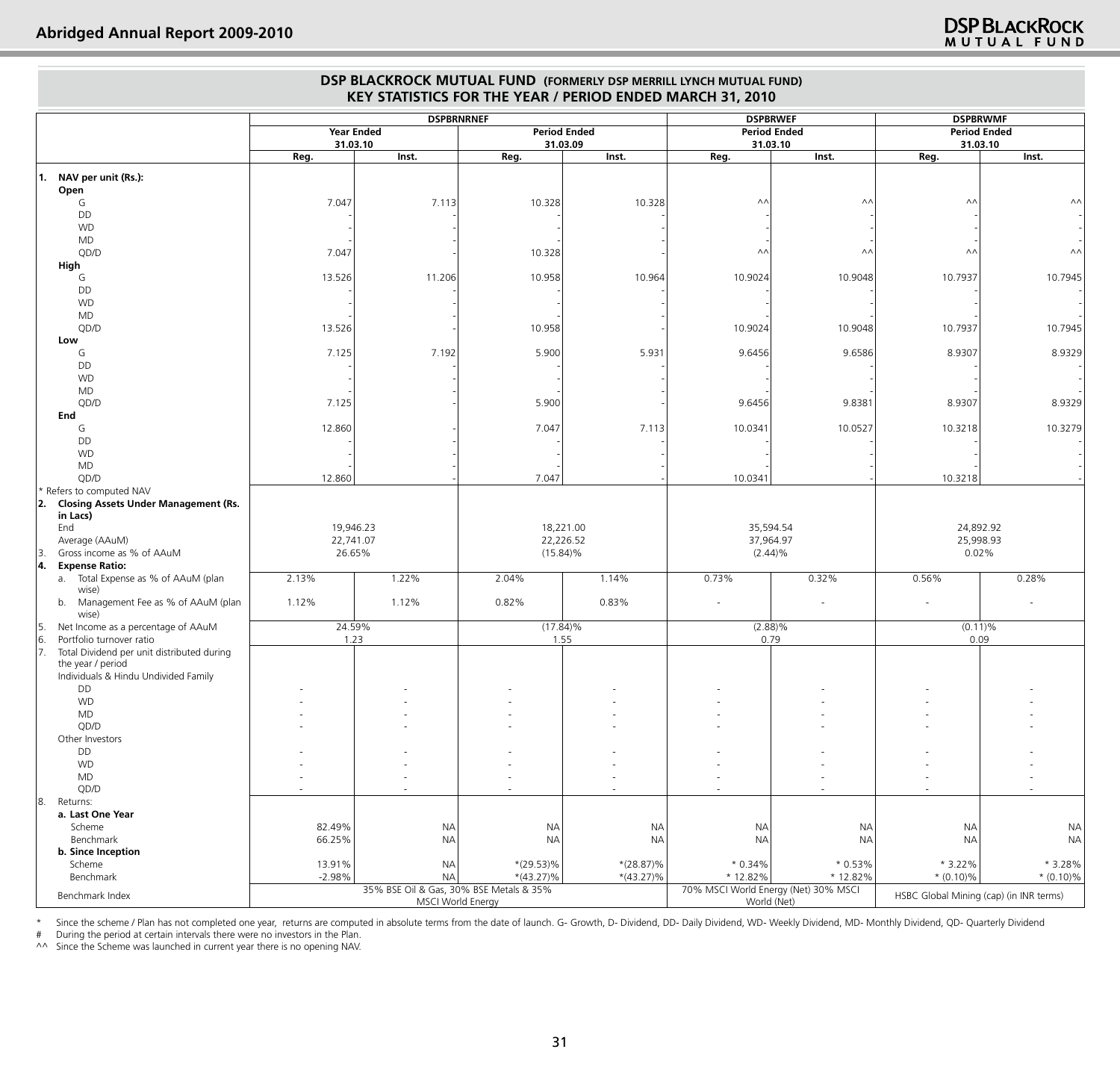## DSP BLACKROCK MUTUAL FUND (FORMERLY DSP MERRILL LYNCH MUTUAL FUND)
## KEY STATISTICS FOR THE YEAR / PERIOD ENDED MARCH 31, 2010

| | DSPBRNRNEF | | | | DSPBRWEF | | DSPBRWMF | |
|---|---|---|---|---|---|---|---|---|
| | Year Ended 31.03.10 | | Period Ended 31.03.09 | | Period Ended 31.03.10 | | Period Ended 31.03.10 | |
| | Reg. | Inst. | Reg. | Inst. | Reg. | Inst. | Reg. | Inst. |
| **1. NAV per unit (Rs.):** | | | | | | | | |
| **Open** | | | | | | | | |
| G | 7.047 | 7.113 | 10.328 | 10.328 | ^^ | ^^ | ^^ | ^^ |
| DD | - | - | - | - | - | - | - | - |
| WD | - | - | - | - | - | - | - | - |
| MD | - | - | - | - | - | - | - | - |
| QD/D | 7.047 | - | 10.328 | - | ^^ | ^^ | ^^ | ^^ |
| **High** | | | | | | | | |
| G | 13.526 | 11.206 | 10.958 | 10.964 | 10.9024 | 10.9048 | 10.7937 | 10.7945 |
| DD | - | - | - | - | - | - | - | - |
| WD | - | - | - | - | - | - | - | - |
| MD | - | - | - | - | - | - | - | - |
| QD/D | 13.526 | - | 10.958 | - | 10.9024 | 10.9048 | 10.7937 | 10.7945 |
| **Low** | | | | | | | | |
| G | 7.125 | 7.192 | 5.900 | 5.931 | 9.6456 | 9.6586 | 8.9307 | 8.9329 |
| DD | - | - | - | - | - | - | - | - |
| WD | - | - | - | - | - | - | - | - |
| MD | - | - | - | - | - | - | - | - |
| QD/D | 7.125 | - | 5.900 | - | 9.6456 | 9.8381 | 8.9307 | 8.9329 |
| **End** | | | | | | | | |
| G | 12.860 | - | 7.047 | 7.113 | 10.0341 | 10.0527 | 10.3218 | 10.3279 |
| DD | - | - | - | - | - | - | - | - |
| WD | - | - | - | - | - | - | - | - |
| MD | - | - | - | - | - | - | - | - |
| QD/D | 12.860 | - | 7.047 | - | 10.0341 | - | 10.3218 | - |
| * Refers to computed NAV | | | | | | | | |
| **2. Closing Assets Under Management (Rs. in Lacs)** | | | | | | | | |
| End | 19,946.23 | | 18,221.00 | | 35,594.54 | | 24,892.92 | |
| Average (AAuM) | 22,741.07 | | 22,226.52 | | 37,964.97 | | 25,998.93 | |
| 3. Gross income as % of AAuM | 26.65% | | (15.84)% | | (2.44)% | | 0.02% | |
| **4. Expense Ratio:** | | | | | | | | |
| a. Total Expense as % of AAuM (plan wise) | 2.13% | 1.22% | 2.04% | 1.14% | 0.73% | 0.32% | 0.56% | 0.28% |
| b. Management Fee as % of AAuM (plan wise) | 1.12% | 1.12% | 0.82% | 0.83% | - | - | - | - |
| 5. Net Income as a percentage of AAuM | 24.59% | | (17.84)% | | (2.88)% | | (0.11)% | |
| 6. Portfolio turnover ratio | 1.23 | | 1.55 | | 0.79 | | 0.09 | |
| 7. Total Dividend per unit distributed during the year / period | | | | | | | | |
| Individuals & Hindu Undivided Family | | | | | | | | |
| DD | - | - | - | - | - | - | - | - |
| WD | - | - | - | - | - | - | - | - |
| MD | - | - | - | - | - | - | - | - |
| QD/D | - | - | - | - | - | - | - | - |
| Other Investors | | | | | | | | |
| DD | - | - | - | - | - | - | - | - |
| WD | - | - | - | - | - | - | - | - |
| MD | - | - | - | - | - | - | - | - |
| QD/D | - | - | - | - | - | - | - | - |
| 8. Returns: | | | | | | | | |
| **a. Last One Year** | | | | | | | | |
| Scheme | 82.49% | NA | NA | NA | NA | NA | NA | NA |
| Benchmark | 66.25% | NA | NA | NA | NA | NA | NA | NA |
| **b. Since Inception** | | | | | | | | |
| Scheme | 13.91% | NA | *(29.53)% | *(28.87)% | * 0.34% | * 0.53% | * 3.22% | * 3.28% |
| Benchmark | -2.98% | NA | *(43.27)% | *(43.27)% | * 12.82% | * 12.82% | * (0.10)% | * (0.10)% |
| Benchmark Index | 35% BSE Oil & Gas, 30% BSE Metals & 35% MSCI World Energy | | | | 70% MSCI World Energy (Net) 30% MSCI World (Net) | | HSBC Global Mining (cap) (in INR terms) | |

\* Since the scheme / Plan has not completed one year, returns are computed in absolute terms from the date of launch. G- Growth, D- Dividend, DD- Daily Dividend, WD- Weekly Dividend, MD- Monthly Dividend, QD- Quarterly Dividend

\# During the period at certain intervals there were no investors in the Plan.

^^ Since the Scheme was launched in current year there is no opening NAV.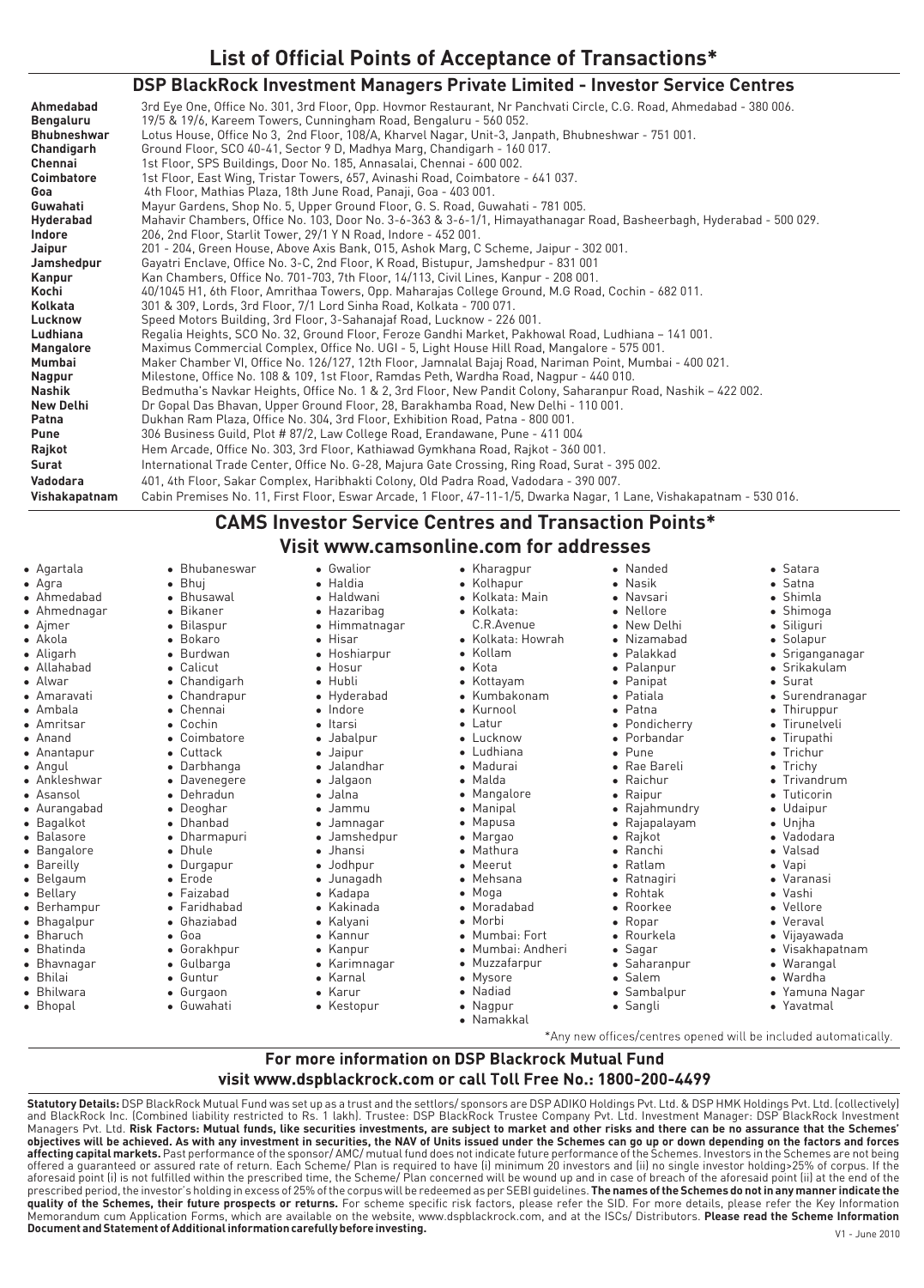# List of Official Points of Acceptance of Transactions*

## DSP BlackRock Investment Managers Private Limited - Investor Service Centres

| | |
|---|---|
| **Ahmedabad** | 3rd Eye One, Office No. 301, 3rd Floor, Opp. Hovmor Restaurant, Nr Panchvati Circle, C.G. Road, Ahmedabad - 380 006. |
| **Bengaluru** | 19/5 & 19/6, Kareem Towers, Cunningham Road, Bengaluru - 560 052. |
| **Bhubneshwar** | Lotus House, Office No 3, 2nd Floor, 108/A, Kharvel Nagar, Unit-3, Janpath, Bhubneshwar - 751 001. |
| **Chandigarh** | Ground Floor, SCO 40-41, Sector 9 D, Madhya Marg, Chandigarh - 160 017. |
| **Chennai** | 1st Floor, SPS Buildings, Door No. 185, Annasalai, Chennai - 600 002. |
| **Coimbatore** | 1st Floor, East Wing, Tristar Towers, 657, Avinashi Road, Coimbatore - 641 037. |
| **Goa** | 4th Floor, Mathias Plaza, 18th June Road, Panaji, Goa - 403 001. |
| **Guwahati** | Mayur Gardens, Shop No. 5, Upper Ground Floor, G. S. Road, Guwahati - 781 005. |
| **Hyderabad** | Mahavir Chambers, Office No. 103, Door No. 3-6-363 & 3-6-1/1, Himayathanagar Road, Basheerbagh, Hyderabad - 500 029. |
| **Indore** | 206, 2nd Floor, Starlit Tower, 29/1 Y N Road, Indore - 452 001. |
| **Jaipur** | 201 - 204, Green House, Above Axis Bank, O15, Ashok Marg, C Scheme, Jaipur - 302 001. |
| **Jamshedpur** | Gayatri Enclave, Office No. 3-C, 2nd Floor, K Road, Bistupur, Jamshedpur - 831 001 |
| **Kanpur** | Kan Chambers, Office No. 701-703, 7th Floor, 14/113, Civil Lines, Kanpur - 208 001. |
| **Kochi** | 40/1045 H1, 6th Floor, Amrithaa Towers, Opp. Maharajas College Ground, M.G Road, Cochin - 682 011. |
| **Kolkata** | 301 & 309, Lords, 3rd Floor, 7/1 Lord Sinha Road, Kolkata - 700 071. |
| **Lucknow** | Speed Motors Building, 3rd Floor, 3-Sahanajaf Road, Lucknow - 226 001. |
| **Ludhiana** | Regalia Heights, SCO No. 32, Ground Floor, Feroze Gandhi Market, Pakhowal Road, Ludhiana – 141 001. |
| **Mangalore** | Maximus Commercial Complex, Office No. UGI - 5, Light House Hill Road, Mangalore - 575 001. |
| **Mumbai** | Maker Chamber VI, Office No. 126/127, 12th Floor, Jamnalal Bajaj Road, Nariman Point, Mumbai - 400 021. |
| **Nagpur** | Milestone, Office No. 108 & 109, 1st Floor, Ramdas Peth, Wardha Road, Nagpur - 440 010. |
| **Nashik** | Bedmutha's Navkar Heights, Office No. 1 & 2, 3rd Floor, New Pandit Colony, Saharanpur Road, Nashik – 422 002. |
| **New Delhi** | Dr Gopal Das Bhavan, Upper Ground Floor, 28, Barakhamba Road, New Delhi - 110 001. |
| **Patna** | Dukhan Ram Plaza, Office No. 304, 3rd Floor, Exhibition Road, Patna - 800 001. |
| **Pune** | 306 Business Guild, Plot # 87/2, Law College Road, Erandawane, Pune - 411 004 |
| **Rajkot** | Hem Arcade, Office No. 303, 3rd Floor, Kathiawad Gymkhana Road, Rajkot - 360 001. |
| **Surat** | International Trade Center, Office No. G-28, Majura Gate Crossing, Ring Road, Surat - 395 002. |
| **Vadodara** | 401, 4th Floor, Sakar Complex, Haribhakti Colony, Old Padra Road, Vadodara - 390 007. |
| **Vishakapatnam** | Cabin Premises No. 11, First Floor, Eswar Arcade, 1 Floor, 47-11-1/5, Dwarka Nagar, 1 Lane, Vishakapatnam - 530 016. |

## CAMS Investor Service Centres and Transaction Points*
## Visit www.camsonline.com for addresses

- Agartala
- Agra
- Ahmedabad
- Ahmednagar
- Ajmer
- Akola
- Aligarh
- Allahabad
- Alwar
- Amaravati
- Ambala
- Amritsar
- Anand
- Anantapur
- Angul
- Ankleshwar
- Asansol
- Aurangabad
- Bagalkot
- Balasore
- Bangalore
- Bareilly
- Belgaum
- Bellary
- Berhampur
- Bhagalpur
- Bharuch
- Bhatinda
- Bhavnagar
- Bhilai
- Bhilwara
- Bhopal
- Bhubaneswar
- Bhuj
- Bhusawal
- Bikaner
- Bilaspur
- Bokaro
- Burdwan
- Calicut
- Chandigarh
- Chandrapur
- Chennai
- Cochin
- Coimbatore
- Cuttack
- Darbhanga
- Davenegere
- Dehradun
- Deoghar
- Dhanbad
- Dharmapuri
- Dhule
- Durgapur
- Erode
- Faizabad
- Faridhabad
- Ghaziabad
- Goa
- Gorakhpur
- Gulbarga
- Guntur
- Gurgaon
- Guwahati
- Gwalior
- Haldia
- Haldwani
- Hazaribag
- Himmatnagar
- Hisar
- Hoshiarpur
- Hosur
- Hubli
- Hyderabad
- Indore
- Itarsi
- Jabalpur
- Jaipur
- Jalandhar
- Jalgaon
- Jalna
- Jammu
- Jamnagar
- Jamshedpur
- Jhansi
- Jodhpur
- Junagadh
- Kadapa
- Kakinada
- Kalyani
- Kannur
- Kanpur
- Karimnagar
- Karnal
- Karur
- Kestopur
- Kharagpur
- Kolhapur
- Kolkata: Main
- Kolkata: C.R.Avenue
- Kolkata: Howrah
- Kollam
- Kota
- Kottayam
- Kumbakonam
- Kurnool
- Latur
- Lucknow
- Ludhiana
- Madurai
- Malda
- Mangalore
- Manipal
- Mapusa
- Margao
- Mathura
- Meerut
- Mehsana
- Moga
- Moradabad
- Morbi
- Mumbai: Fort
- Mumbai: Andheri
- Muzzafarpur
- Mysore
- Nadiad
- Nagpur
- Namakkal
- Nanded
- Nasik
- Navsari
- Nellore
- New Delhi
- Nizamabad
- Palakkad
- Palanpur
- Panipat
- Patiala
- Patna
- Pondicherry
- Porbandar
- Pune
- Rae Bareli
- Raichur
- Raipur
- Rajahmundry
- Rajapalayam
- Rajkot
- Ranchi
- Ratlam
- Ratnagiri
- Rohtak
- Roorkee
- Ropar
- Rourkela
- Sagar
- Saharanpur
- Salem
- Sambalpur
- Sangli
- Satara
- Satna
- Shimla
- Shimoga
- Siliguri
- Solapur
- Sriganganagar
- Srikakulam
- Surat
- Surendranagar
- Thiruppur
- Tirunelveli
- Tirupathi
- Trichur
- Trichy
- Trivandrum
- Tuticorin
- Udaipur
- Unjha
- Vadodara
- Valsad
- Vapi
- Varanasi
- Vashi
- Vellore
- Veraval
- Vijayawada
- Visakhapatnam
- Warangal
- Wardha
- Yamuna Nagar
- Yavatmal

*Any new offices/centres opened will be included automatically.

### For more information on DSP Blackrock Mutual Fund
### visit www.dspblackrock.com or call Toll Free No.: 1800-200-4499

**Statutory Details:** DSP BlackRock Mutual Fund was set up as a trust and the settlors/ sponsors are DSP ADIKO Holdings Pvt. Ltd. & DSP HMK Holdings Pvt. Ltd. (collectively) and BlackRock Inc. (Combined liability restricted to Rs. 1 lakh). Trustee: DSP BlackRock Trustee Company Pvt. Ltd. Investment Manager: DSP BlackRock Investment Managers Pvt. Ltd. **Risk Factors: Mutual funds, like securities investments, are subject to market and other risks and there can be no assurance that the Schemes' objectives will be achieved. As with any investment in securities, the NAV of Units issued under the Schemes can go up or down depending on the factors and forces affecting capital markets.** Past performance of the sponsor/ AMC/ mutual fund does not indicate future performance of the Schemes. Investors in the Schemes are not being offered a guaranteed or assured rate of return. Each Scheme/ Plan is required to have (i) minimum 20 investors and (ii) no single investor holding>25% of corpus. If the aforesaid point (i) is not fulfilled within the prescribed time, the Scheme/ Plan concerned will be wound up and in case of breach of the aforesaid point (ii) at the end of the prescribed period, the investor's holding in excess of 25% of the corpus will be redeemed as per SEBI guidelines. **The names of the Schemes do not in any manner indicate the quality of the Schemes, their future prospects or returns.** For scheme specific risk factors, please refer the SID. For more details, please refer the Key Information Memorandum cum Application Forms, which are available on the website, www.dspblackrock.com, and at the ISCs/ Distributors. **Please read the Scheme Information Document and Statement of Additional information carefully before investing.**

V1 - June 2010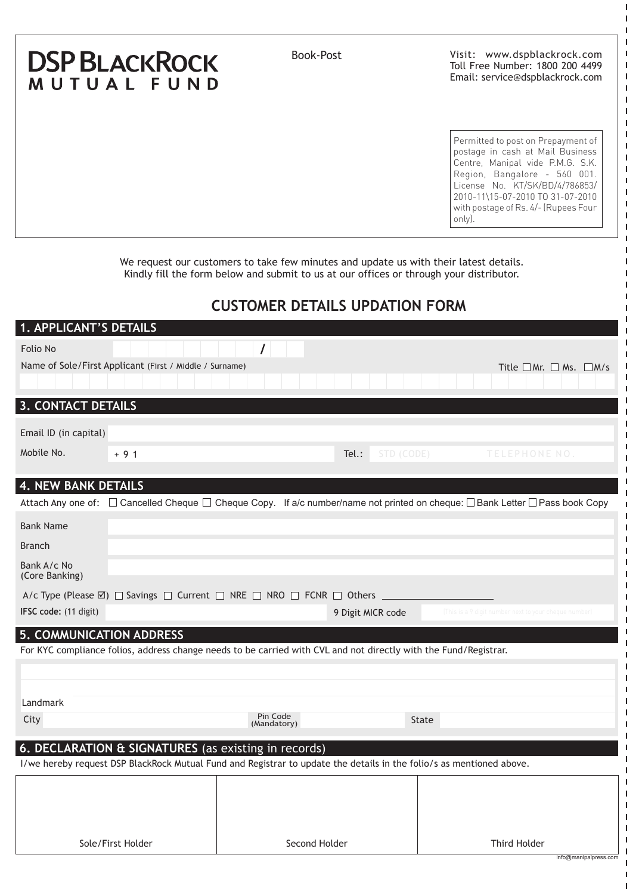**DSP BLACKROCK**
**MUTUAL FUND**

Book-Post

Visit: www.dspblackrock.com
Toll Free Number: 1800 200 4499
Email: service@dspblackrock.com

Permitted to post on Prepayment of postage in cash at Mail Business Centre, Manipal vide P.M.G. S.K. Region, Bangalore - 560 001. License No. KT/SK/BD/4/786853/ 2010-11\15-07-2010 TO 31-07-2010 with postage of Rs. 4/- (Rupees Four only).

We request our customers to take few minutes and update us with their latest details.
Kindly fill the form below and submit to us at our offices or through your distributor.

## CUSTOMER DETAILS UPDATION FORM

### 1. APPLICANT'S DETAILS

Folio No /

Name of Sole/First Applicant (First / Middle / Surname)    Title ☐ Mr. ☐ Ms. ☐ M/s

### 3. CONTACT DETAILS

Email ID (in capital)

Mobile No. + 9 1    Tel.: STD (CODE) TELEPHONE NO.

### 4. NEW BANK DETAILS

Attach Any one of: ☐ Cancelled Cheque ☐ Cheque Copy. If a/c number/name not printed on cheque: ☐ Bank Letter ☐ Pass book Copy

Bank Name

Branch

Bank A/c No (Core Banking)

A/c Type (Please ☑) ☐ Savings ☐ Current ☐ NRE ☐ NRO ☐ FCNR ☐ Others ____________

IFSC code: (11 digit)    9 Digit MICR code (This is a 9 digit number next to your cheque number)

### 5. COMMUNICATION ADDRESS

For KYC compliance folios, address change needs to be carried with CVL and not directly with the Fund/Registrar.

Landmark

City    Pin Code (Mandatory)    State

### 6. DECLARATION & SIGNATURES (as existing in records)

I/we hereby request DSP BlackRock Mutual Fund and Registrar to update the details in the folio/s as mentioned above.

| | | |
|---|---|---|
| Sole/First Holder | Second Holder | Third Holder |

info@manipalpress.com